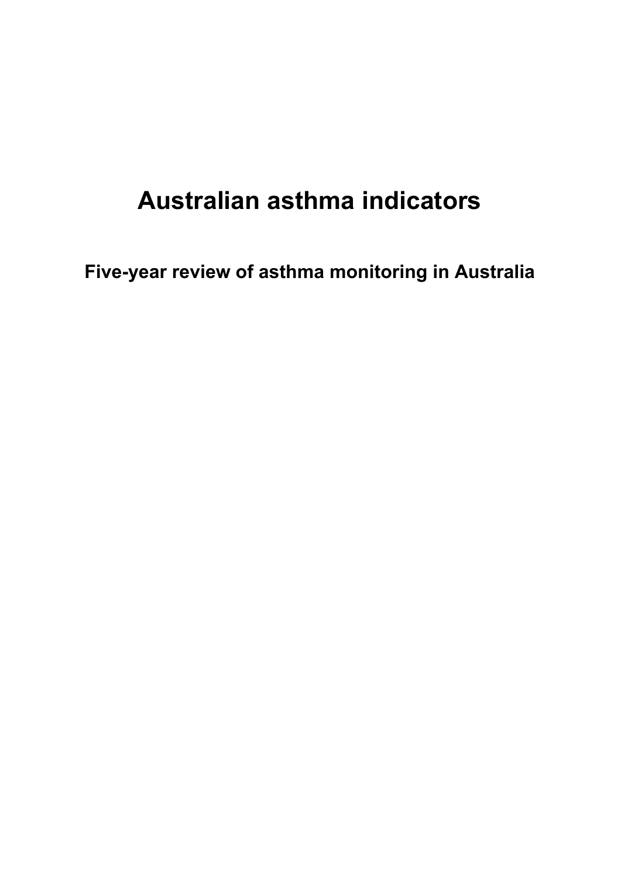# Australian asthma indicators

## Five-year review of asthma monitoring in Australia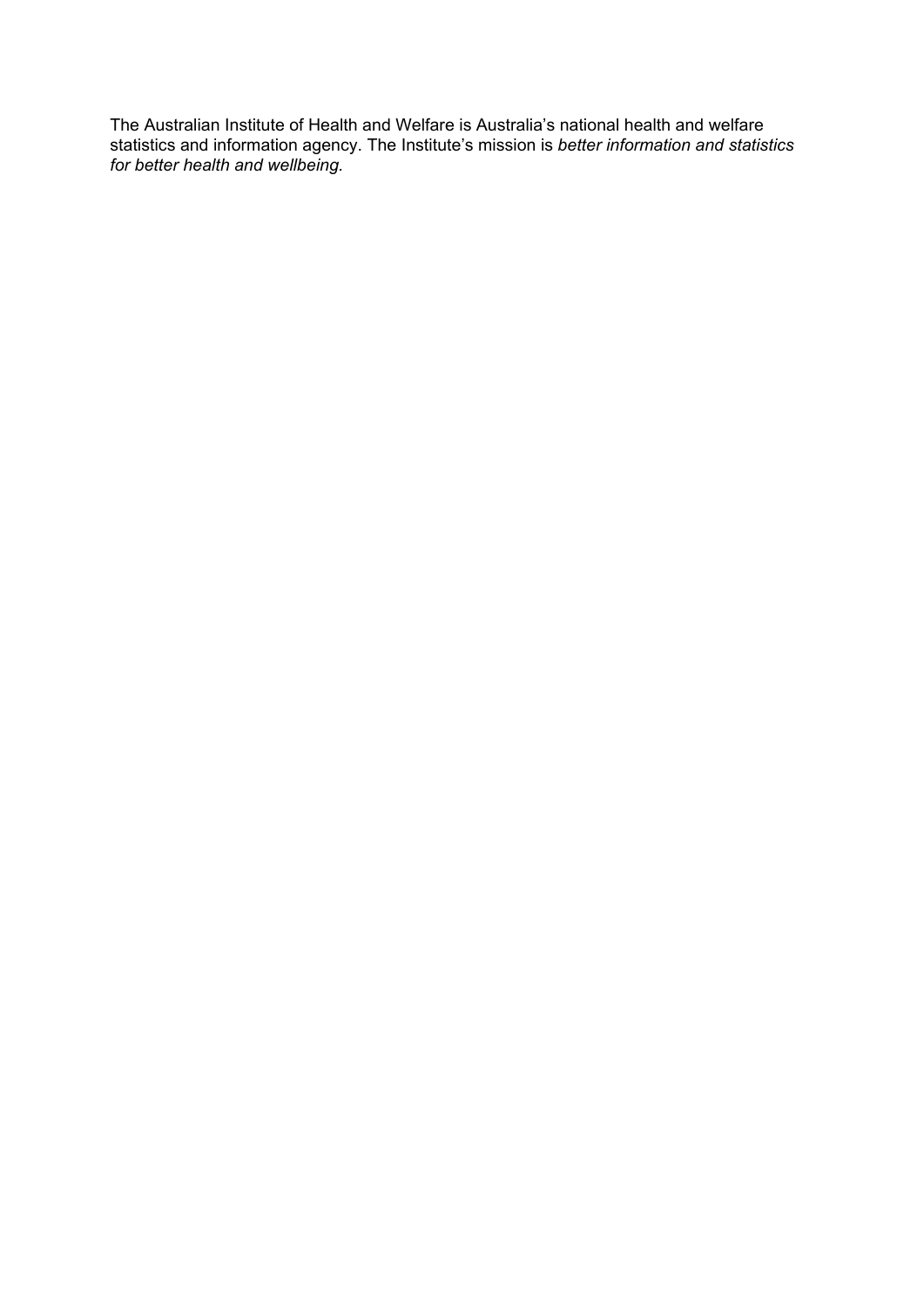The Australian Institute of Health and Welfare is Australia's national health and welfare statistics and information agency. The Institute's mission is *better information and statistics for better health and wellbeing.*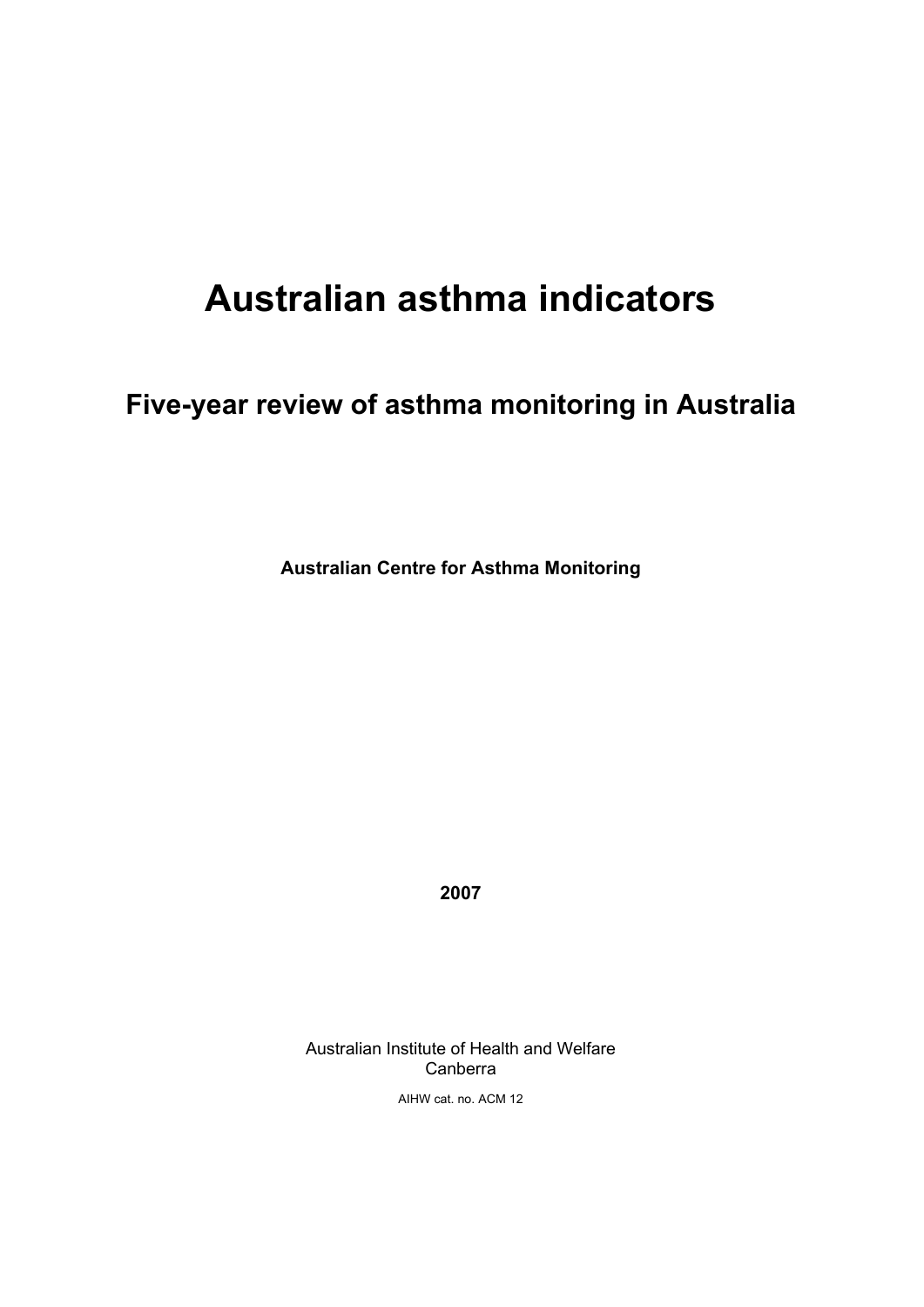# Australian asthma indicators

## Five-year review of asthma monitoring in Australia

**Australian Centre for Asthma Monitoring**

**2007**

Australian Institute of Health and Welfare
Canberra

AIHW cat. no. ACM 12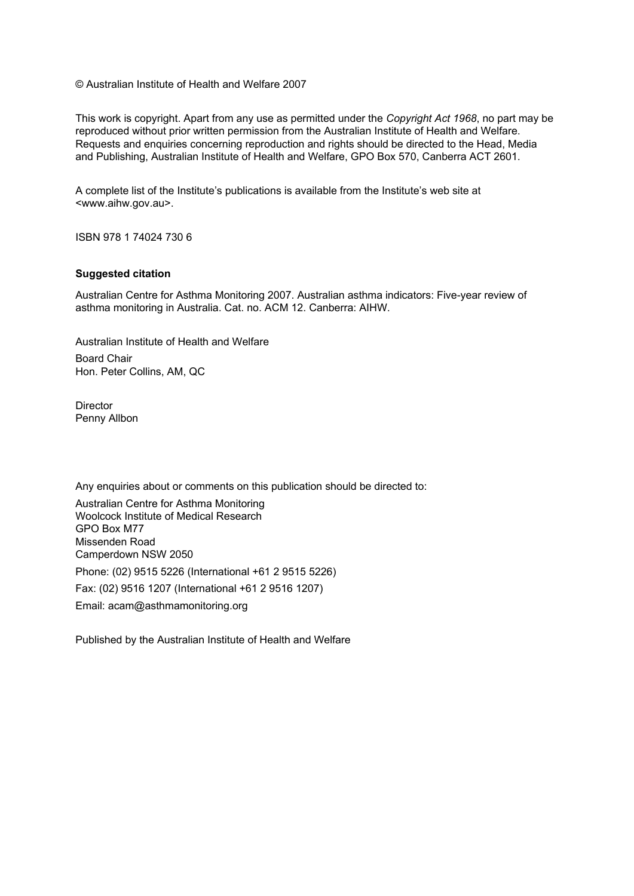© Australian Institute of Health and Welfare 2007

This work is copyright. Apart from any use as permitted under the *Copyright Act 1968*, no part may be reproduced without prior written permission from the Australian Institute of Health and Welfare. Requests and enquiries concerning reproduction and rights should be directed to the Head, Media and Publishing, Australian Institute of Health and Welfare, GPO Box 570, Canberra ACT 2601.

A complete list of the Institute's publications is available from the Institute's web site at <www.aihw.gov.au>.

ISBN 978 1 74024 730 6

**Suggested citation**

Australian Centre for Asthma Monitoring 2007. Australian asthma indicators: Five-year review of asthma monitoring in Australia. Cat. no. ACM 12. Canberra: AIHW.

Australian Institute of Health and Welfare

Board Chair
Hon. Peter Collins, AM, QC

Director
Penny Allbon

Any enquiries about or comments on this publication should be directed to:

Australian Centre for Asthma Monitoring
Woolcock Institute of Medical Research
GPO Box M77
Missenden Road
Camperdown NSW 2050

Phone: (02) 9515 5226 (International +61 2 9515 5226)

Fax: (02) 9516 1207 (International +61 2 9516 1207)

Email: acam@asthmamonitoring.org

Published by the Australian Institute of Health and Welfare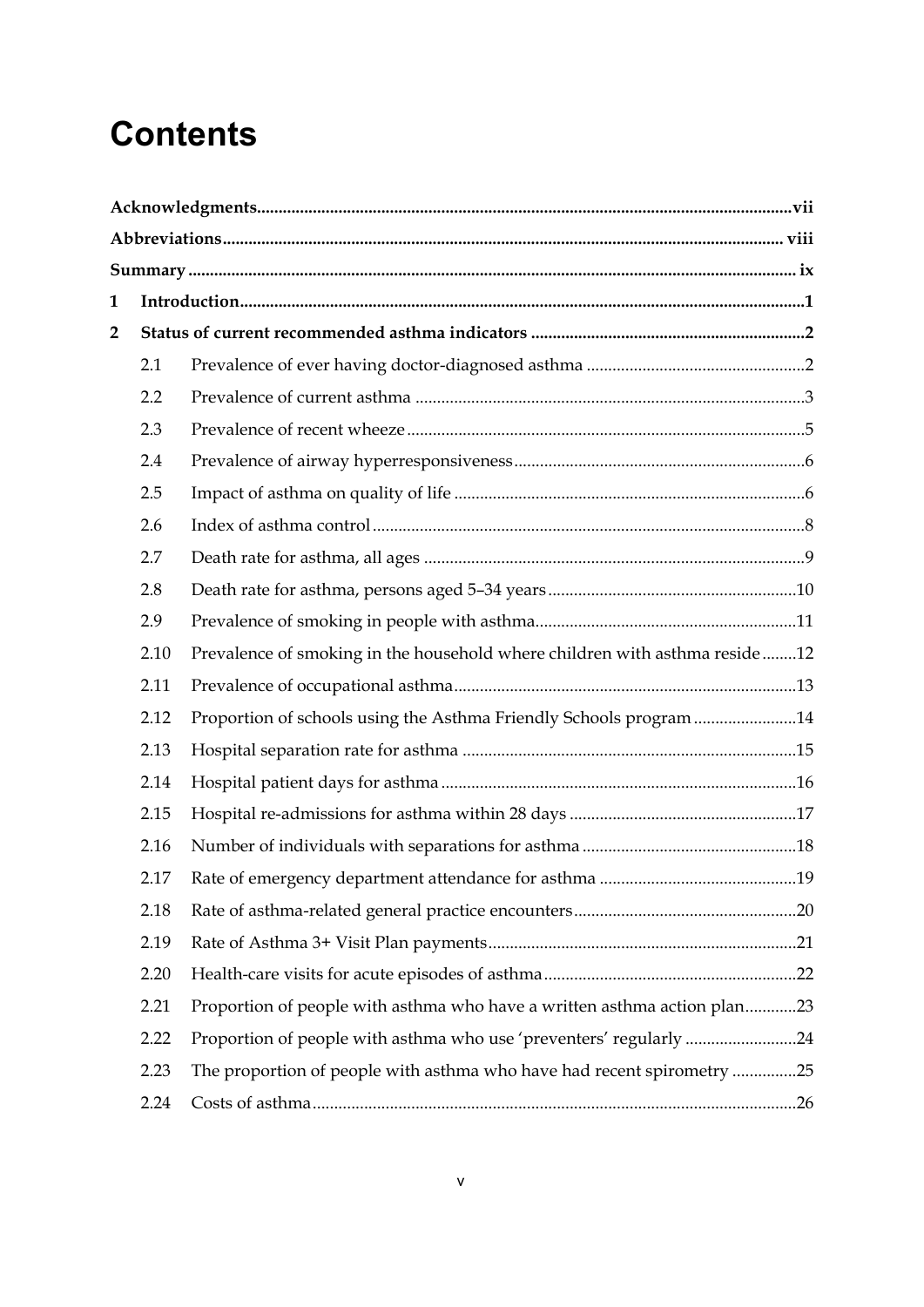# Contents

**Acknowledgments** ... vii

**Abbreviations** ... viii

**Summary** ... ix

**1 Introduction** ... 1

**2 Status of current recommended asthma indicators** ... 2

2.1 Prevalence of ever having doctor-diagnosed asthma ... 2

2.2 Prevalence of current asthma ... 3

2.3 Prevalence of recent wheeze ... 5

2.4 Prevalence of airway hyperresponsiveness ... 6

2.5 Impact of asthma on quality of life ... 6

2.6 Index of asthma control ... 8

2.7 Death rate for asthma, all ages ... 9

2.8 Death rate for asthma, persons aged 5–34 years ... 10

2.9 Prevalence of smoking in people with asthma ... 11

2.10 Prevalence of smoking in the household where children with asthma reside ... 12

2.11 Prevalence of occupational asthma ... 13

2.12 Proportion of schools using the Asthma Friendly Schools program ... 14

2.13 Hospital separation rate for asthma ... 15

2.14 Hospital patient days for asthma ... 16

2.15 Hospital re-admissions for asthma within 28 days ... 17

2.16 Number of individuals with separations for asthma ... 18

2.17 Rate of emergency department attendance for asthma ... 19

2.18 Rate of asthma-related general practice encounters ... 20

2.19 Rate of Asthma 3+ Visit Plan payments ... 21

2.20 Health-care visits for acute episodes of asthma ... 22

2.21 Proportion of people with asthma who have a written asthma action plan ... 23

2.22 Proportion of people with asthma who use 'preventers' regularly ... 24

2.23 The proportion of people with asthma who have had recent spirometry ... 25

2.24 Costs of asthma ... 26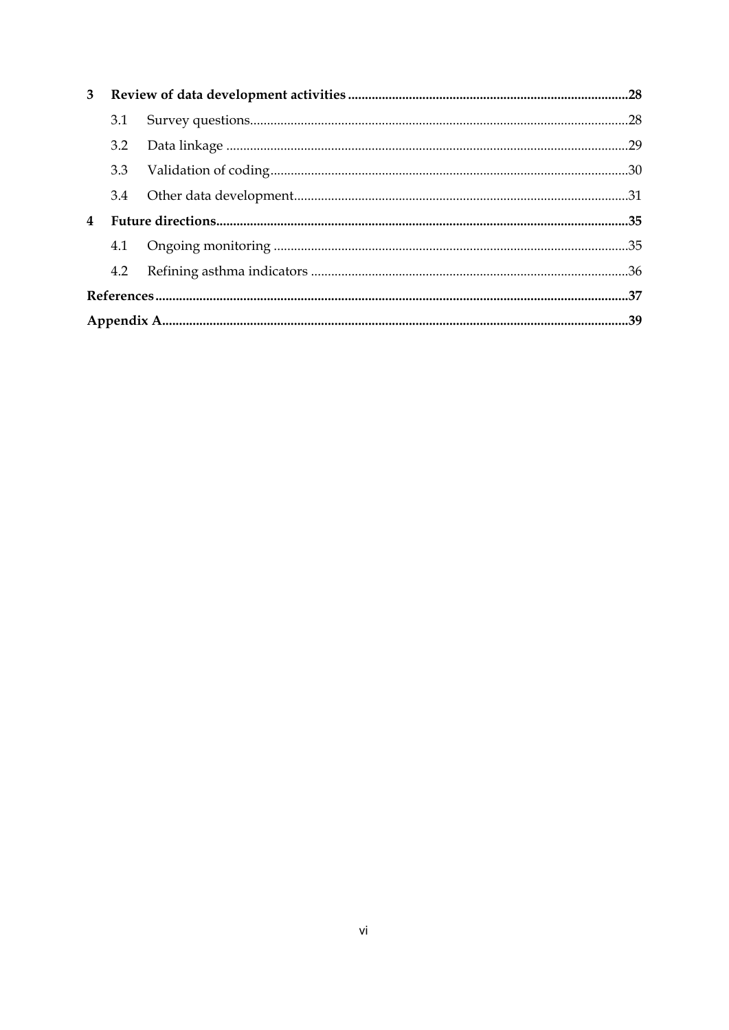**3 Review of data development activities** .....28

3.1 Survey questions.....28

3.2 Data linkage .....29

3.3 Validation of coding.....30

3.4 Other data development.....31

**4 Future directions**.....35

4.1 Ongoing monitoring .....35

4.2 Refining asthma indicators .....36

**References**.....37

**Appendix A**.....39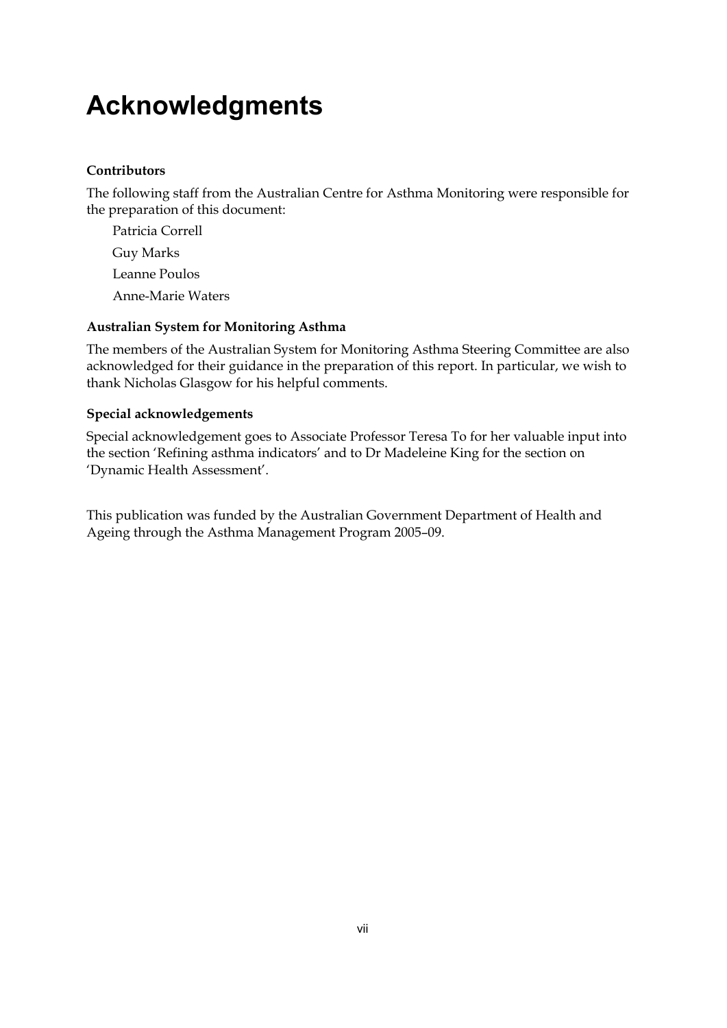# Acknowledgments

**Contributors**

The following staff from the Australian Centre for Asthma Monitoring were responsible for the preparation of this document:

Patricia Correll

Guy Marks

Leanne Poulos

Anne-Marie Waters

**Australian System for Monitoring Asthma**

The members of the Australian System for Monitoring Asthma Steering Committee are also acknowledged for their guidance in the preparation of this report. In particular, we wish to thank Nicholas Glasgow for his helpful comments.

**Special acknowledgements**

Special acknowledgement goes to Associate Professor Teresa To for her valuable input into the section 'Refining asthma indicators' and to Dr Madeleine King for the section on 'Dynamic Health Assessment'.

This publication was funded by the Australian Government Department of Health and Ageing through the Asthma Management Program 2005–09.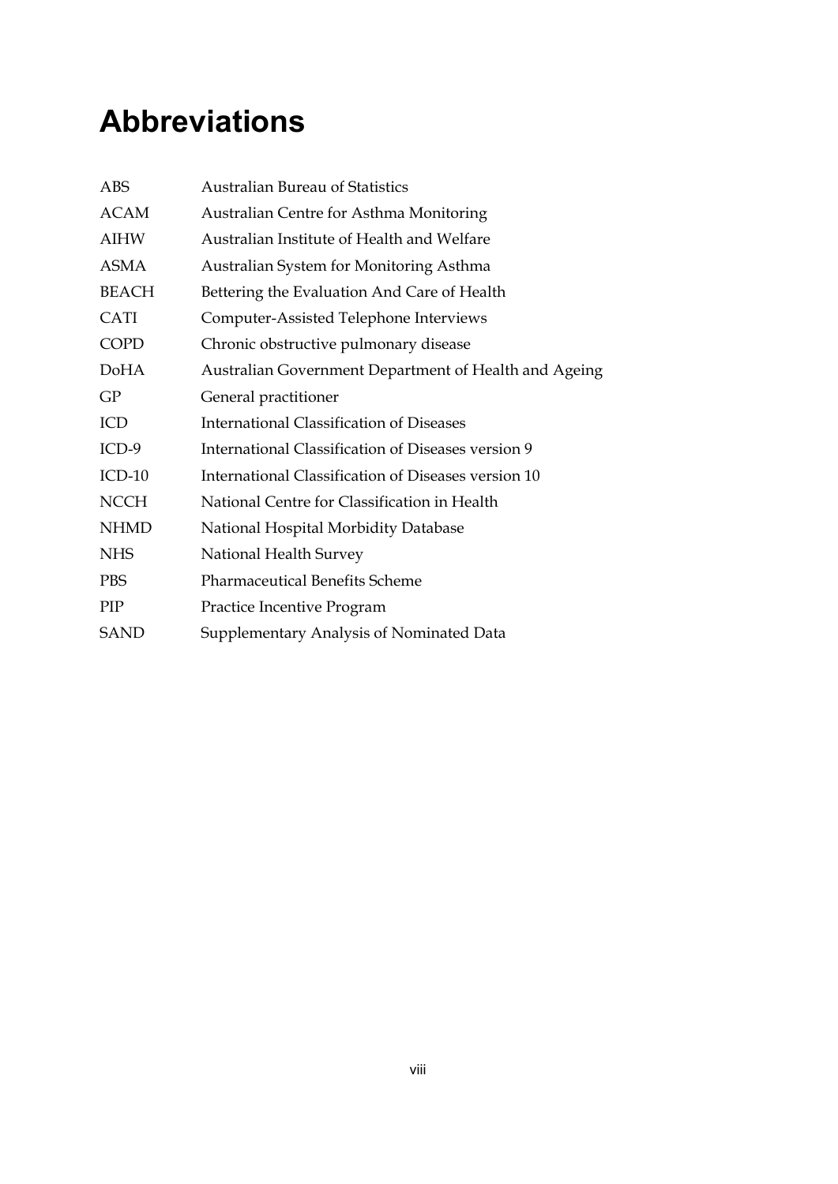# Abbreviations

| | |
|---|---|
| ABS | Australian Bureau of Statistics |
| ACAM | Australian Centre for Asthma Monitoring |
| AIHW | Australian Institute of Health and Welfare |
| ASMA | Australian System for Monitoring Asthma |
| BEACH | Bettering the Evaluation And Care of Health |
| CATI | Computer-Assisted Telephone Interviews |
| COPD | Chronic obstructive pulmonary disease |
| DoHA | Australian Government Department of Health and Ageing |
| GP | General practitioner |
| ICD | International Classification of Diseases |
| ICD-9 | International Classification of Diseases version 9 |
| ICD-10 | International Classification of Diseases version 10 |
| NCCH | National Centre for Classification in Health |
| NHMD | National Hospital Morbidity Database |
| NHS | National Health Survey |
| PBS | Pharmaceutical Benefits Scheme |
| PIP | Practice Incentive Program |
| SAND | Supplementary Analysis of Nominated Data |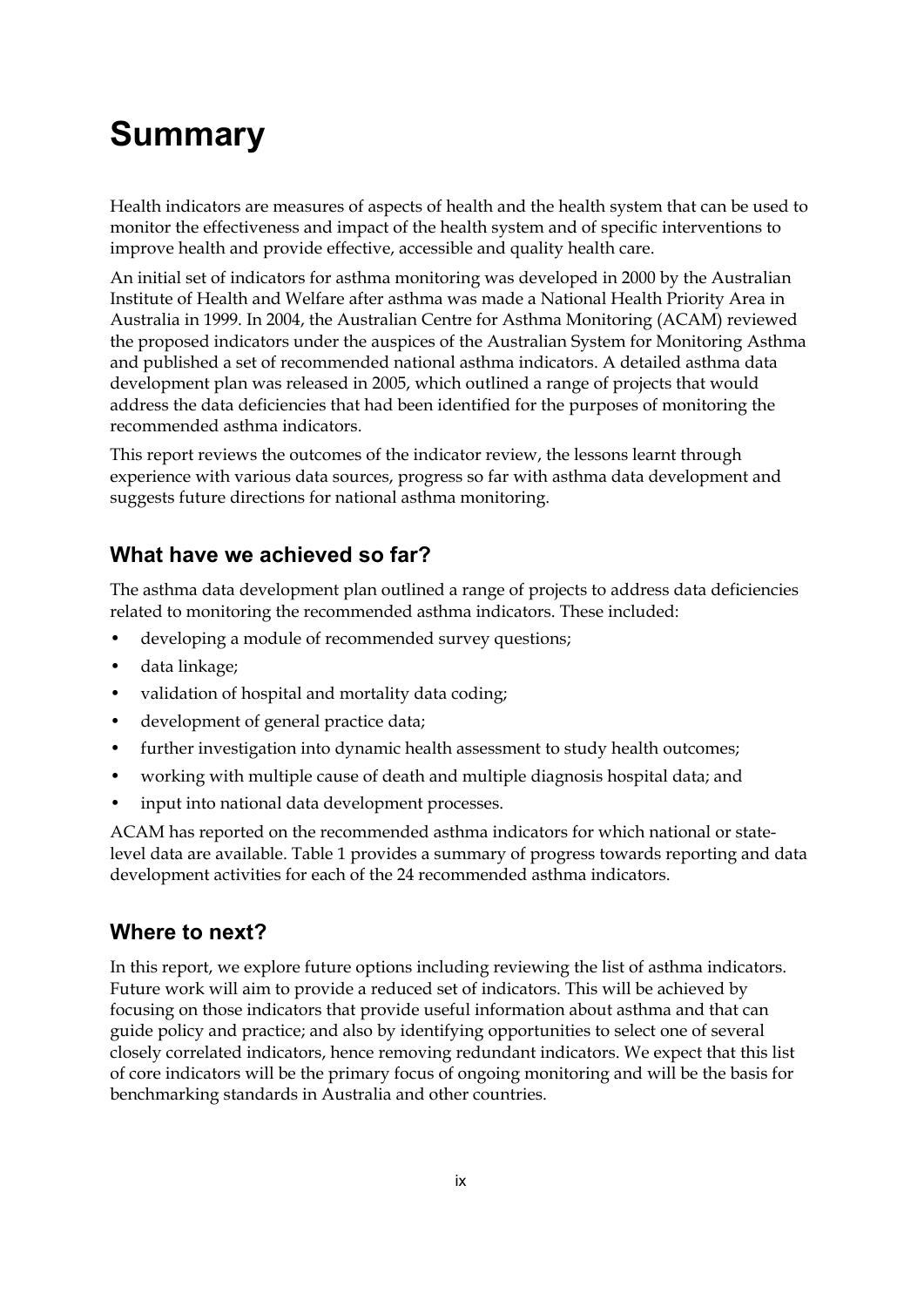# Summary

Health indicators are measures of aspects of health and the health system that can be used to monitor the effectiveness and impact of the health system and of specific interventions to improve health and provide effective, accessible and quality health care.

An initial set of indicators for asthma monitoring was developed in 2000 by the Australian Institute of Health and Welfare after asthma was made a National Health Priority Area in Australia in 1999. In 2004, the Australian Centre for Asthma Monitoring (ACAM) reviewed the proposed indicators under the auspices of the Australian System for Monitoring Asthma and published a set of recommended national asthma indicators. A detailed asthma data development plan was released in 2005, which outlined a range of projects that would address the data deficiencies that had been identified for the purposes of monitoring the recommended asthma indicators.

This report reviews the outcomes of the indicator review, the lessons learnt through experience with various data sources, progress so far with asthma data development and suggests future directions for national asthma monitoring.

## What have we achieved so far?

The asthma data development plan outlined a range of projects to address data deficiencies related to monitoring the recommended asthma indicators. These included:

- developing a module of recommended survey questions;
- data linkage;
- validation of hospital and mortality data coding;
- development of general practice data;
- further investigation into dynamic health assessment to study health outcomes;
- working with multiple cause of death and multiple diagnosis hospital data; and
- input into national data development processes.

ACAM has reported on the recommended asthma indicators for which national or state-level data are available. Table 1 provides a summary of progress towards reporting and data development activities for each of the 24 recommended asthma indicators.

## Where to next?

In this report, we explore future options including reviewing the list of asthma indicators. Future work will aim to provide a reduced set of indicators. This will be achieved by focusing on those indicators that provide useful information about asthma and that can guide policy and practice; and also by identifying opportunities to select one of several closely correlated indicators, hence removing redundant indicators. We expect that this list of core indicators will be the primary focus of ongoing monitoring and will be the basis for benchmarking standards in Australia and other countries.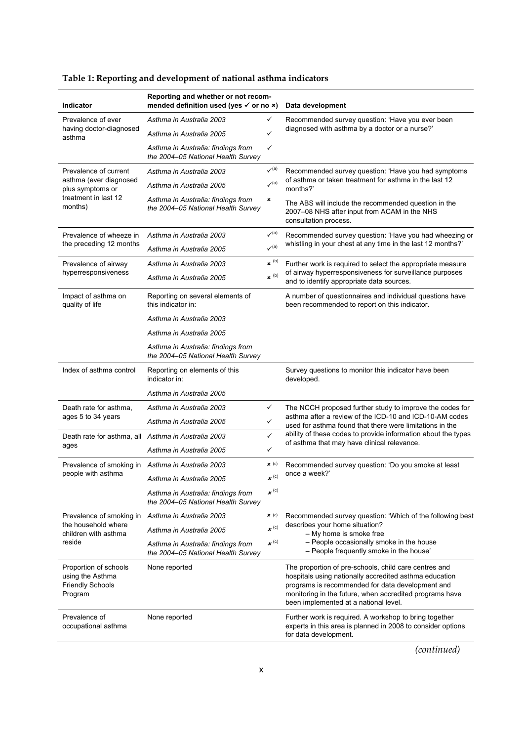**Table 1: Reporting and development of national asthma indicators**

| Indicator | Reporting and whether or not recommended definition used (yes ✓ or no ✗) | | Data development |
|---|---|---|---|
| Prevalence of ever having doctor-diagnosed asthma | *Asthma in Australia 2003* | ✓ | Recommended survey question: 'Have you ever been diagnosed with asthma by a doctor or a nurse?' |
| | *Asthma in Australia 2005* | ✓ | |
| | *Asthma in Australia: findings from the 2004–05 National Health Survey* | ✓ | |
| Prevalence of current asthma (ever diagnosed plus symptoms or treatment in last 12 months) | *Asthma in Australia 2003* | ✓(a) | Recommended survey question: 'Have you had symptoms of asthma or taken treatment for asthma in the last 12 months?' |
| | *Asthma in Australia 2005* | ✓(a) | |
| | *Asthma in Australia: findings from the 2004–05 National Health Survey* | ✗ | The ABS will include the recommended question in the 2007–08 NHS after input from ACAM in the NHS consultation process. |
| Prevalence of wheeze in the preceding 12 months | *Asthma in Australia 2003* | ✓(a) | Recommended survey question: 'Have you had wheezing or whistling in your chest at any time in the last 12 months?' |
| | *Asthma in Australia 2005* | ✓(a) | |
| Prevalence of airway hyperresponsiveness | *Asthma in Australia 2003* | ✗ (b) | Further work is required to select the appropriate measure of airway hyperresponsiveness for surveillance purposes and to identify appropriate data sources. |
| | *Asthma in Australia 2005* | ✗ (b) | |
| Impact of asthma on quality of life | Reporting on several elements of this indicator in: | | A number of questionnaires and individual questions have been recommended to report on this indicator. |
| | *Asthma in Australia 2003* | | |
| | *Asthma in Australia 2005* | | |
| | *Asthma in Australia: findings from the 2004–05 National Health Survey* | | |
| Index of asthma control | Reporting on elements of this indicator in: | | Survey questions to monitor this indicator have been developed. |
| | *Asthma in Australia 2005* | | |
| Death rate for asthma, ages 5 to 34 years | *Asthma in Australia 2003* | ✓ | The NCCH proposed further study to improve the codes for asthma after a review of the ICD-10 and ICD-10-AM codes used for asthma found that there were limitations in the ability of these codes to provide information about the types of asthma that may have clinical relevance. |
| | *Asthma in Australia 2005* | ✓ | |
| Death rate for asthma, all ages | *Asthma in Australia 2003* | ✓ | |
| | *Asthma in Australia 2005* | ✓ | |
| Prevalence of smoking in people with asthma | *Asthma in Australia 2003* | ✗ (c) | Recommended survey question: 'Do you smoke at least once a week?' |
| | *Asthma in Australia 2005* | ✗ (c) | |
| | *Asthma in Australia: findings from the 2004–05 National Health Survey* | ✗ (c) | |
| Prevalence of smoking in the household where children with asthma reside | *Asthma in Australia 2003* | ✗ (c) | Recommended survey question: 'Which of the following best describes your home situation? – My home is smoke free – People occasionally smoke in the house – People frequently smoke in the house' |
| | *Asthma in Australia 2005* | ✗ (c) | |
| | *Asthma in Australia: findings from the 2004–05 National Health Survey* | ✗ (c) | |
| Proportion of schools using the Asthma Friendly Schools Program | None reported | | The proportion of pre-schools, child care centres and hospitals using nationally accredited asthma education programs is recommended for data development and monitoring in the future, when accredited programs have been implemented at a national level. |
| Prevalence of occupational asthma | None reported | | Further work is required. A workshop to bring together experts in this area is planned in 2008 to consider options for data development. |

*(continued)*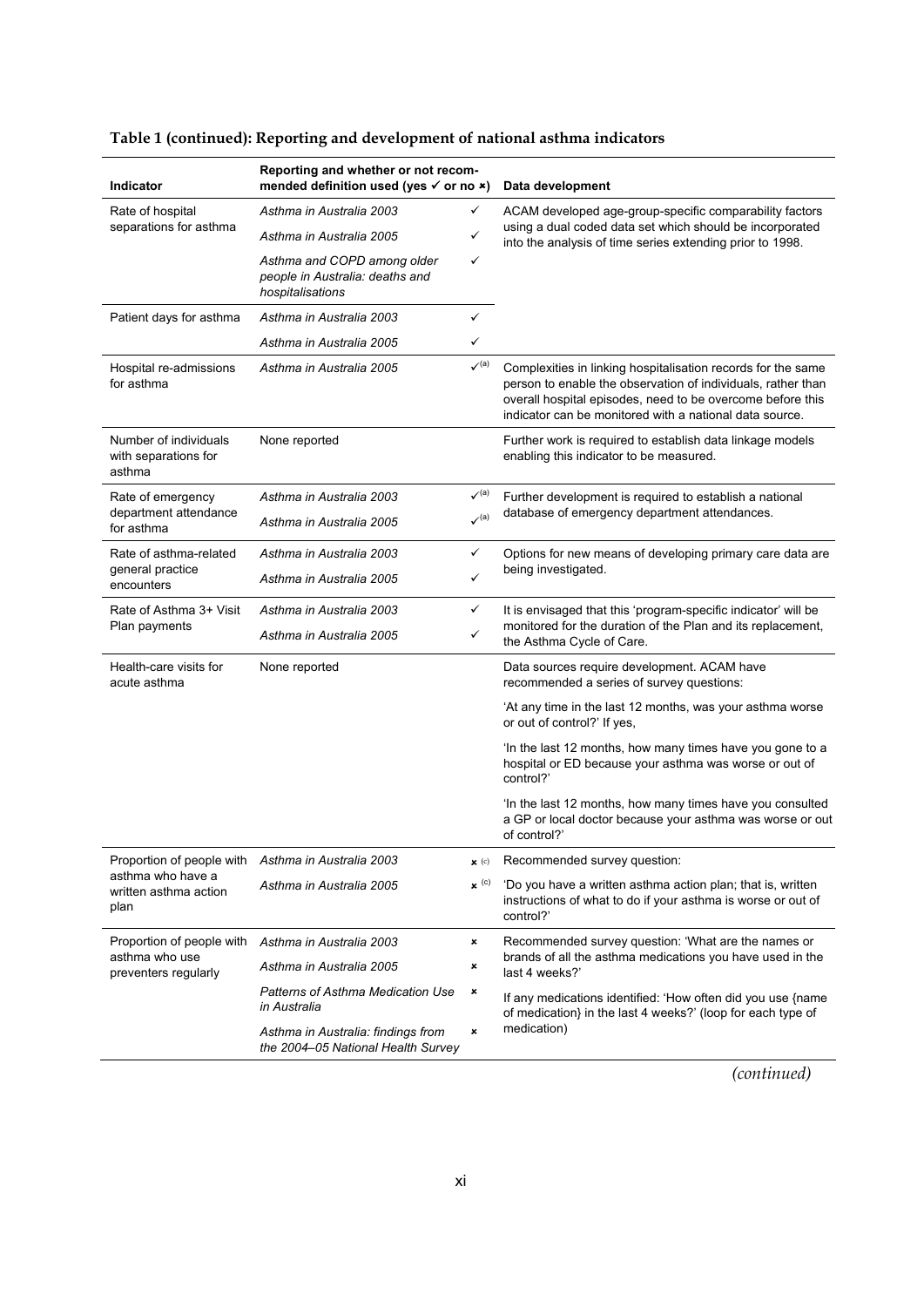**Table 1 (continued): Reporting and development of national asthma indicators**

| Indicator | Reporting and whether or not recommended definition used (yes ✓ or no ✗) | | Data development |
|---|---|---|---|
| Rate of hospital separations for asthma | *Asthma in Australia 2003* | ✓ | ACAM developed age-group-specific comparability factors using a dual coded data set which should be incorporated into the analysis of time series extending prior to 1998. |
| | *Asthma in Australia 2005* | ✓ | |
| | *Asthma and COPD among older people in Australia: deaths and hospitalisations* | ✓ | |
| Patient days for asthma | *Asthma in Australia 2003* | ✓ | |
| | *Asthma in Australia 2005* | ✓ | |
| Hospital re-admissions for asthma | *Asthma in Australia 2005* | ✓(a) | Complexities in linking hospitalisation records for the same person to enable the observation of individuals, rather than overall hospital episodes, need to be overcome before this indicator can be monitored with a national data source. |
| Number of individuals with separations for asthma | None reported | | Further work is required to establish data linkage models enabling this indicator to be measured. |
| Rate of emergency department attendance for asthma | *Asthma in Australia 2003* | ✓(a) | Further development is required to establish a national database of emergency department attendances. |
| | *Asthma in Australia 2005* | ✓(a) | |
| Rate of asthma-related general practice encounters | *Asthma in Australia 2003* | ✓ | Options for new means of developing primary care data are being investigated. |
| | *Asthma in Australia 2005* | ✓ | |
| Rate of Asthma 3+ Visit Plan payments | *Asthma in Australia 2003* | ✓ | It is envisaged that this 'program-specific indicator' will be monitored for the duration of the Plan and its replacement, the Asthma Cycle of Care. |
| | *Asthma in Australia 2005* | ✓ | |
| Health-care visits for acute asthma | None reported | | Data sources require development. ACAM have recommended a series of survey questions: |
| | | | 'At any time in the last 12 months, was your asthma worse or out of control?' If yes, |
| | | | 'In the last 12 months, how many times have you gone to a hospital or ED because your asthma was worse or out of control?' |
| | | | 'In the last 12 months, how many times have you consulted a GP or local doctor because your asthma was worse or out of control?' |
| Proportion of people with asthma who have a written asthma action plan | *Asthma in Australia 2003* | ✗(c) | Recommended survey question: |
| | *Asthma in Australia 2005* | ✗(c) | 'Do you have a written asthma action plan; that is, written instructions of what to do if your asthma is worse or out of control?' |
| Proportion of people with asthma who use preventers regularly | *Asthma in Australia 2003* | ✗ | Recommended survey question: 'What are the names or brands of all the asthma medications you have used in the last 4 weeks?' |
| | *Asthma in Australia 2005* | ✗ | |
| | *Patterns of Asthma Medication Use in Australia* | ✗ | If any medications identified: 'How often did you use {name of medication} in the last 4 weeks?' (loop for each type of medication) |
| | *Asthma in Australia: findings from the 2004–05 National Health Survey* | ✗ | |

*(continued)*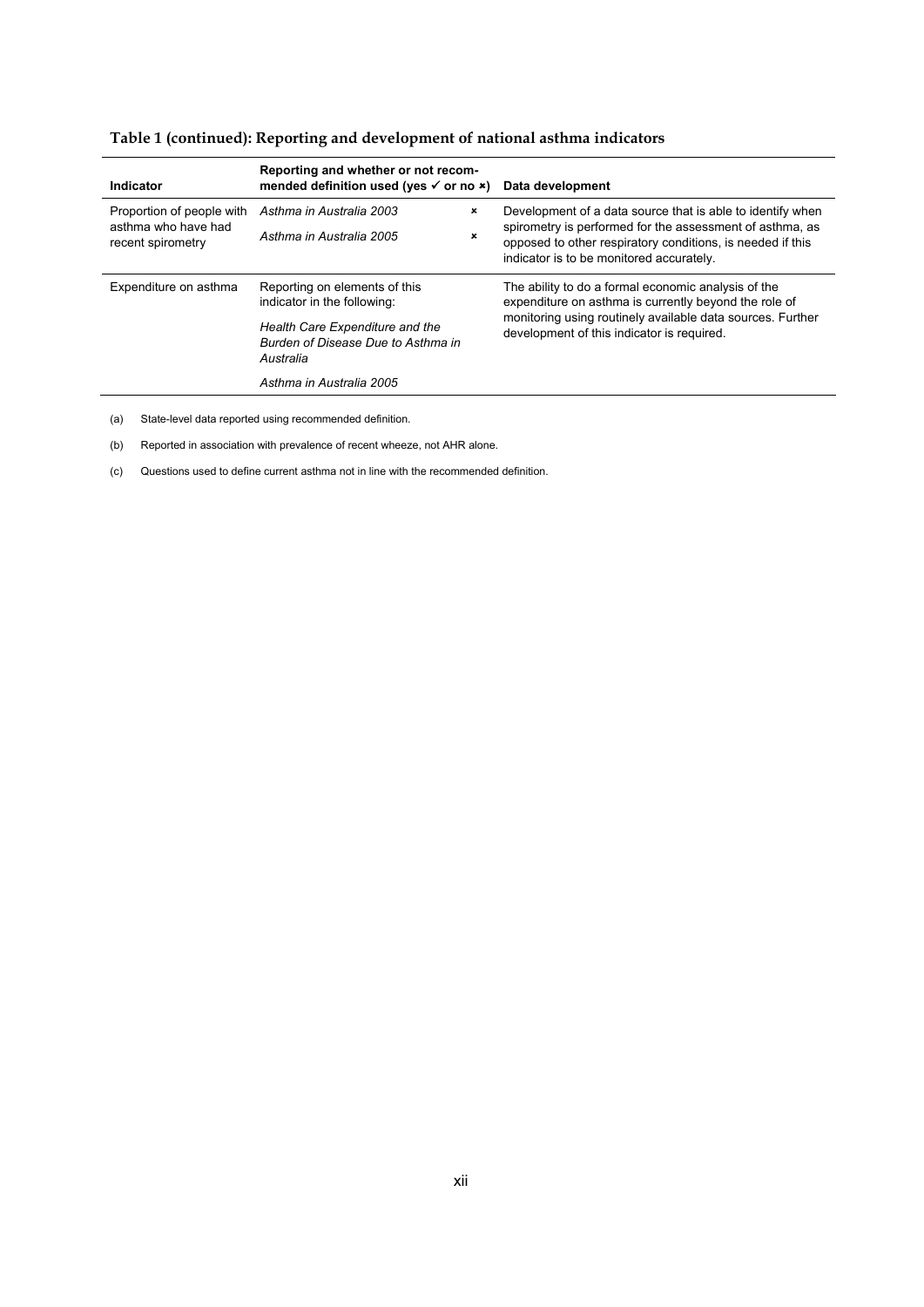**Table 1 (continued): Reporting and development of national asthma indicators**

| Indicator | Reporting and whether or not recommended definition used (yes ✓ or no ✗) | | Data development |
|---|---|---|---|
| Proportion of people with asthma who have had recent spirometry | *Asthma in Australia 2003* | ✗ | Development of a data source that is able to identify when spirometry is performed for the assessment of asthma, as opposed to other respiratory conditions, is needed if this indicator is to be monitored accurately. |
| | *Asthma in Australia 2005* | ✗ | |
| Expenditure on asthma | Reporting on elements of this indicator in the following: | | The ability to do a formal economic analysis of the expenditure on asthma is currently beyond the role of monitoring using routinely available data sources. Further development of this indicator is required. |
| | *Health Care Expenditure and the Burden of Disease Due to Asthma in Australia* | | |
| | *Asthma in Australia 2005* | | |

(a) State-level data reported using recommended definition.

(b) Reported in association with prevalence of recent wheeze, not AHR alone.

(c) Questions used to define current asthma not in line with the recommended definition.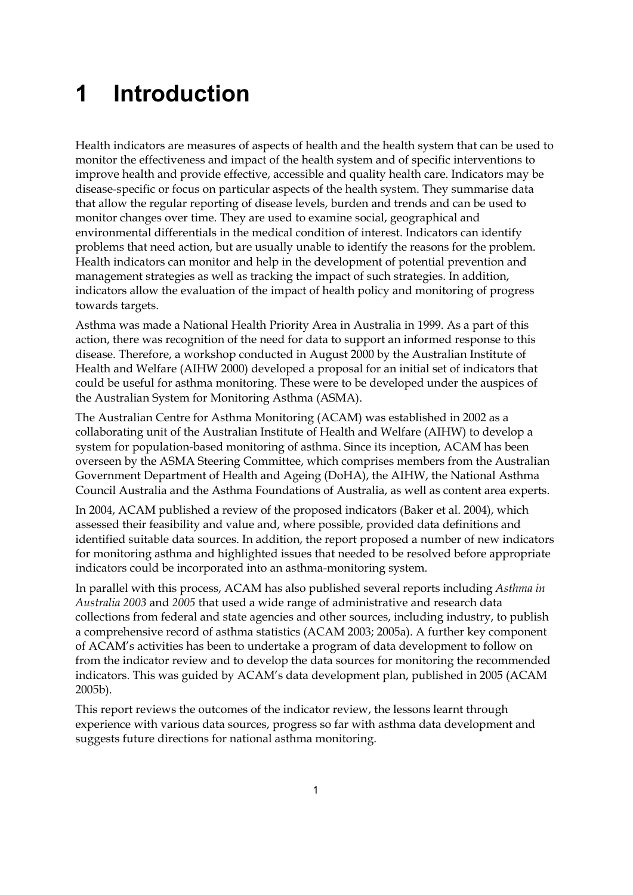# 1 Introduction

Health indicators are measures of aspects of health and the health system that can be used to monitor the effectiveness and impact of the health system and of specific interventions to improve health and provide effective, accessible and quality health care. Indicators may be disease-specific or focus on particular aspects of the health system. They summarise data that allow the regular reporting of disease levels, burden and trends and can be used to monitor changes over time. They are used to examine social, geographical and environmental differentials in the medical condition of interest. Indicators can identify problems that need action, but are usually unable to identify the reasons for the problem. Health indicators can monitor and help in the development of potential prevention and management strategies as well as tracking the impact of such strategies. In addition, indicators allow the evaluation of the impact of health policy and monitoring of progress towards targets.

Asthma was made a National Health Priority Area in Australia in 1999. As a part of this action, there was recognition of the need for data to support an informed response to this disease. Therefore, a workshop conducted in August 2000 by the Australian Institute of Health and Welfare (AIHW 2000) developed a proposal for an initial set of indicators that could be useful for asthma monitoring. These were to be developed under the auspices of the Australian System for Monitoring Asthma (ASMA).

The Australian Centre for Asthma Monitoring (ACAM) was established in 2002 as a collaborating unit of the Australian Institute of Health and Welfare (AIHW) to develop a system for population-based monitoring of asthma. Since its inception, ACAM has been overseen by the ASMA Steering Committee, which comprises members from the Australian Government Department of Health and Ageing (DoHA), the AIHW, the National Asthma Council Australia and the Asthma Foundations of Australia, as well as content area experts.

In 2004, ACAM published a review of the proposed indicators (Baker et al. 2004), which assessed their feasibility and value and, where possible, provided data definitions and identified suitable data sources. In addition, the report proposed a number of new indicators for monitoring asthma and highlighted issues that needed to be resolved before appropriate indicators could be incorporated into an asthma-monitoring system.

In parallel with this process, ACAM has also published several reports including *Asthma in Australia 2003* and *2005* that used a wide range of administrative and research data collections from federal and state agencies and other sources, including industry, to publish a comprehensive record of asthma statistics (ACAM 2003; 2005a). A further key component of ACAM's activities has been to undertake a program of data development to follow on from the indicator review and to develop the data sources for monitoring the recommended indicators. This was guided by ACAM's data development plan, published in 2005 (ACAM 2005b).

This report reviews the outcomes of the indicator review, the lessons learnt through experience with various data sources, progress so far with asthma data development and suggests future directions for national asthma monitoring.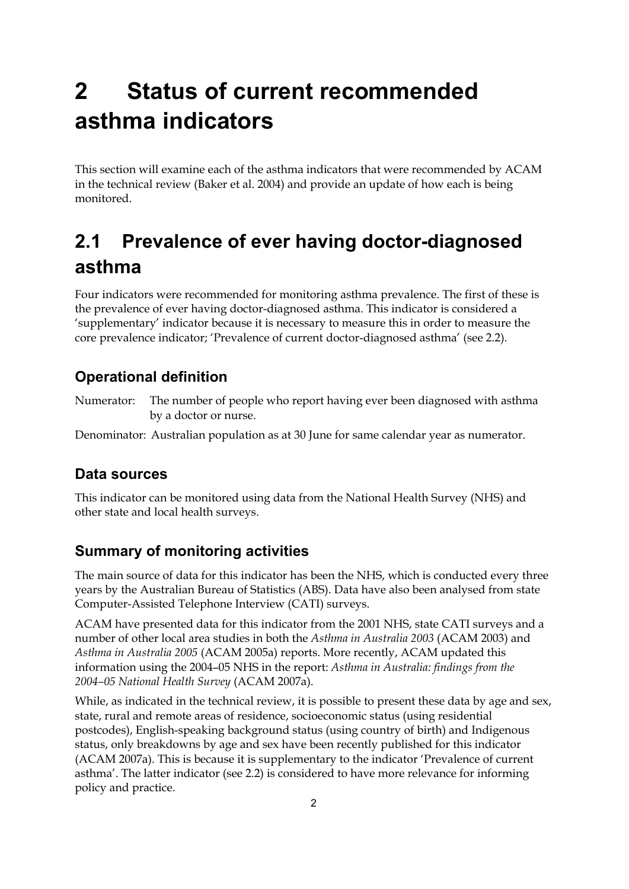# 2 Status of current recommended asthma indicators

This section will examine each of the asthma indicators that were recommended by ACAM in the technical review (Baker et al. 2004) and provide an update of how each is being monitored.

## 2.1 Prevalence of ever having doctor-diagnosed asthma

Four indicators were recommended for monitoring asthma prevalence. The first of these is the prevalence of ever having doctor-diagnosed asthma. This indicator is considered a 'supplementary' indicator because it is necessary to measure this in order to measure the core prevalence indicator; 'Prevalence of current doctor-diagnosed asthma' (see 2.2).

### Operational definition

Numerator: The number of people who report having ever been diagnosed with asthma by a doctor or nurse.

Denominator: Australian population as at 30 June for same calendar year as numerator.

### Data sources

This indicator can be monitored using data from the National Health Survey (NHS) and other state and local health surveys.

### Summary of monitoring activities

The main source of data for this indicator has been the NHS, which is conducted every three years by the Australian Bureau of Statistics (ABS). Data have also been analysed from state Computer-Assisted Telephone Interview (CATI) surveys.

ACAM have presented data for this indicator from the 2001 NHS, state CATI surveys and a number of other local area studies in both the *Asthma in Australia 2003* (ACAM 2003) and *Asthma in Australia 2005* (ACAM 2005a) reports. More recently, ACAM updated this information using the 2004–05 NHS in the report: *Asthma in Australia: findings from the 2004–05 National Health Survey* (ACAM 2007a).

While, as indicated in the technical review, it is possible to present these data by age and sex, state, rural and remote areas of residence, socioeconomic status (using residential postcodes), English-speaking background status (using country of birth) and Indigenous status, only breakdowns by age and sex have been recently published for this indicator (ACAM 2007a). This is because it is supplementary to the indicator 'Prevalence of current asthma'. The latter indicator (see 2.2) is considered to have more relevance for informing policy and practice.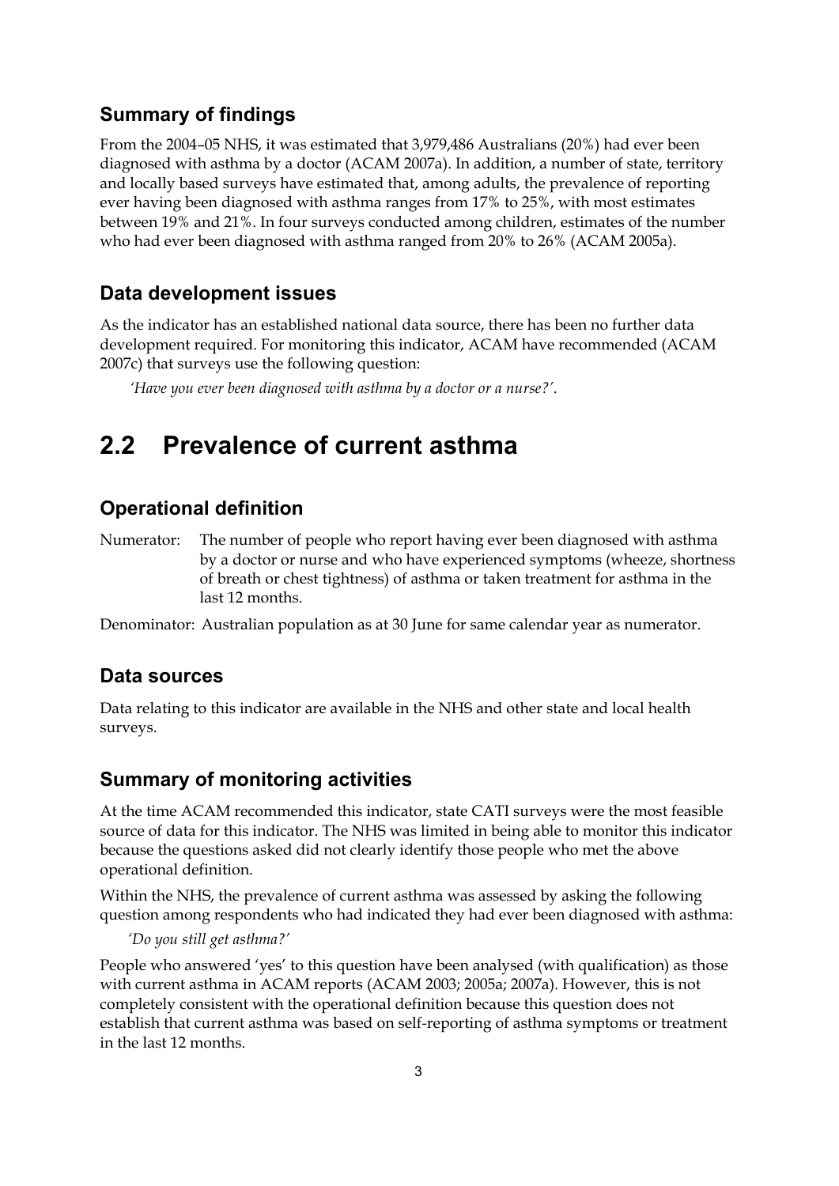### Summary of findings

From the 2004–05 NHS, it was estimated that 3,979,486 Australians (20%) had ever been diagnosed with asthma by a doctor (ACAM 2007a). In addition, a number of state, territory and locally based surveys have estimated that, among adults, the prevalence of reporting ever having been diagnosed with asthma ranges from 17% to 25%, with most estimates between 19% and 21%. In four surveys conducted among children, estimates of the number who had ever been diagnosed with asthma ranged from 20% to 26% (ACAM 2005a).

### Data development issues

As the indicator has an established national data source, there has been no further data development required. For monitoring this indicator, ACAM have recommended (ACAM 2007c) that surveys use the following question:

*'Have you ever been diagnosed with asthma by a doctor or a nurse?'*.

## 2.2 Prevalence of current asthma

### Operational definition

Numerator: The number of people who report having ever been diagnosed with asthma by a doctor or nurse and who have experienced symptoms (wheeze, shortness of breath or chest tightness) of asthma or taken treatment for asthma in the last 12 months.

Denominator: Australian population as at 30 June for same calendar year as numerator.

### Data sources

Data relating to this indicator are available in the NHS and other state and local health surveys.

### Summary of monitoring activities

At the time ACAM recommended this indicator, state CATI surveys were the most feasible source of data for this indicator. The NHS was limited in being able to monitor this indicator because the questions asked did not clearly identify those people who met the above operational definition.

Within the NHS, the prevalence of current asthma was assessed by asking the following question among respondents who had indicated they had ever been diagnosed with asthma:

*'Do you still get asthma?'*

People who answered 'yes' to this question have been analysed (with qualification) as those with current asthma in ACAM reports (ACAM 2003; 2005a; 2007a). However, this is not completely consistent with the operational definition because this question does not establish that current asthma was based on self-reporting of asthma symptoms or treatment in the last 12 months.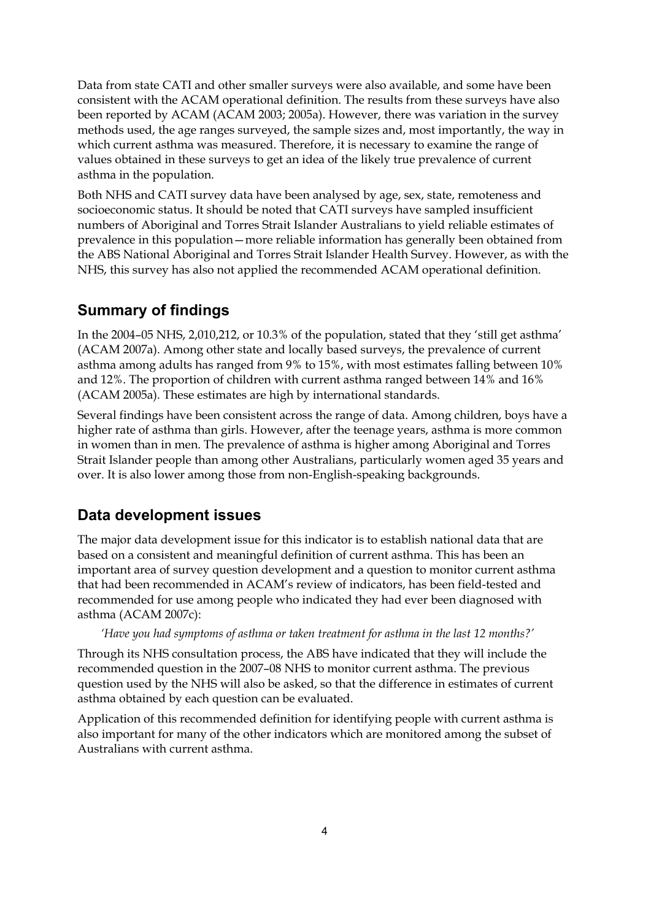Data from state CATI and other smaller surveys were also available, and some have been consistent with the ACAM operational definition. The results from these surveys have also been reported by ACAM (ACAM 2003; 2005a). However, there was variation in the survey methods used, the age ranges surveyed, the sample sizes and, most importantly, the way in which current asthma was measured. Therefore, it is necessary to examine the range of values obtained in these surveys to get an idea of the likely true prevalence of current asthma in the population.

Both NHS and CATI survey data have been analysed by age, sex, state, remoteness and socioeconomic status. It should be noted that CATI surveys have sampled insufficient numbers of Aboriginal and Torres Strait Islander Australians to yield reliable estimates of prevalence in this population—more reliable information has generally been obtained from the ABS National Aboriginal and Torres Strait Islander Health Survey. However, as with the NHS, this survey has also not applied the recommended ACAM operational definition.

## Summary of findings

In the 2004–05 NHS, 2,010,212, or 10.3% of the population, stated that they 'still get asthma' (ACAM 2007a). Among other state and locally based surveys, the prevalence of current asthma among adults has ranged from 9% to 15%, with most estimates falling between 10% and 12%. The proportion of children with current asthma ranged between 14% and 16% (ACAM 2005a). These estimates are high by international standards.

Several findings have been consistent across the range of data. Among children, boys have a higher rate of asthma than girls. However, after the teenage years, asthma is more common in women than in men. The prevalence of asthma is higher among Aboriginal and Torres Strait Islander people than among other Australians, particularly women aged 35 years and over. It is also lower among those from non-English-speaking backgrounds.

## Data development issues

The major data development issue for this indicator is to establish national data that are based on a consistent and meaningful definition of current asthma. This has been an important area of survey question development and a question to monitor current asthma that had been recommended in ACAM's review of indicators, has been field-tested and recommended for use among people who indicated they had ever been diagnosed with asthma (ACAM 2007c):

*'Have you had symptoms of asthma or taken treatment for asthma in the last 12 months?'*

Through its NHS consultation process, the ABS have indicated that they will include the recommended question in the 2007–08 NHS to monitor current asthma. The previous question used by the NHS will also be asked, so that the difference in estimates of current asthma obtained by each question can be evaluated.

Application of this recommended definition for identifying people with current asthma is also important for many of the other indicators which are monitored among the subset of Australians with current asthma.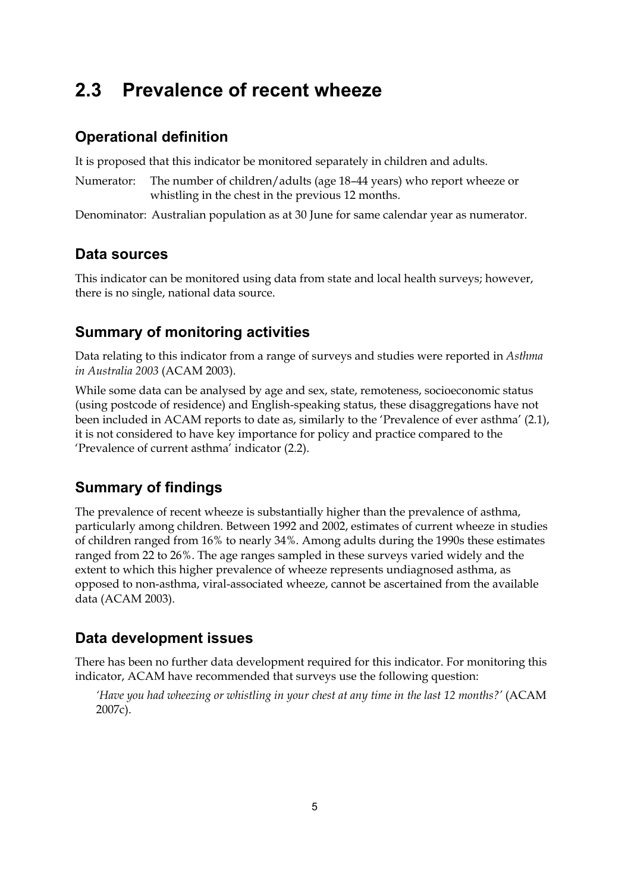## 2.3 Prevalence of recent wheeze

### Operational definition

It is proposed that this indicator be monitored separately in children and adults.

Numerator: The number of children/adults (age 18–44 years) who report wheeze or whistling in the chest in the previous 12 months.

Denominator: Australian population as at 30 June for same calendar year as numerator.

### Data sources

This indicator can be monitored using data from state and local health surveys; however, there is no single, national data source.

### Summary of monitoring activities

Data relating to this indicator from a range of surveys and studies were reported in *Asthma in Australia 2003* (ACAM 2003).

While some data can be analysed by age and sex, state, remoteness, socioeconomic status (using postcode of residence) and English-speaking status, these disaggregations have not been included in ACAM reports to date as, similarly to the 'Prevalence of ever asthma' (2.1), it is not considered to have key importance for policy and practice compared to the 'Prevalence of current asthma' indicator (2.2).

### Summary of findings

The prevalence of recent wheeze is substantially higher than the prevalence of asthma, particularly among children. Between 1992 and 2002, estimates of current wheeze in studies of children ranged from 16% to nearly 34%. Among adults during the 1990s these estimates ranged from 22 to 26%. The age ranges sampled in these surveys varied widely and the extent to which this higher prevalence of wheeze represents undiagnosed asthma, as opposed to non-asthma, viral-associated wheeze, cannot be ascertained from the available data (ACAM 2003).

### Data development issues

There has been no further data development required for this indicator. For monitoring this indicator, ACAM have recommended that surveys use the following question:

> *'Have you had wheezing or whistling in your chest at any time in the last 12 months?'* (ACAM 2007c).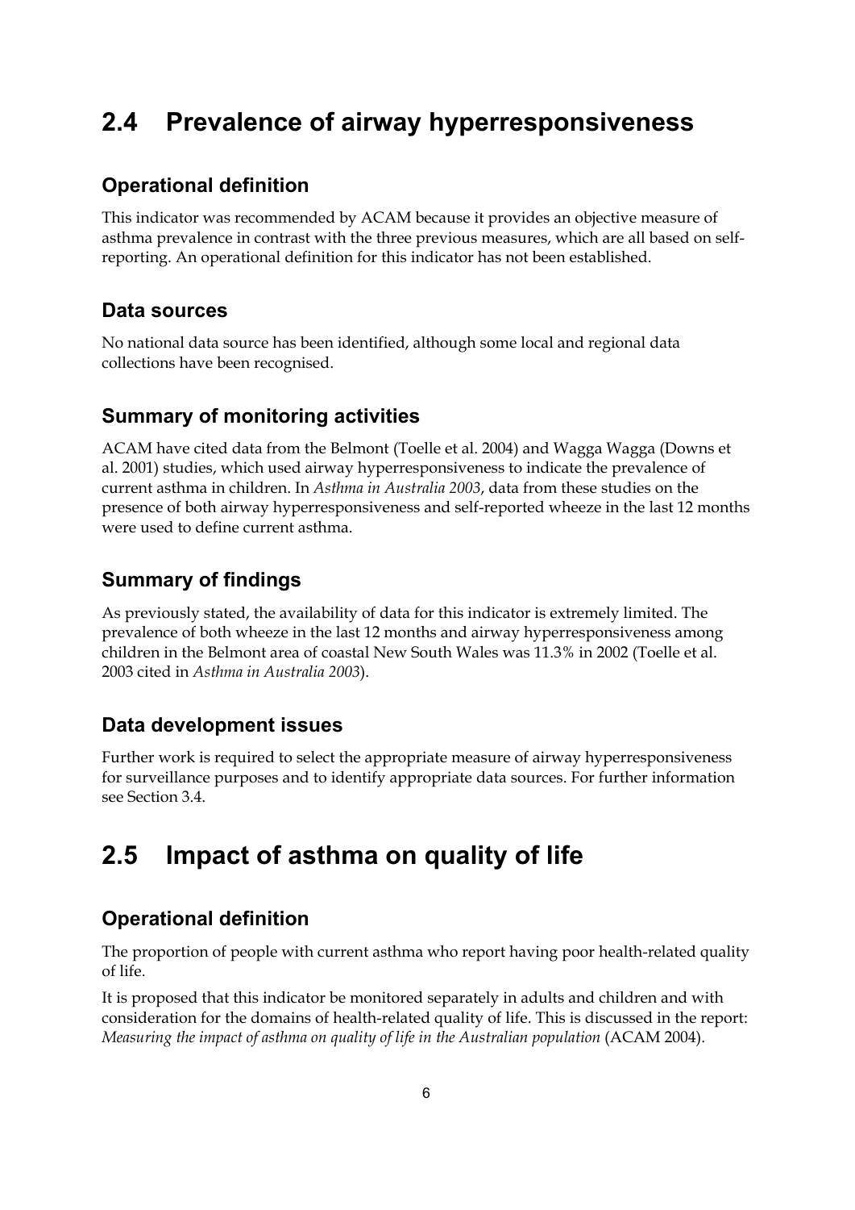## 2.4 Prevalence of airway hyperresponsiveness

### Operational definition

This indicator was recommended by ACAM because it provides an objective measure of asthma prevalence in contrast with the three previous measures, which are all based on self-reporting. An operational definition for this indicator has not been established.

### Data sources

No national data source has been identified, although some local and regional data collections have been recognised.

### Summary of monitoring activities

ACAM have cited data from the Belmont (Toelle et al. 2004) and Wagga Wagga (Downs et al. 2001) studies, which used airway hyperresponsiveness to indicate the prevalence of current asthma in children. In *Asthma in Australia 2003*, data from these studies on the presence of both airway hyperresponsiveness and self-reported wheeze in the last 12 months were used to define current asthma.

### Summary of findings

As previously stated, the availability of data for this indicator is extremely limited. The prevalence of both wheeze in the last 12 months and airway hyperresponsiveness among children in the Belmont area of coastal New South Wales was 11.3% in 2002 (Toelle et al. 2003 cited in *Asthma in Australia 2003*).

### Data development issues

Further work is required to select the appropriate measure of airway hyperresponsiveness for surveillance purposes and to identify appropriate data sources. For further information see Section 3.4.

## 2.5 Impact of asthma on quality of life

### Operational definition

The proportion of people with current asthma who report having poor health-related quality of life.

It is proposed that this indicator be monitored separately in adults and children and with consideration for the domains of health-related quality of life. This is discussed in the report: *Measuring the impact of asthma on quality of life in the Australian population* (ACAM 2004).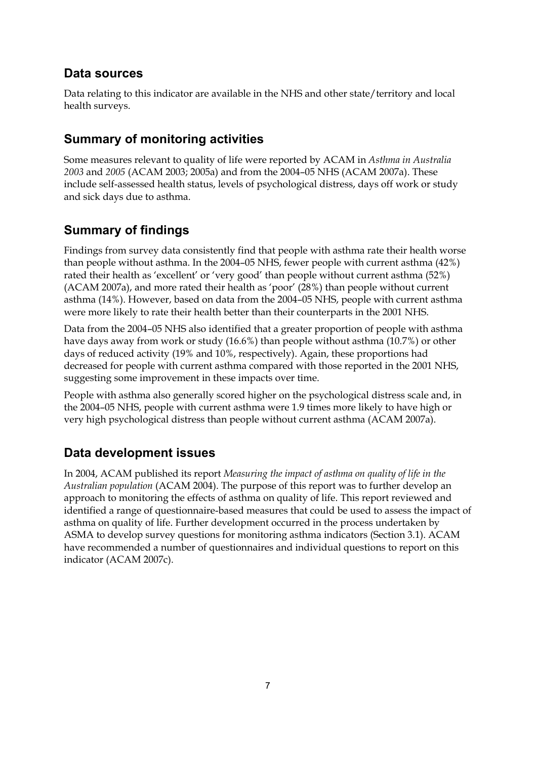## Data sources

Data relating to this indicator are available in the NHS and other state/territory and local health surveys.

## Summary of monitoring activities

Some measures relevant to quality of life were reported by ACAM in *Asthma in Australia 2003* and *2005* (ACAM 2003; 2005a) and from the 2004–05 NHS (ACAM 2007a). These include self-assessed health status, levels of psychological distress, days off work or study and sick days due to asthma.

## Summary of findings

Findings from survey data consistently find that people with asthma rate their health worse than people without asthma. In the 2004–05 NHS, fewer people with current asthma (42%) rated their health as 'excellent' or 'very good' than people without current asthma (52%) (ACAM 2007a), and more rated their health as 'poor' (28%) than people without current asthma (14%). However, based on data from the 2004–05 NHS, people with current asthma were more likely to rate their health better than their counterparts in the 2001 NHS.

Data from the 2004–05 NHS also identified that a greater proportion of people with asthma have days away from work or study (16.6%) than people without asthma (10.7%) or other days of reduced activity (19% and 10%, respectively). Again, these proportions had decreased for people with current asthma compared with those reported in the 2001 NHS, suggesting some improvement in these impacts over time.

People with asthma also generally scored higher on the psychological distress scale and, in the 2004–05 NHS, people with current asthma were 1.9 times more likely to have high or very high psychological distress than people without current asthma (ACAM 2007a).

## Data development issues

In 2004, ACAM published its report *Measuring the impact of asthma on quality of life in the Australian population* (ACAM 2004). The purpose of this report was to further develop an approach to monitoring the effects of asthma on quality of life. This report reviewed and identified a range of questionnaire-based measures that could be used to assess the impact of asthma on quality of life. Further development occurred in the process undertaken by ASMA to develop survey questions for monitoring asthma indicators (Section 3.1). ACAM have recommended a number of questionnaires and individual questions to report on this indicator (ACAM 2007c).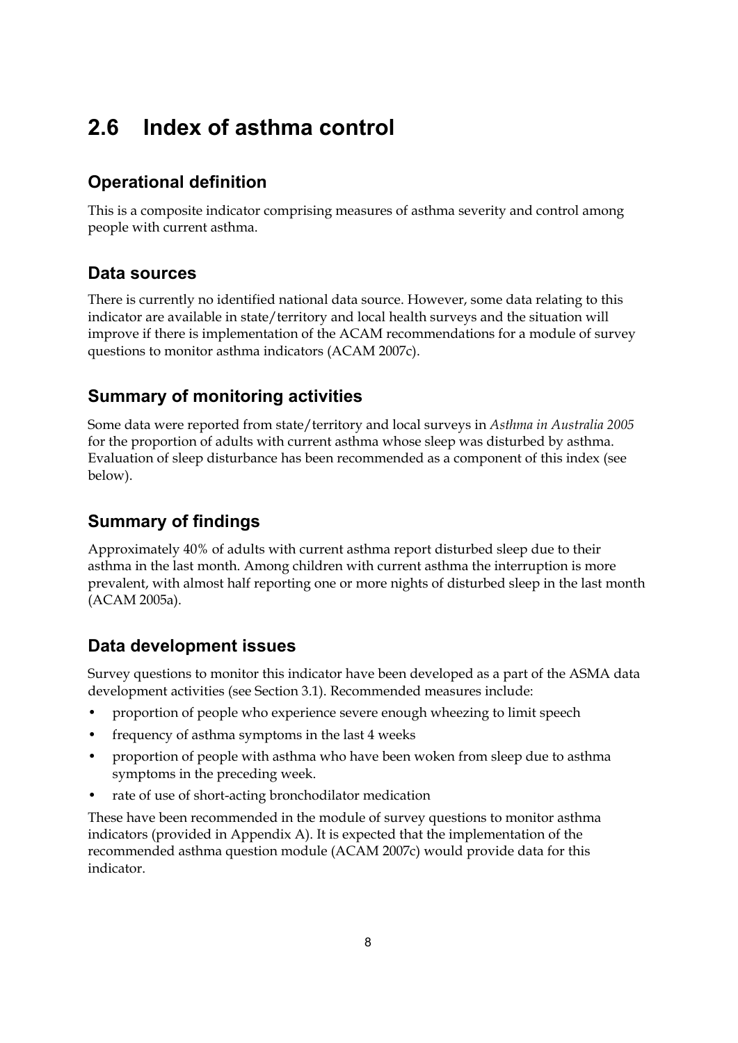## 2.6 Index of asthma control

### Operational definition

This is a composite indicator comprising measures of asthma severity and control among people with current asthma.

### Data sources

There is currently no identified national data source. However, some data relating to this indicator are available in state/territory and local health surveys and the situation will improve if there is implementation of the ACAM recommendations for a module of survey questions to monitor asthma indicators (ACAM 2007c).

### Summary of monitoring activities

Some data were reported from state/territory and local surveys in *Asthma in Australia 2005* for the proportion of adults with current asthma whose sleep was disturbed by asthma. Evaluation of sleep disturbance has been recommended as a component of this index (see below).

### Summary of findings

Approximately 40% of adults with current asthma report disturbed sleep due to their asthma in the last month. Among children with current asthma the interruption is more prevalent, with almost half reporting one or more nights of disturbed sleep in the last month (ACAM 2005a).

### Data development issues

Survey questions to monitor this indicator have been developed as a part of the ASMA data development activities (see Section 3.1). Recommended measures include:

- proportion of people who experience severe enough wheezing to limit speech
- frequency of asthma symptoms in the last 4 weeks
- proportion of people with asthma who have been woken from sleep due to asthma symptoms in the preceding week.
- rate of use of short-acting bronchodilator medication

These have been recommended in the module of survey questions to monitor asthma indicators (provided in Appendix A). It is expected that the implementation of the recommended asthma question module (ACAM 2007c) would provide data for this indicator.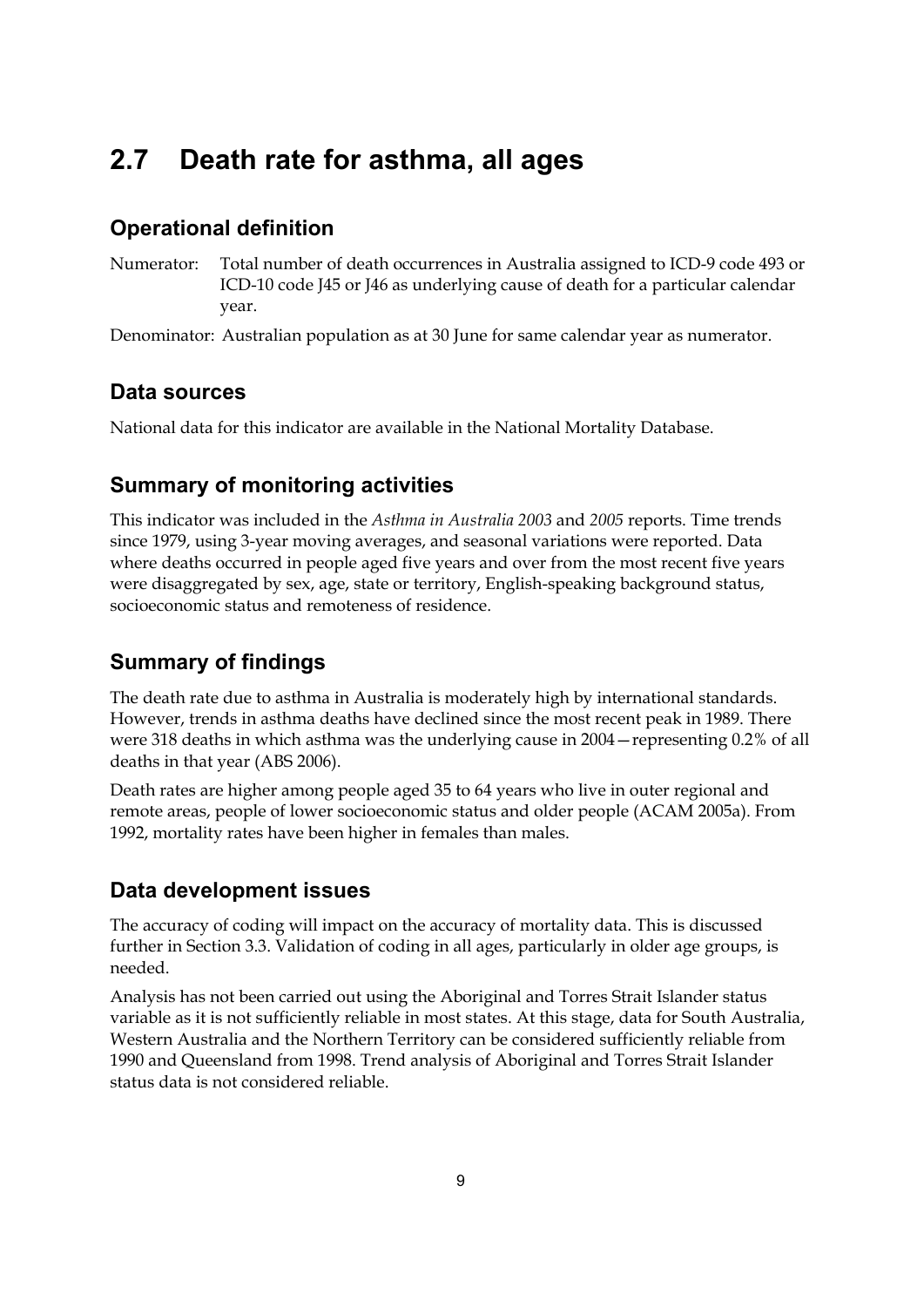## 2.7 Death rate for asthma, all ages

### Operational definition

Numerator: Total number of death occurrences in Australia assigned to ICD-9 code 493 or ICD-10 code J45 or J46 as underlying cause of death for a particular calendar year.

Denominator: Australian population as at 30 June for same calendar year as numerator.

### Data sources

National data for this indicator are available in the National Mortality Database.

### Summary of monitoring activities

This indicator was included in the *Asthma in Australia 2003* and *2005* reports. Time trends since 1979, using 3-year moving averages, and seasonal variations were reported. Data where deaths occurred in people aged five years and over from the most recent five years were disaggregated by sex, age, state or territory, English-speaking background status, socioeconomic status and remoteness of residence.

### Summary of findings

The death rate due to asthma in Australia is moderately high by international standards. However, trends in asthma deaths have declined since the most recent peak in 1989. There were 318 deaths in which asthma was the underlying cause in 2004—representing 0.2% of all deaths in that year (ABS 2006).

Death rates are higher among people aged 35 to 64 years who live in outer regional and remote areas, people of lower socioeconomic status and older people (ACAM 2005a). From 1992, mortality rates have been higher in females than males.

### Data development issues

The accuracy of coding will impact on the accuracy of mortality data. This is discussed further in Section 3.3. Validation of coding in all ages, particularly in older age groups, is needed.

Analysis has not been carried out using the Aboriginal and Torres Strait Islander status variable as it is not sufficiently reliable in most states. At this stage, data for South Australia, Western Australia and the Northern Territory can be considered sufficiently reliable from 1990 and Queensland from 1998. Trend analysis of Aboriginal and Torres Strait Islander status data is not considered reliable.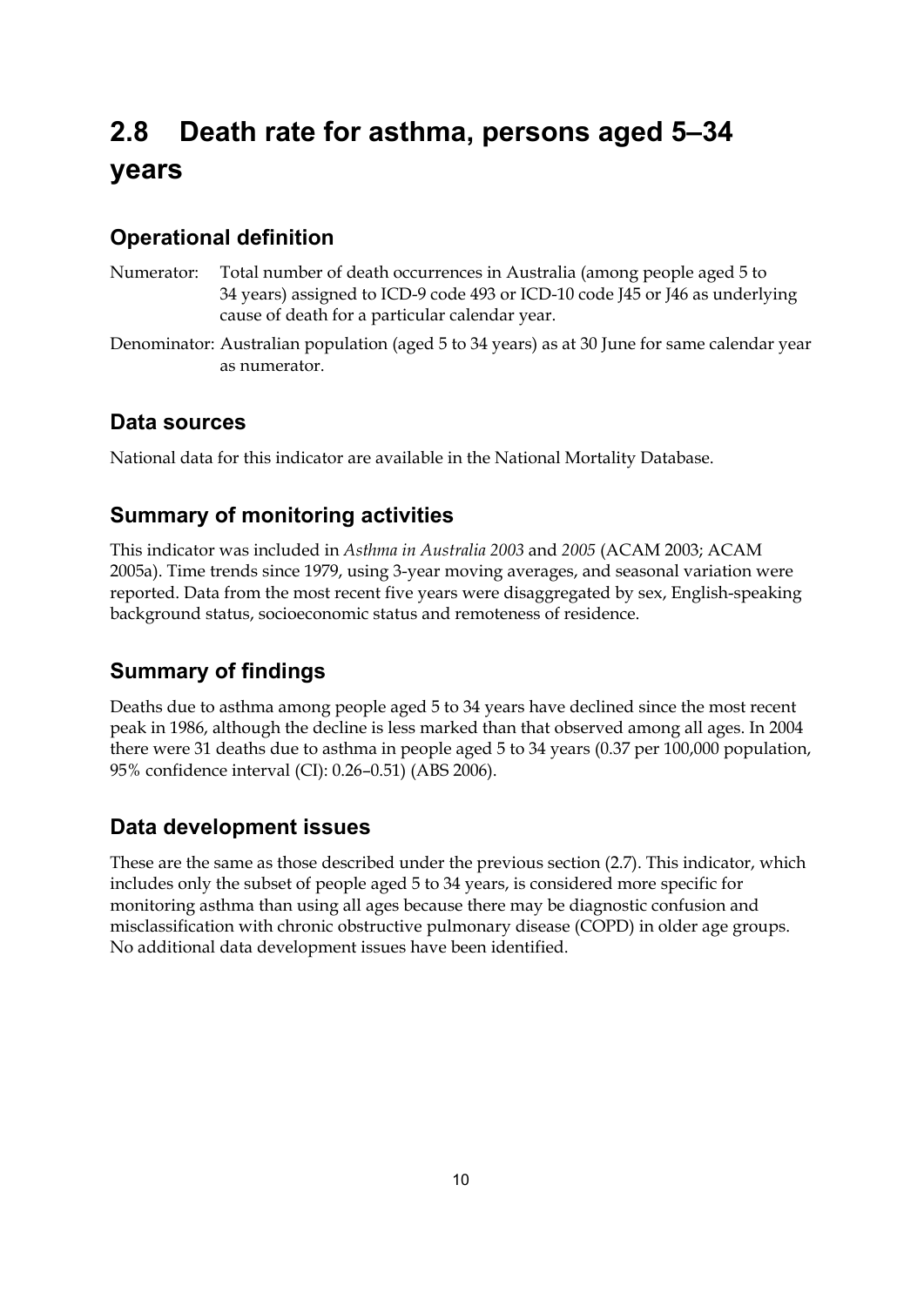## 2.8 Death rate for asthma, persons aged 5–34 years

### Operational definition

Numerator: Total number of death occurrences in Australia (among people aged 5 to 34 years) assigned to ICD-9 code 493 or ICD-10 code J45 or J46 as underlying cause of death for a particular calendar year.

Denominator: Australian population (aged 5 to 34 years) as at 30 June for same calendar year as numerator.

### Data sources

National data for this indicator are available in the National Mortality Database.

### Summary of monitoring activities

This indicator was included in *Asthma in Australia 2003* and *2005* (ACAM 2003; ACAM 2005a). Time trends since 1979, using 3-year moving averages, and seasonal variation were reported. Data from the most recent five years were disaggregated by sex, English-speaking background status, socioeconomic status and remoteness of residence.

### Summary of findings

Deaths due to asthma among people aged 5 to 34 years have declined since the most recent peak in 1986, although the decline is less marked than that observed among all ages. In 2004 there were 31 deaths due to asthma in people aged 5 to 34 years (0.37 per 100,000 population, 95% confidence interval (CI): 0.26–0.51) (ABS 2006).

### Data development issues

These are the same as those described under the previous section (2.7). This indicator, which includes only the subset of people aged 5 to 34 years, is considered more specific for monitoring asthma than using all ages because there may be diagnostic confusion and misclassification with chronic obstructive pulmonary disease (COPD) in older age groups. No additional data development issues have been identified.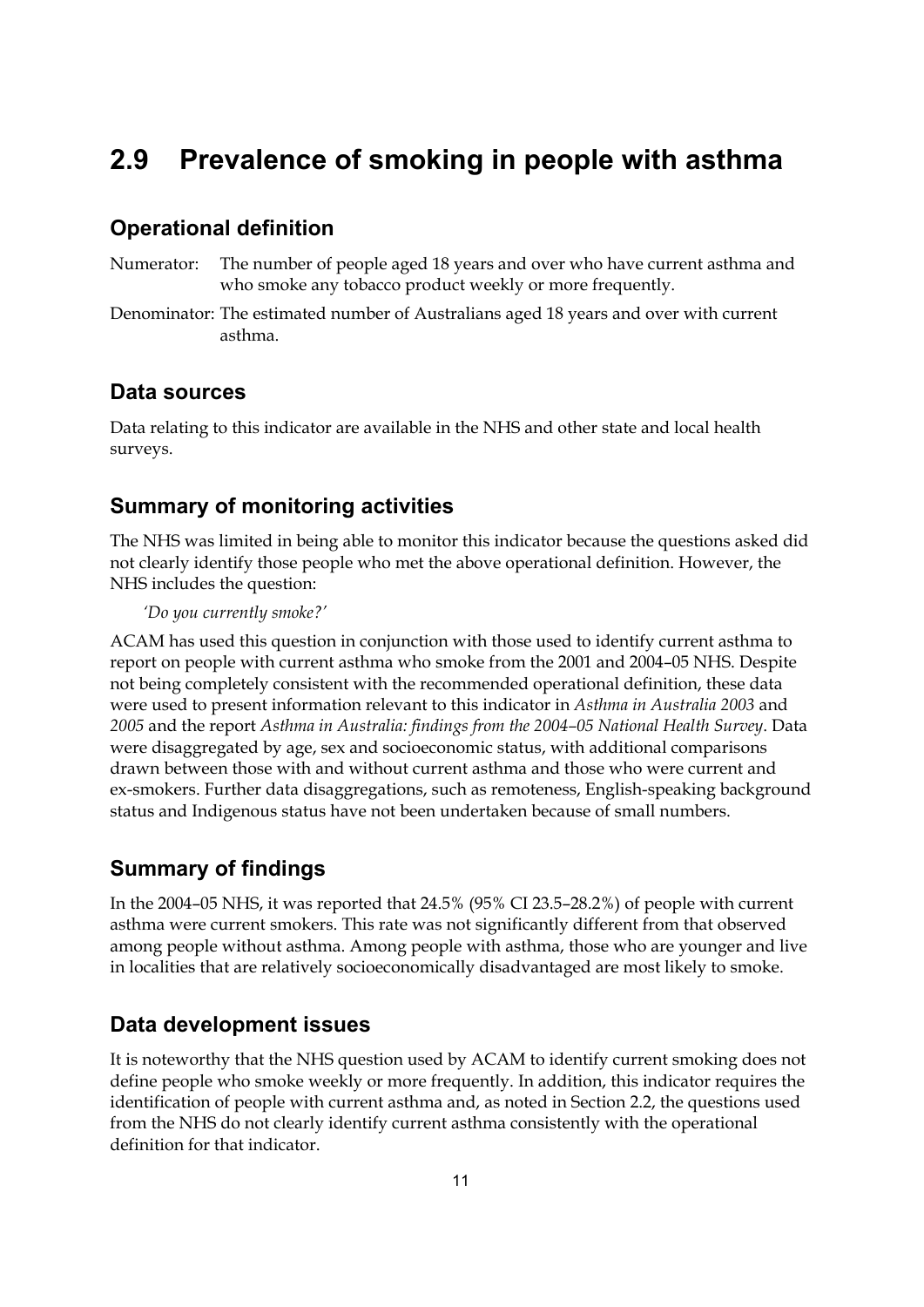# 2.9 Prevalence of smoking in people with asthma

## Operational definition

Numerator: The number of people aged 18 years and over who have current asthma and who smoke any tobacco product weekly or more frequently.

Denominator: The estimated number of Australians aged 18 years and over with current asthma.

## Data sources

Data relating to this indicator are available in the NHS and other state and local health surveys.

## Summary of monitoring activities

The NHS was limited in being able to monitor this indicator because the questions asked did not clearly identify those people who met the above operational definition. However, the NHS includes the question:

*'Do you currently smoke?'*

ACAM has used this question in conjunction with those used to identify current asthma to report on people with current asthma who smoke from the 2001 and 2004–05 NHS. Despite not being completely consistent with the recommended operational definition, these data were used to present information relevant to this indicator in *Asthma in Australia 2003* and *2005* and the report *Asthma in Australia: findings from the 2004–05 National Health Survey*. Data were disaggregated by age, sex and socioeconomic status, with additional comparisons drawn between those with and without current asthma and those who were current and ex-smokers. Further data disaggregations, such as remoteness, English-speaking background status and Indigenous status have not been undertaken because of small numbers.

## Summary of findings

In the 2004–05 NHS, it was reported that 24.5% (95% CI 23.5–28.2%) of people with current asthma were current smokers. This rate was not significantly different from that observed among people without asthma. Among people with asthma, those who are younger and live in localities that are relatively socioeconomically disadvantaged are most likely to smoke.

## Data development issues

It is noteworthy that the NHS question used by ACAM to identify current smoking does not define people who smoke weekly or more frequently. In addition, this indicator requires the identification of people with current asthma and, as noted in Section 2.2, the questions used from the NHS do not clearly identify current asthma consistently with the operational definition for that indicator.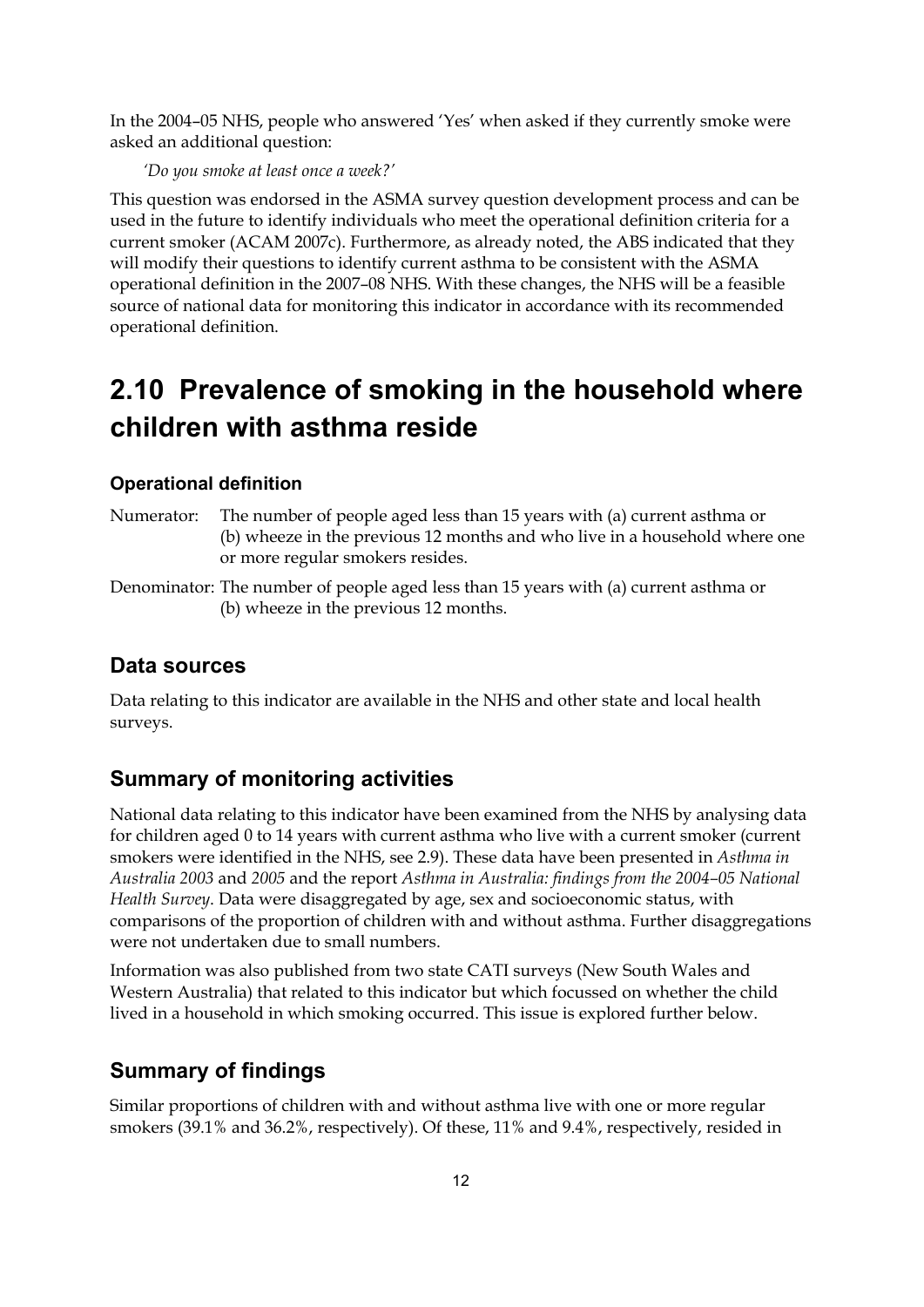In the 2004–05 NHS, people who answered 'Yes' when asked if they currently smoke were asked an additional question:

*'Do you smoke at least once a week?'*

This question was endorsed in the ASMA survey question development process and can be used in the future to identify individuals who meet the operational definition criteria for a current smoker (ACAM 2007c). Furthermore, as already noted, the ABS indicated that they will modify their questions to identify current asthma to be consistent with the ASMA operational definition in the 2007–08 NHS. With these changes, the NHS will be a feasible source of national data for monitoring this indicator in accordance with its recommended operational definition.

# 2.10 Prevalence of smoking in the household where children with asthma reside

### Operational definition

Numerator: The number of people aged less than 15 years with (a) current asthma or (b) wheeze in the previous 12 months and who live in a household where one or more regular smokers resides.

Denominator: The number of people aged less than 15 years with (a) current asthma or (b) wheeze in the previous 12 months.

## Data sources

Data relating to this indicator are available in the NHS and other state and local health surveys.

## Summary of monitoring activities

National data relating to this indicator have been examined from the NHS by analysing data for children aged 0 to 14 years with current asthma who live with a current smoker (current smokers were identified in the NHS, see 2.9). These data have been presented in *Asthma in Australia 2003* and *2005* and the report *Asthma in Australia: findings from the 2004–05 National Health Survey*. Data were disaggregated by age, sex and socioeconomic status, with comparisons of the proportion of children with and without asthma. Further disaggregations were not undertaken due to small numbers.

Information was also published from two state CATI surveys (New South Wales and Western Australia) that related to this indicator but which focussed on whether the child lived in a household in which smoking occurred. This issue is explored further below.

## Summary of findings

Similar proportions of children with and without asthma live with one or more regular smokers (39.1% and 36.2%, respectively). Of these, 11% and 9.4%, respectively, resided in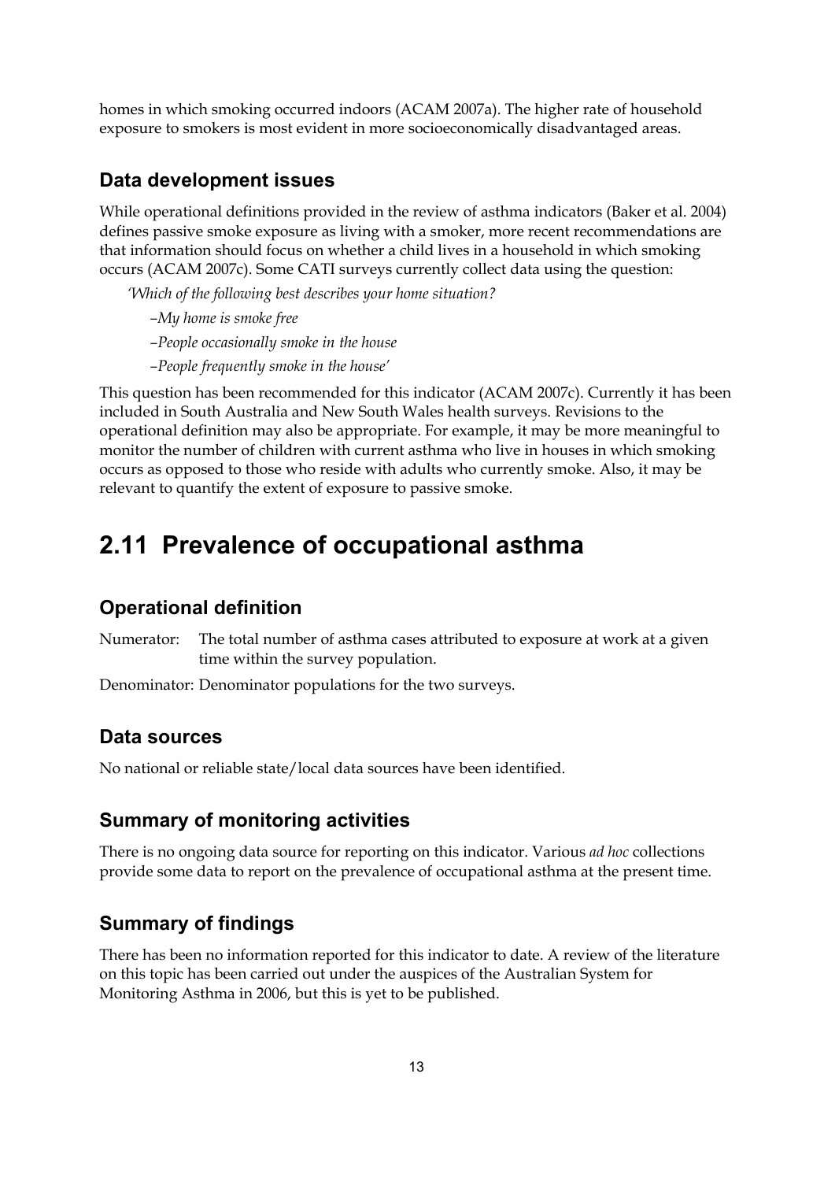homes in which smoking occurred indoors (ACAM 2007a). The higher rate of household exposure to smokers is most evident in more socioeconomically disadvantaged areas.

### Data development issues

While operational definitions provided in the review of asthma indicators (Baker et al. 2004) defines passive smoke exposure as living with a smoker, more recent recommendations are that information should focus on whether a child lives in a household in which smoking occurs (ACAM 2007c). Some CATI surveys currently collect data using the question:

*'Which of the following best describes your home situation?*

*–My home is smoke free*

*–People occasionally smoke in the house*

*–People frequently smoke in the house'*

This question has been recommended for this indicator (ACAM 2007c). Currently it has been included in South Australia and New South Wales health surveys. Revisions to the operational definition may also be appropriate. For example, it may be more meaningful to monitor the number of children with current asthma who live in houses in which smoking occurs as opposed to those who reside with adults who currently smoke. Also, it may be relevant to quantify the extent of exposure to passive smoke.

## 2.11 Prevalence of occupational asthma

### Operational definition

Numerator: The total number of asthma cases attributed to exposure at work at a given time within the survey population.

Denominator: Denominator populations for the two surveys.

### Data sources

No national or reliable state/local data sources have been identified.

### Summary of monitoring activities

There is no ongoing data source for reporting on this indicator. Various *ad hoc* collections provide some data to report on the prevalence of occupational asthma at the present time.

### Summary of findings

There has been no information reported for this indicator to date. A review of the literature on this topic has been carried out under the auspices of the Australian System for Monitoring Asthma in 2006, but this is yet to be published.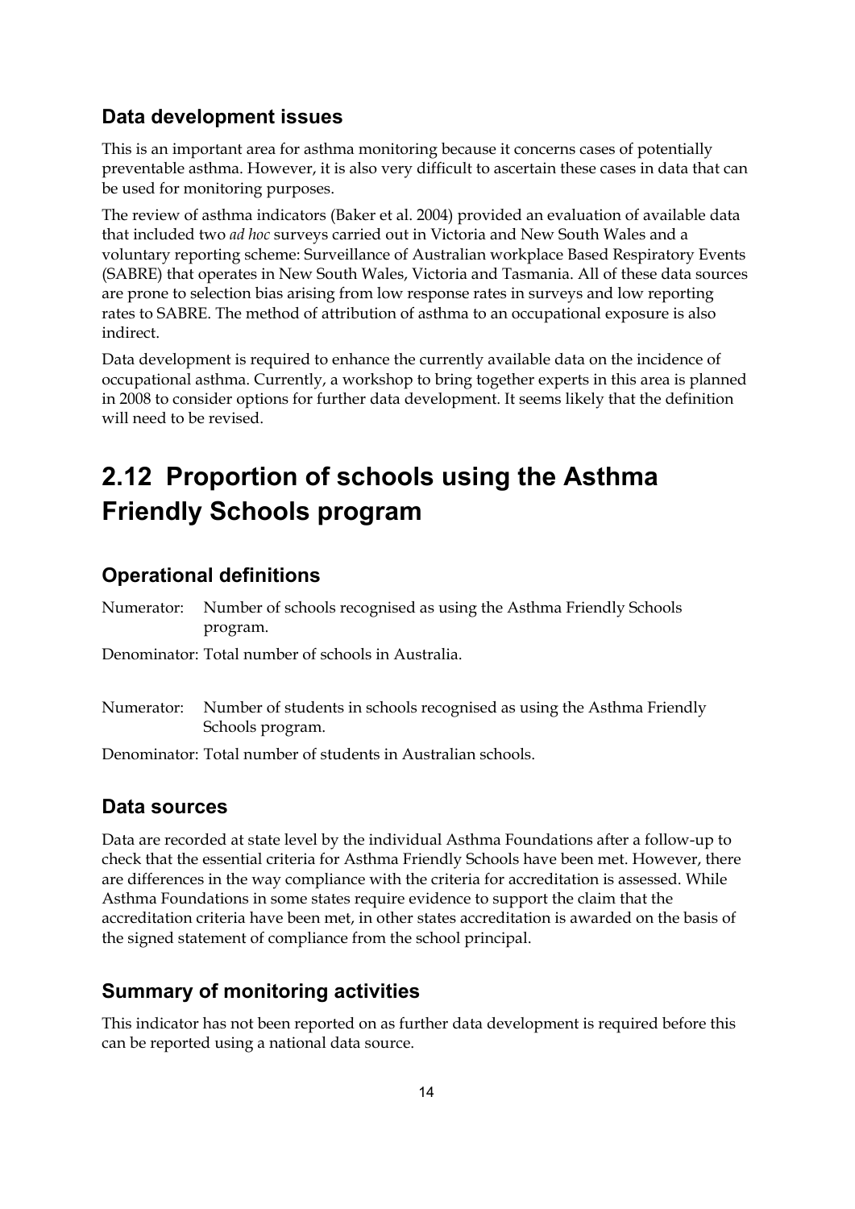### Data development issues

This is an important area for asthma monitoring because it concerns cases of potentially preventable asthma. However, it is also very difficult to ascertain these cases in data that can be used for monitoring purposes.

The review of asthma indicators (Baker et al. 2004) provided an evaluation of available data that included two *ad hoc* surveys carried out in Victoria and New South Wales and a voluntary reporting scheme: Surveillance of Australian workplace Based Respiratory Events (SABRE) that operates in New South Wales, Victoria and Tasmania. All of these data sources are prone to selection bias arising from low response rates in surveys and low reporting rates to SABRE. The method of attribution of asthma to an occupational exposure is also indirect.

Data development is required to enhance the currently available data on the incidence of occupational asthma. Currently, a workshop to bring together experts in this area is planned in 2008 to consider options for further data development. It seems likely that the definition will need to be revised.

## 2.12 Proportion of schools using the Asthma Friendly Schools program

### Operational definitions

Numerator: Number of schools recognised as using the Asthma Friendly Schools program.

Denominator: Total number of schools in Australia.

Numerator: Number of students in schools recognised as using the Asthma Friendly Schools program.

Denominator: Total number of students in Australian schools.

### Data sources

Data are recorded at state level by the individual Asthma Foundations after a follow-up to check that the essential criteria for Asthma Friendly Schools have been met. However, there are differences in the way compliance with the criteria for accreditation is assessed. While Asthma Foundations in some states require evidence to support the claim that the accreditation criteria have been met, in other states accreditation is awarded on the basis of the signed statement of compliance from the school principal.

### Summary of monitoring activities

This indicator has not been reported on as further data development is required before this can be reported using a national data source.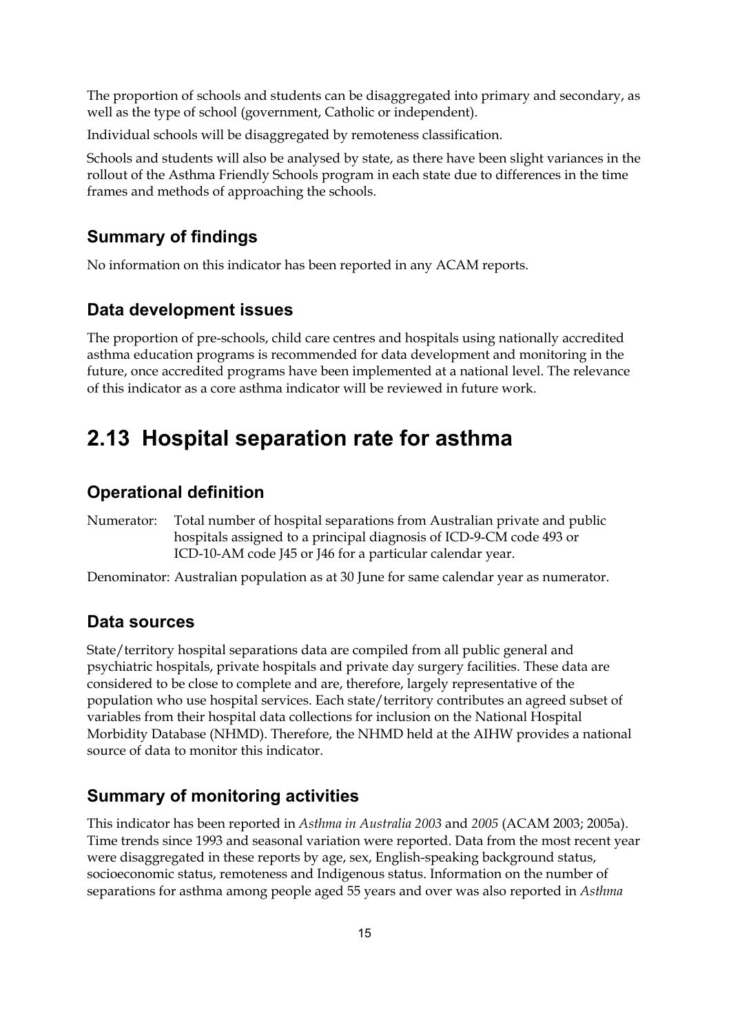The proportion of schools and students can be disaggregated into primary and secondary, as well as the type of school (government, Catholic or independent).

Individual schools will be disaggregated by remoteness classification.

Schools and students will also be analysed by state, as there have been slight variances in the rollout of the Asthma Friendly Schools program in each state due to differences in the time frames and methods of approaching the schools.

### Summary of findings

No information on this indicator has been reported in any ACAM reports.

### Data development issues

The proportion of pre-schools, child care centres and hospitals using nationally accredited asthma education programs is recommended for data development and monitoring in the future, once accredited programs have been implemented at a national level. The relevance of this indicator as a core asthma indicator will be reviewed in future work.

## 2.13 Hospital separation rate for asthma

### Operational definition

Numerator: Total number of hospital separations from Australian private and public hospitals assigned to a principal diagnosis of ICD-9-CM code 493 or ICD-10-AM code J45 or J46 for a particular calendar year.

Denominator: Australian population as at 30 June for same calendar year as numerator.

### Data sources

State/territory hospital separations data are compiled from all public general and psychiatric hospitals, private hospitals and private day surgery facilities. These data are considered to be close to complete and are, therefore, largely representative of the population who use hospital services. Each state/territory contributes an agreed subset of variables from their hospital data collections for inclusion on the National Hospital Morbidity Database (NHMD). Therefore, the NHMD held at the AIHW provides a national source of data to monitor this indicator.

### Summary of monitoring activities

This indicator has been reported in *Asthma in Australia 2003* and *2005* (ACAM 2003; 2005a). Time trends since 1993 and seasonal variation were reported. Data from the most recent year were disaggregated in these reports by age, sex, English-speaking background status, socioeconomic status, remoteness and Indigenous status. Information on the number of separations for asthma among people aged 55 years and over was also reported in *Asthma*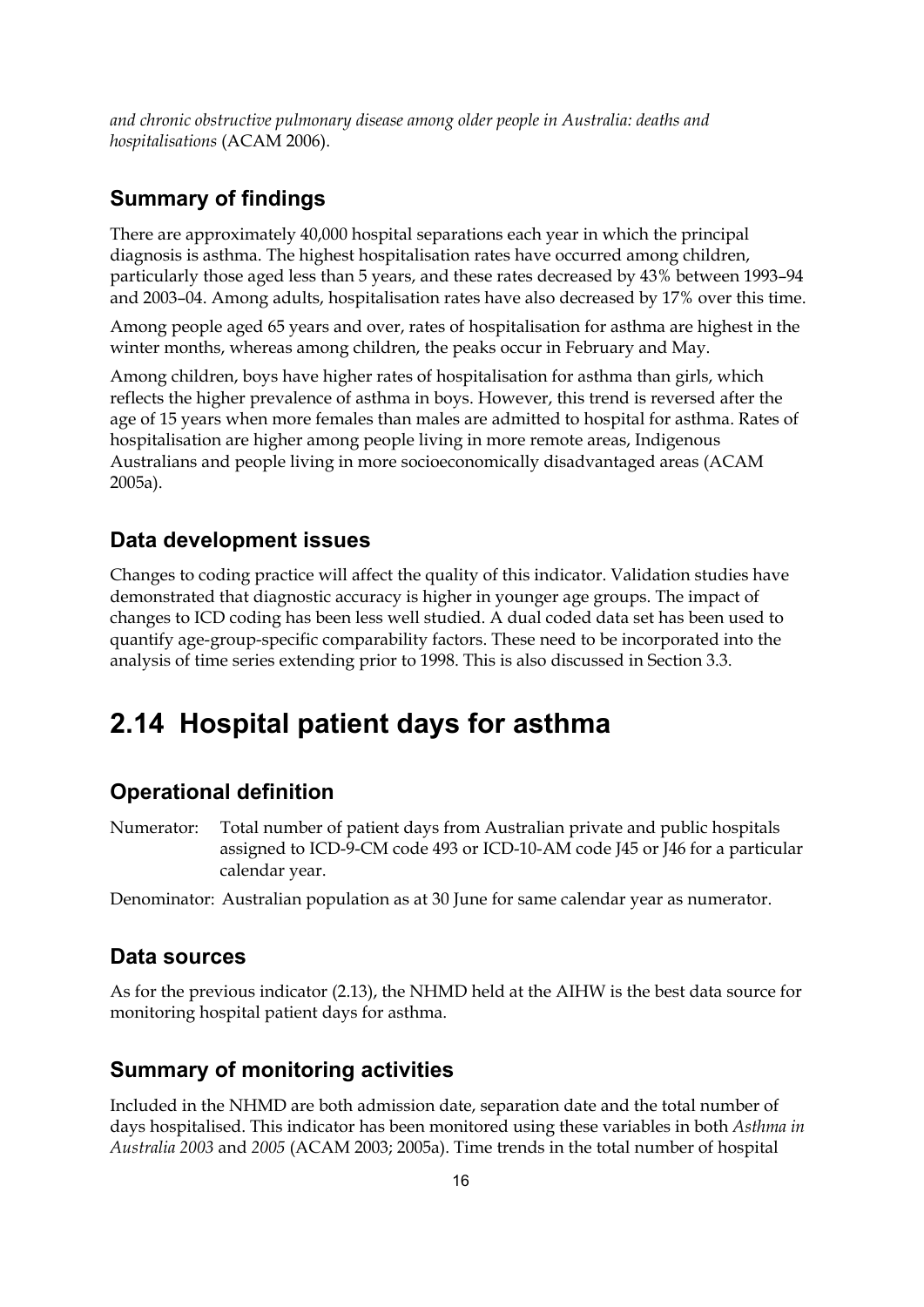*and chronic obstructive pulmonary disease among older people in Australia: deaths and hospitalisations* (ACAM 2006).

### Summary of findings

There are approximately 40,000 hospital separations each year in which the principal diagnosis is asthma. The highest hospitalisation rates have occurred among children, particularly those aged less than 5 years, and these rates decreased by 43% between 1993–94 and 2003–04. Among adults, hospitalisation rates have also decreased by 17% over this time.

Among people aged 65 years and over, rates of hospitalisation for asthma are highest in the winter months, whereas among children, the peaks occur in February and May.

Among children, boys have higher rates of hospitalisation for asthma than girls, which reflects the higher prevalence of asthma in boys. However, this trend is reversed after the age of 15 years when more females than males are admitted to hospital for asthma. Rates of hospitalisation are higher among people living in more remote areas, Indigenous Australians and people living in more socioeconomically disadvantaged areas (ACAM 2005a).

### Data development issues

Changes to coding practice will affect the quality of this indicator. Validation studies have demonstrated that diagnostic accuracy is higher in younger age groups. The impact of changes to ICD coding has been less well studied. A dual coded data set has been used to quantify age-group-specific comparability factors. These need to be incorporated into the analysis of time series extending prior to 1998. This is also discussed in Section 3.3.

## 2.14 Hospital patient days for asthma

### Operational definition

Numerator: Total number of patient days from Australian private and public hospitals assigned to ICD-9-CM code 493 or ICD-10-AM code J45 or J46 for a particular calendar year.

Denominator: Australian population as at 30 June for same calendar year as numerator.

### Data sources

As for the previous indicator (2.13), the NHMD held at the AIHW is the best data source for monitoring hospital patient days for asthma.

### Summary of monitoring activities

Included in the NHMD are both admission date, separation date and the total number of days hospitalised. This indicator has been monitored using these variables in both *Asthma in Australia 2003* and *2005* (ACAM 2003; 2005a). Time trends in the total number of hospital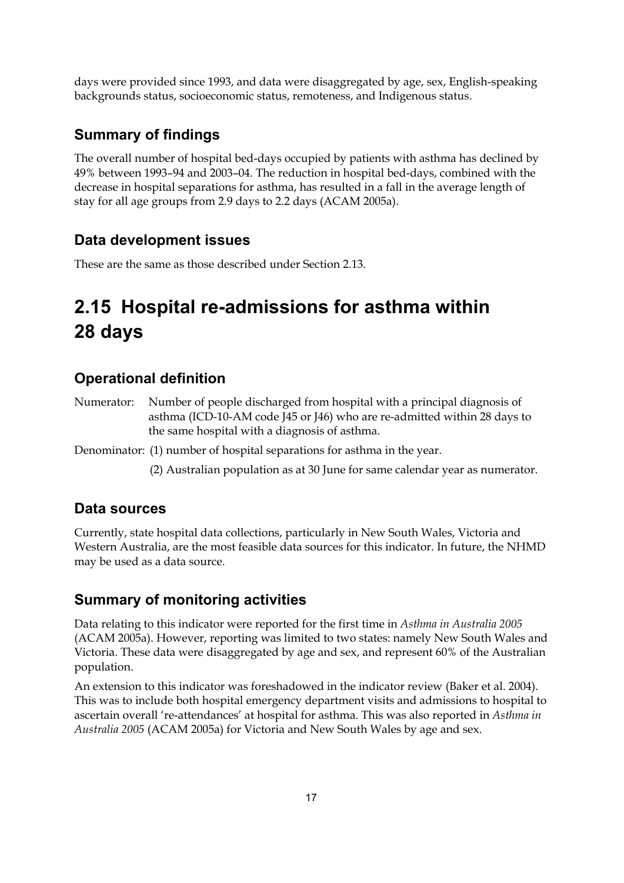days were provided since 1993, and data were disaggregated by age, sex, English-speaking backgrounds status, socioeconomic status, remoteness, and Indigenous status.

### Summary of findings

The overall number of hospital bed-days occupied by patients with asthma has declined by 49% between 1993–94 and 2003–04. The reduction in hospital bed-days, combined with the decrease in hospital separations for asthma, has resulted in a fall in the average length of stay for all age groups from 2.9 days to 2.2 days (ACAM 2005a).

### Data development issues

These are the same as those described under Section 2.13.

## 2.15 Hospital re-admissions for asthma within 28 days

### Operational definition

Numerator: Number of people discharged from hospital with a principal diagnosis of asthma (ICD-10-AM code J45 or J46) who are re-admitted within 28 days to the same hospital with a diagnosis of asthma.

Denominator: (1) number of hospital separations for asthma in the year.

(2) Australian population as at 30 June for same calendar year as numerator.

### Data sources

Currently, state hospital data collections, particularly in New South Wales, Victoria and Western Australia, are the most feasible data sources for this indicator. In future, the NHMD may be used as a data source.

### Summary of monitoring activities

Data relating to this indicator were reported for the first time in *Asthma in Australia 2005* (ACAM 2005a). However, reporting was limited to two states: namely New South Wales and Victoria. These data were disaggregated by age and sex, and represent 60% of the Australian population.

An extension to this indicator was foreshadowed in the indicator review (Baker et al. 2004). This was to include both hospital emergency department visits and admissions to hospital to ascertain overall 're-attendances' at hospital for asthma. This was also reported in *Asthma in Australia 2005* (ACAM 2005a) for Victoria and New South Wales by age and sex.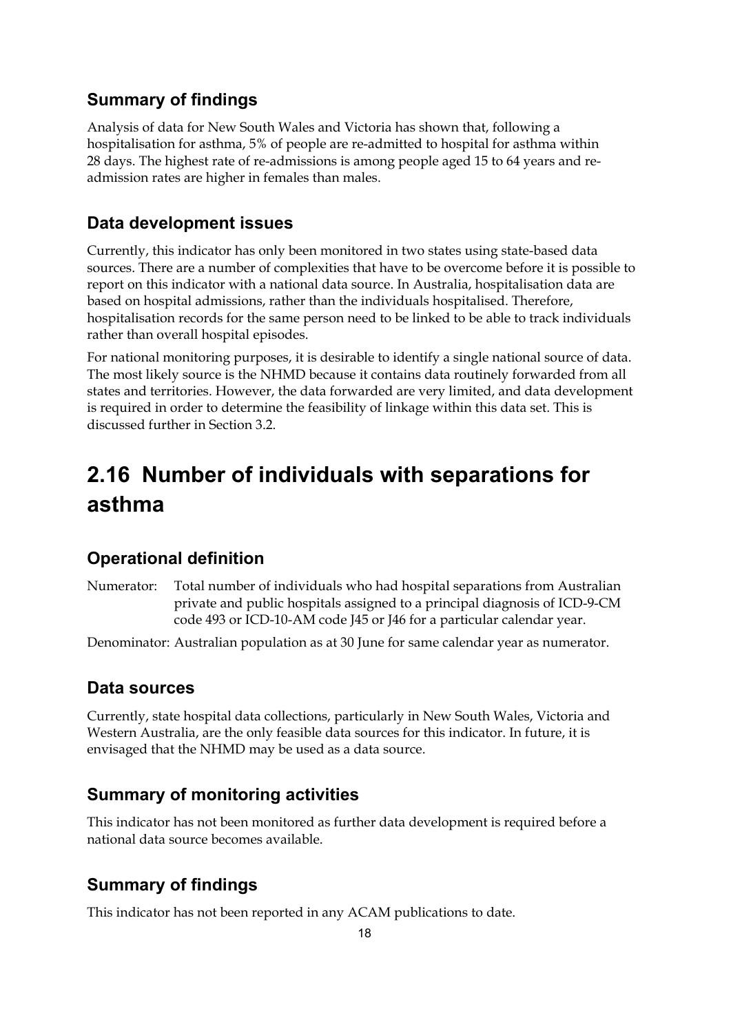### Summary of findings

Analysis of data for New South Wales and Victoria has shown that, following a hospitalisation for asthma, 5% of people are re-admitted to hospital for asthma within 28 days. The highest rate of re-admissions is among people aged 15 to 64 years and re-admission rates are higher in females than males.

### Data development issues

Currently, this indicator has only been monitored in two states using state-based data sources. There are a number of complexities that have to be overcome before it is possible to report on this indicator with a national data source. In Australia, hospitalisation data are based on hospital admissions, rather than the individuals hospitalised. Therefore, hospitalisation records for the same person need to be linked to be able to track individuals rather than overall hospital episodes.

For national monitoring purposes, it is desirable to identify a single national source of data. The most likely source is the NHMD because it contains data routinely forwarded from all states and territories. However, the data forwarded are very limited, and data development is required in order to determine the feasibility of linkage within this data set. This is discussed further in Section 3.2.

## 2.16 Number of individuals with separations for asthma

### Operational definition

Numerator: Total number of individuals who had hospital separations from Australian private and public hospitals assigned to a principal diagnosis of ICD-9-CM code 493 or ICD-10-AM code J45 or J46 for a particular calendar year.

Denominator: Australian population as at 30 June for same calendar year as numerator.

### Data sources

Currently, state hospital data collections, particularly in New South Wales, Victoria and Western Australia, are the only feasible data sources for this indicator. In future, it is envisaged that the NHMD may be used as a data source.

### Summary of monitoring activities

This indicator has not been monitored as further data development is required before a national data source becomes available.

### Summary of findings

This indicator has not been reported in any ACAM publications to date.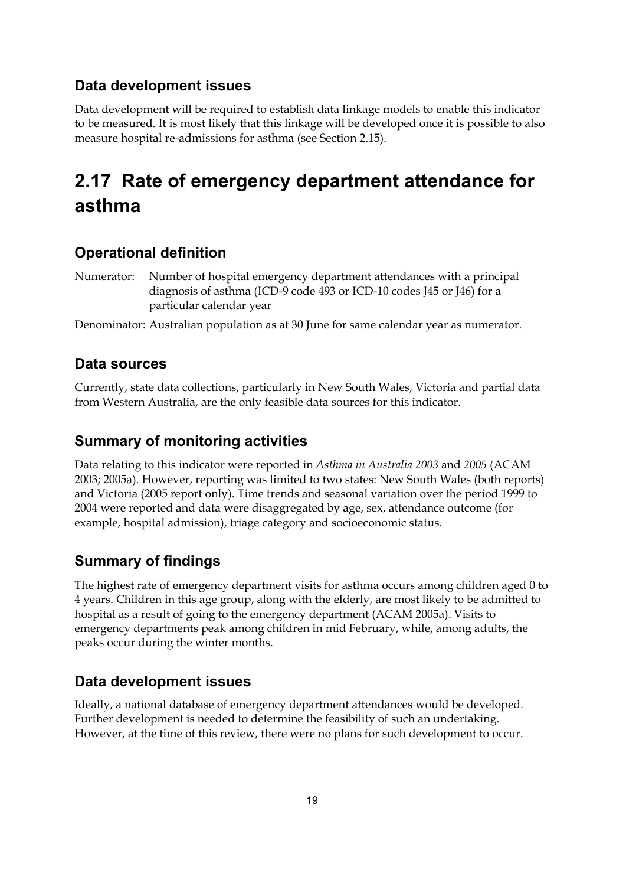### Data development issues

Data development will be required to establish data linkage models to enable this indicator to be measured. It is most likely that this linkage will be developed once it is possible to also measure hospital re-admissions for asthma (see Section 2.15).

## 2.17 Rate of emergency department attendance for asthma

### Operational definition

Numerator: Number of hospital emergency department attendances with a principal diagnosis of asthma (ICD-9 code 493 or ICD-10 codes J45 or J46) for a particular calendar year

Denominator: Australian population as at 30 June for same calendar year as numerator.

### Data sources

Currently, state data collections, particularly in New South Wales, Victoria and partial data from Western Australia, are the only feasible data sources for this indicator.

### Summary of monitoring activities

Data relating to this indicator were reported in *Asthma in Australia 2003* and *2005* (ACAM 2003; 2005a). However, reporting was limited to two states: New South Wales (both reports) and Victoria (2005 report only). Time trends and seasonal variation over the period 1999 to 2004 were reported and data were disaggregated by age, sex, attendance outcome (for example, hospital admission), triage category and socioeconomic status.

### Summary of findings

The highest rate of emergency department visits for asthma occurs among children aged 0 to 4 years. Children in this age group, along with the elderly, are most likely to be admitted to hospital as a result of going to the emergency department (ACAM 2005a). Visits to emergency departments peak among children in mid February, while, among adults, the peaks occur during the winter months.

### Data development issues

Ideally, a national database of emergency department attendances would be developed. Further development is needed to determine the feasibility of such an undertaking. However, at the time of this review, there were no plans for such development to occur.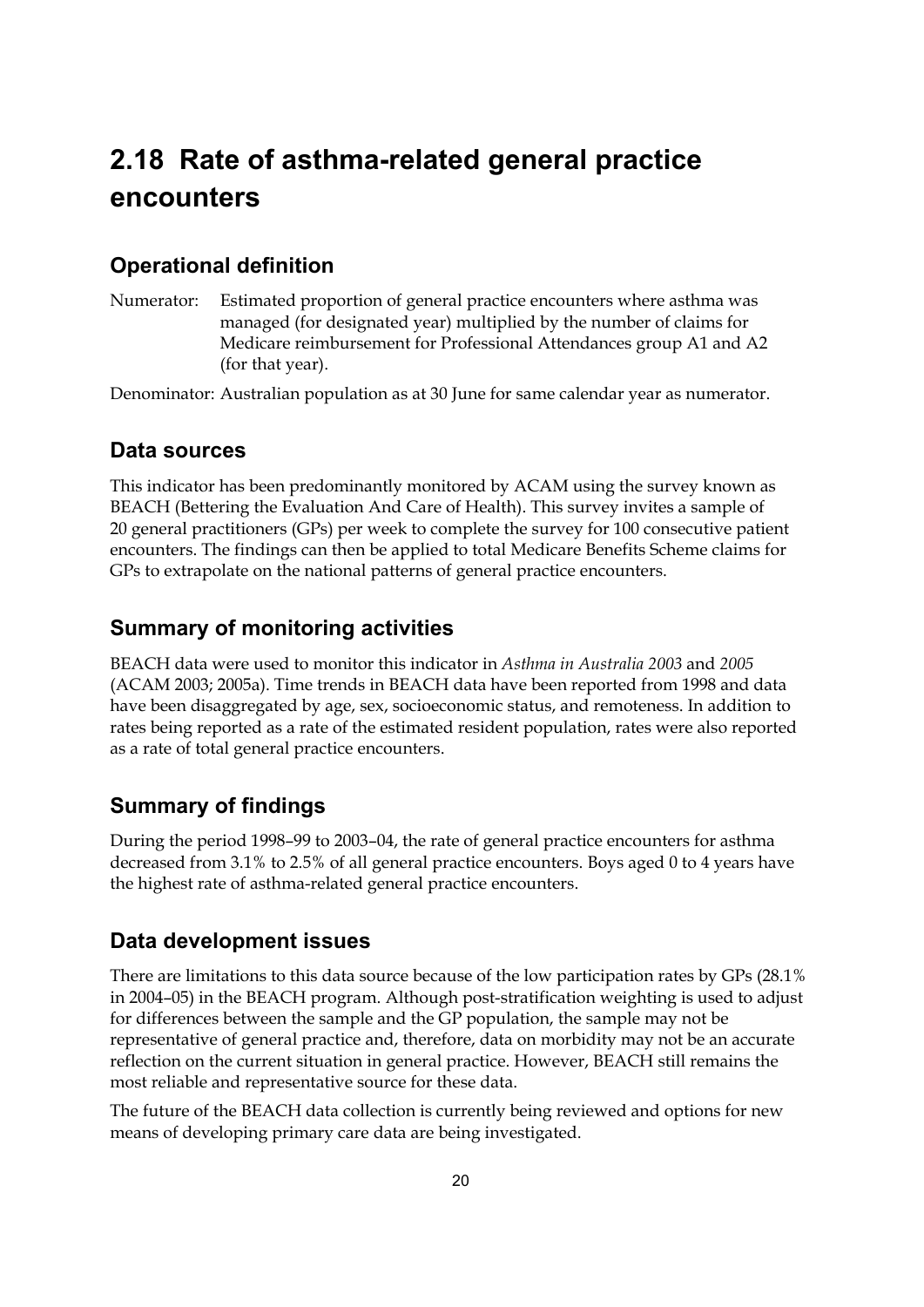# 2.18 Rate of asthma-related general practice encounters

## Operational definition

Numerator: Estimated proportion of general practice encounters where asthma was managed (for designated year) multiplied by the number of claims for Medicare reimbursement for Professional Attendances group A1 and A2 (for that year).

Denominator: Australian population as at 30 June for same calendar year as numerator.

## Data sources

This indicator has been predominantly monitored by ACAM using the survey known as BEACH (Bettering the Evaluation And Care of Health). This survey invites a sample of 20 general practitioners (GPs) per week to complete the survey for 100 consecutive patient encounters. The findings can then be applied to total Medicare Benefits Scheme claims for GPs to extrapolate on the national patterns of general practice encounters.

## Summary of monitoring activities

BEACH data were used to monitor this indicator in *Asthma in Australia 2003* and *2005* (ACAM 2003; 2005a). Time trends in BEACH data have been reported from 1998 and data have been disaggregated by age, sex, socioeconomic status, and remoteness. In addition to rates being reported as a rate of the estimated resident population, rates were also reported as a rate of total general practice encounters.

## Summary of findings

During the period 1998–99 to 2003–04, the rate of general practice encounters for asthma decreased from 3.1% to 2.5% of all general practice encounters. Boys aged 0 to 4 years have the highest rate of asthma-related general practice encounters.

## Data development issues

There are limitations to this data source because of the low participation rates by GPs (28.1% in 2004–05) in the BEACH program. Although post-stratification weighting is used to adjust for differences between the sample and the GP population, the sample may not be representative of general practice and, therefore, data on morbidity may not be an accurate reflection on the current situation in general practice. However, BEACH still remains the most reliable and representative source for these data.

The future of the BEACH data collection is currently being reviewed and options for new means of developing primary care data are being investigated.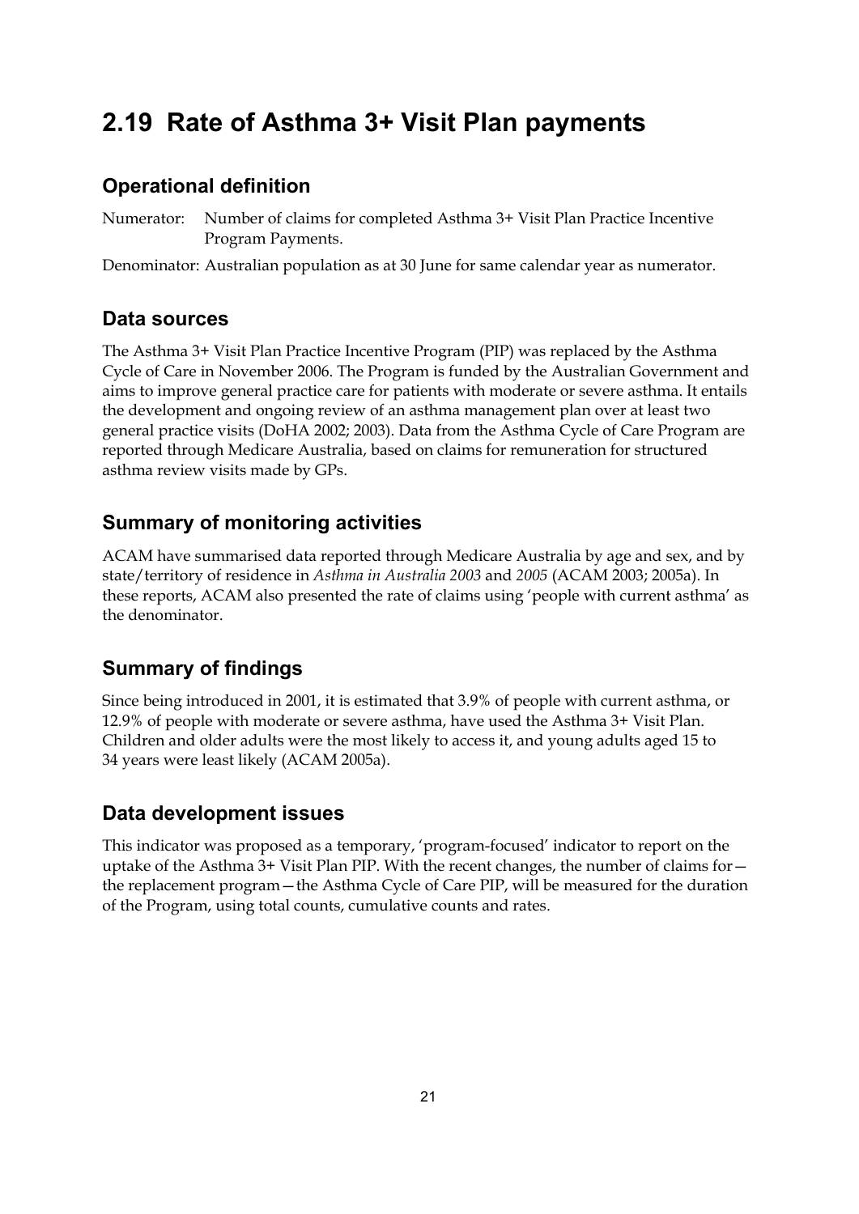## 2.19 Rate of Asthma 3+ Visit Plan payments

### Operational definition

Numerator: Number of claims for completed Asthma 3+ Visit Plan Practice Incentive Program Payments.

Denominator: Australian population as at 30 June for same calendar year as numerator.

### Data sources

The Asthma 3+ Visit Plan Practice Incentive Program (PIP) was replaced by the Asthma Cycle of Care in November 2006. The Program is funded by the Australian Government and aims to improve general practice care for patients with moderate or severe asthma. It entails the development and ongoing review of an asthma management plan over at least two general practice visits (DoHA 2002; 2003). Data from the Asthma Cycle of Care Program are reported through Medicare Australia, based on claims for remuneration for structured asthma review visits made by GPs.

### Summary of monitoring activities

ACAM have summarised data reported through Medicare Australia by age and sex, and by state/territory of residence in *Asthma in Australia 2003* and *2005* (ACAM 2003; 2005a). In these reports, ACAM also presented the rate of claims using 'people with current asthma' as the denominator.

### Summary of findings

Since being introduced in 2001, it is estimated that 3.9% of people with current asthma, or 12.9% of people with moderate or severe asthma, have used the Asthma 3+ Visit Plan. Children and older adults were the most likely to access it, and young adults aged 15 to 34 years were least likely (ACAM 2005a).

### Data development issues

This indicator was proposed as a temporary, 'program-focused' indicator to report on the uptake of the Asthma 3+ Visit Plan PIP. With the recent changes, the number of claims for—the replacement program—the Asthma Cycle of Care PIP, will be measured for the duration of the Program, using total counts, cumulative counts and rates.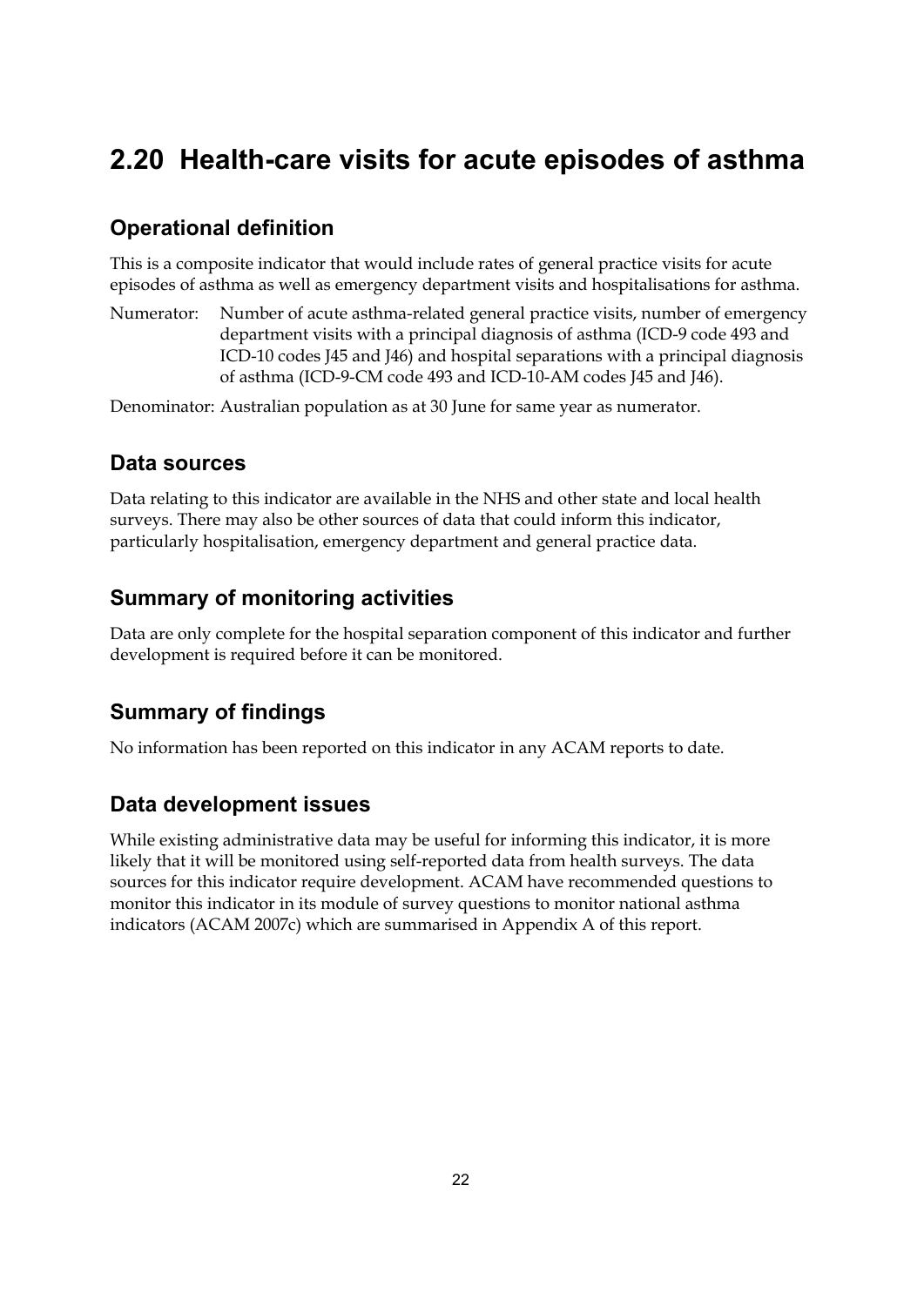# 2.20 Health-care visits for acute episodes of asthma

## Operational definition

This is a composite indicator that would include rates of general practice visits for acute episodes of asthma as well as emergency department visits and hospitalisations for asthma.

Numerator: Number of acute asthma-related general practice visits, number of emergency department visits with a principal diagnosis of asthma (ICD-9 code 493 and ICD-10 codes J45 and J46) and hospital separations with a principal diagnosis of asthma (ICD-9-CM code 493 and ICD-10-AM codes J45 and J46).

Denominator: Australian population as at 30 June for same year as numerator.

## Data sources

Data relating to this indicator are available in the NHS and other state and local health surveys. There may also be other sources of data that could inform this indicator, particularly hospitalisation, emergency department and general practice data.

## Summary of monitoring activities

Data are only complete for the hospital separation component of this indicator and further development is required before it can be monitored.

## Summary of findings

No information has been reported on this indicator in any ACAM reports to date.

## Data development issues

While existing administrative data may be useful for informing this indicator, it is more likely that it will be monitored using self-reported data from health surveys. The data sources for this indicator require development. ACAM have recommended questions to monitor this indicator in its module of survey questions to monitor national asthma indicators (ACAM 2007c) which are summarised in Appendix A of this report.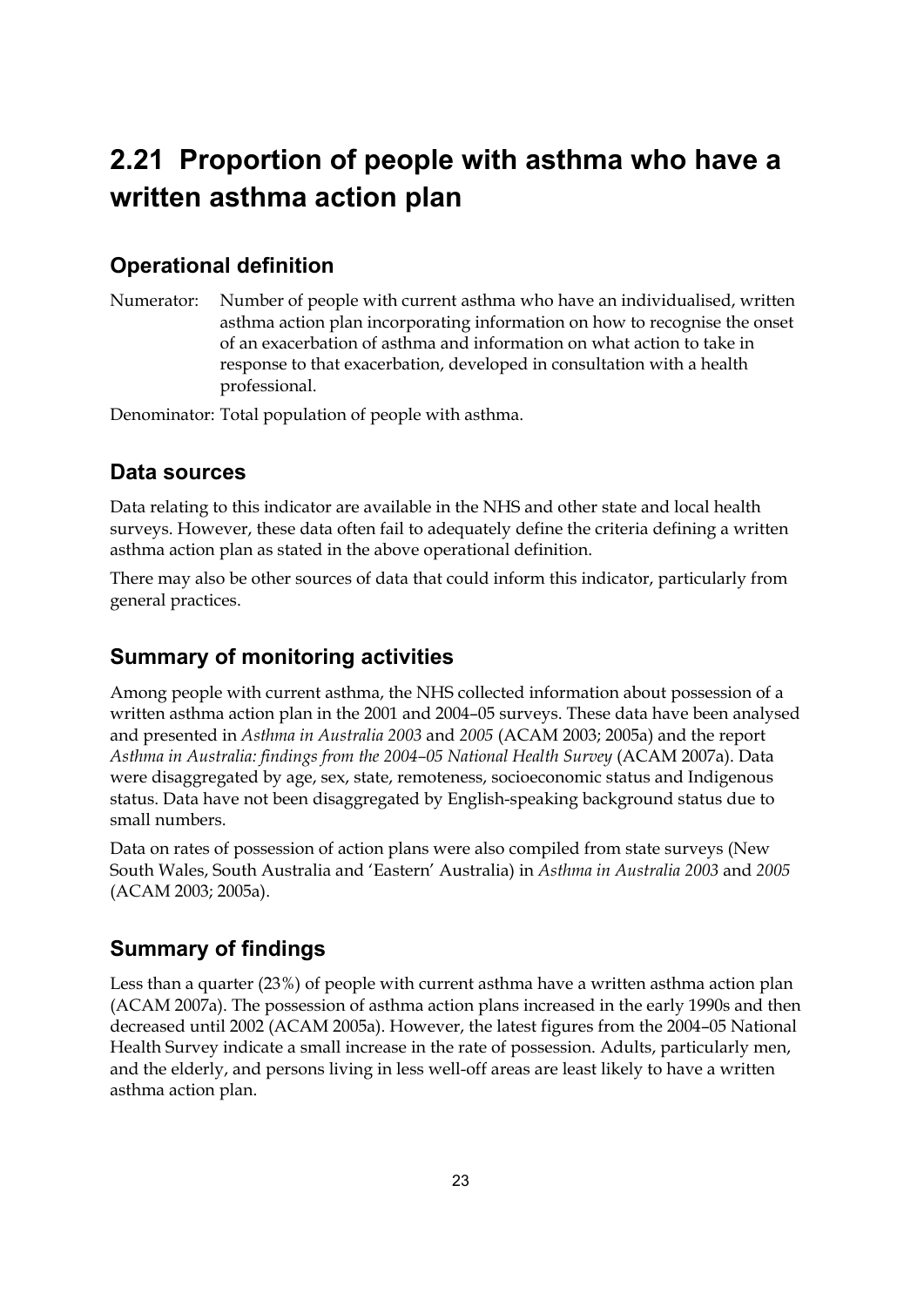# 2.21 Proportion of people with asthma who have a written asthma action plan

## Operational definition

Numerator: Number of people with current asthma who have an individualised, written asthma action plan incorporating information on how to recognise the onset of an exacerbation of asthma and information on what action to take in response to that exacerbation, developed in consultation with a health professional.

Denominator: Total population of people with asthma.

## Data sources

Data relating to this indicator are available in the NHS and other state and local health surveys. However, these data often fail to adequately define the criteria defining a written asthma action plan as stated in the above operational definition.

There may also be other sources of data that could inform this indicator, particularly from general practices.

## Summary of monitoring activities

Among people with current asthma, the NHS collected information about possession of a written asthma action plan in the 2001 and 2004–05 surveys. These data have been analysed and presented in *Asthma in Australia 2003* and *2005* (ACAM 2003; 2005a) and the report *Asthma in Australia: findings from the 2004–05 National Health Survey* (ACAM 2007a). Data were disaggregated by age, sex, state, remoteness, socioeconomic status and Indigenous status. Data have not been disaggregated by English-speaking background status due to small numbers.

Data on rates of possession of action plans were also compiled from state surveys (New South Wales, South Australia and 'Eastern' Australia) in *Asthma in Australia 2003* and *2005* (ACAM 2003; 2005a).

## Summary of findings

Less than a quarter (23%) of people with current asthma have a written asthma action plan (ACAM 2007a). The possession of asthma action plans increased in the early 1990s and then decreased until 2002 (ACAM 2005a). However, the latest figures from the 2004–05 National Health Survey indicate a small increase in the rate of possession. Adults, particularly men, and the elderly, and persons living in less well-off areas are least likely to have a written asthma action plan.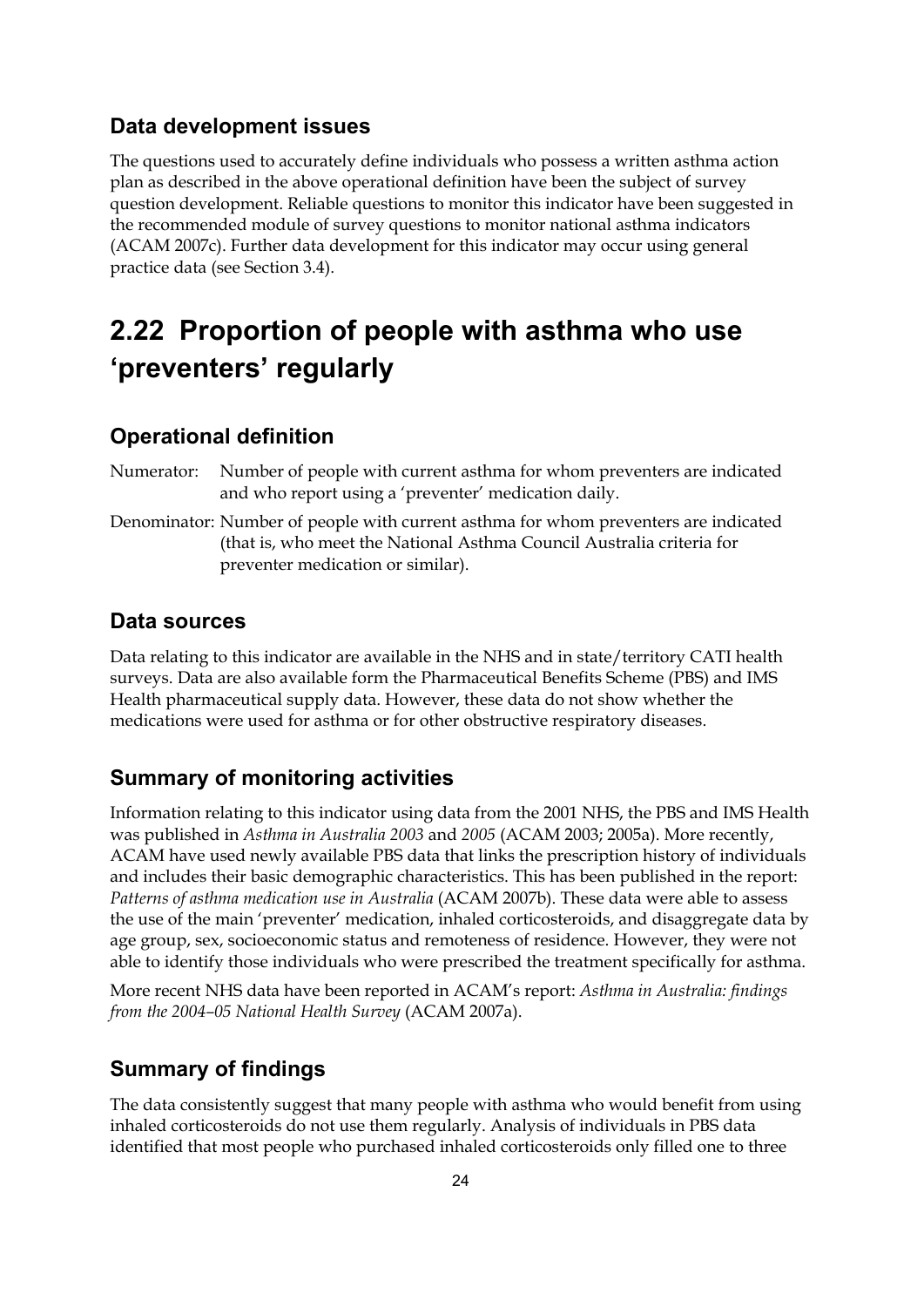### Data development issues

The questions used to accurately define individuals who possess a written asthma action plan as described in the above operational definition have been the subject of survey question development. Reliable questions to monitor this indicator have been suggested in the recommended module of survey questions to monitor national asthma indicators (ACAM 2007c). Further data development for this indicator may occur using general practice data (see Section 3.4).

## 2.22 Proportion of people with asthma who use 'preventers' regularly

### Operational definition

Numerator: Number of people with current asthma for whom preventers are indicated and who report using a 'preventer' medication daily.

Denominator: Number of people with current asthma for whom preventers are indicated (that is, who meet the National Asthma Council Australia criteria for preventer medication or similar).

### Data sources

Data relating to this indicator are available in the NHS and in state/territory CATI health surveys. Data are also available form the Pharmaceutical Benefits Scheme (PBS) and IMS Health pharmaceutical supply data. However, these data do not show whether the medications were used for asthma or for other obstructive respiratory diseases.

### Summary of monitoring activities

Information relating to this indicator using data from the 2001 NHS, the PBS and IMS Health was published in *Asthma in Australia 2003* and *2005* (ACAM 2003; 2005a). More recently, ACAM have used newly available PBS data that links the prescription history of individuals and includes their basic demographic characteristics. This has been published in the report: *Patterns of asthma medication use in Australia* (ACAM 2007b). These data were able to assess the use of the main 'preventer' medication, inhaled corticosteroids, and disaggregate data by age group, sex, socioeconomic status and remoteness of residence. However, they were not able to identify those individuals who were prescribed the treatment specifically for asthma.

More recent NHS data have been reported in ACAM's report: *Asthma in Australia: findings from the 2004–05 National Health Survey* (ACAM 2007a).

### Summary of findings

The data consistently suggest that many people with asthma who would benefit from using inhaled corticosteroids do not use them regularly. Analysis of individuals in PBS data identified that most people who purchased inhaled corticosteroids only filled one to three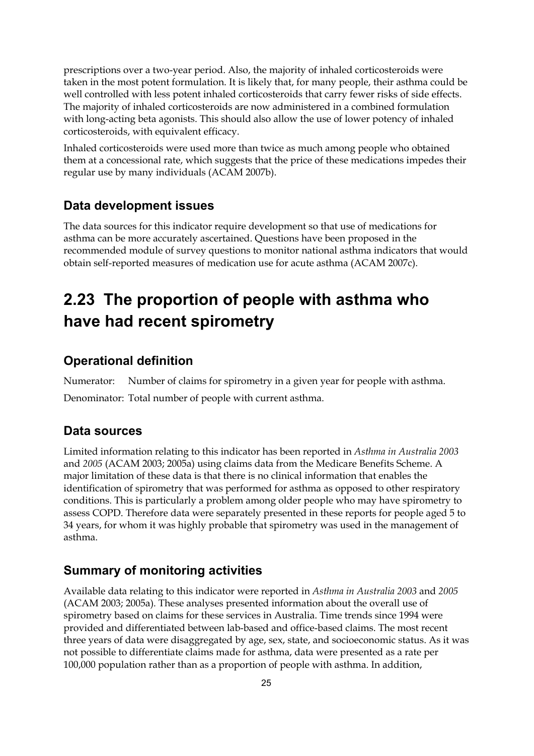prescriptions over a two-year period. Also, the majority of inhaled corticosteroids were taken in the most potent formulation. It is likely that, for many people, their asthma could be well controlled with less potent inhaled corticosteroids that carry fewer risks of side effects. The majority of inhaled corticosteroids are now administered in a combined formulation with long-acting beta agonists. This should also allow the use of lower potency of inhaled corticosteroids, with equivalent efficacy.

Inhaled corticosteroids were used more than twice as much among people who obtained them at a concessional rate, which suggests that the price of these medications impedes their regular use by many individuals (ACAM 2007b).

### Data development issues

The data sources for this indicator require development so that use of medications for asthma can be more accurately ascertained. Questions have been proposed in the recommended module of survey questions to monitor national asthma indicators that would obtain self-reported measures of medication use for acute asthma (ACAM 2007c).

## 2.23 The proportion of people with asthma who have had recent spirometry

### Operational definition

Numerator: Number of claims for spirometry in a given year for people with asthma.

Denominator: Total number of people with current asthma.

### Data sources

Limited information relating to this indicator has been reported in *Asthma in Australia 2003* and *2005* (ACAM 2003; 2005a) using claims data from the Medicare Benefits Scheme. A major limitation of these data is that there is no clinical information that enables the identification of spirometry that was performed for asthma as opposed to other respiratory conditions. This is particularly a problem among older people who may have spirometry to assess COPD. Therefore data were separately presented in these reports for people aged 5 to 34 years, for whom it was highly probable that spirometry was used in the management of asthma.

### Summary of monitoring activities

Available data relating to this indicator were reported in *Asthma in Australia 2003* and *2005* (ACAM 2003; 2005a). These analyses presented information about the overall use of spirometry based on claims for these services in Australia. Time trends since 1994 were provided and differentiated between lab-based and office-based claims. The most recent three years of data were disaggregated by age, sex, state, and socioeconomic status. As it was not possible to differentiate claims made for asthma, data were presented as a rate per 100,000 population rather than as a proportion of people with asthma. In addition,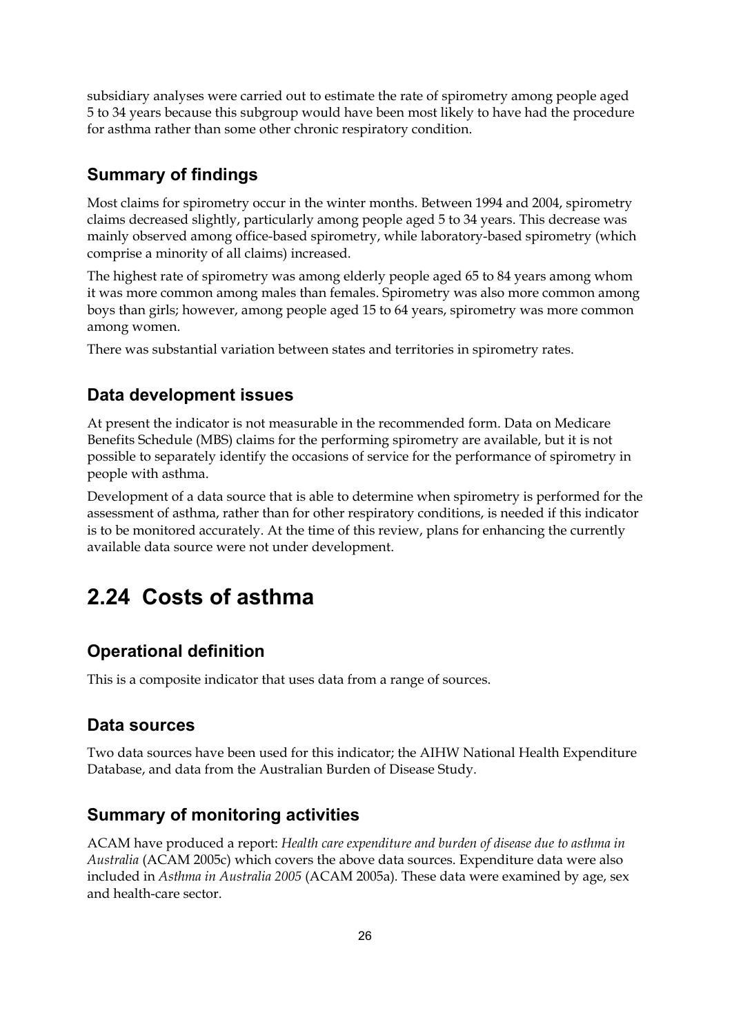subsidiary analyses were carried out to estimate the rate of spirometry among people aged 5 to 34 years because this subgroup would have been most likely to have had the procedure for asthma rather than some other chronic respiratory condition.

### Summary of findings

Most claims for spirometry occur in the winter months. Between 1994 and 2004, spirometry claims decreased slightly, particularly among people aged 5 to 34 years. This decrease was mainly observed among office-based spirometry, while laboratory-based spirometry (which comprise a minority of all claims) increased.

The highest rate of spirometry was among elderly people aged 65 to 84 years among whom it was more common among males than females. Spirometry was also more common among boys than girls; however, among people aged 15 to 64 years, spirometry was more common among women.

There was substantial variation between states and territories in spirometry rates.

### Data development issues

At present the indicator is not measurable in the recommended form. Data on Medicare Benefits Schedule (MBS) claims for the performing spirometry are available, but it is not possible to separately identify the occasions of service for the performance of spirometry in people with asthma.

Development of a data source that is able to determine when spirometry is performed for the assessment of asthma, rather than for other respiratory conditions, is needed if this indicator is to be monitored accurately. At the time of this review, plans for enhancing the currently available data source were not under development.

## 2.24 Costs of asthma

### Operational definition

This is a composite indicator that uses data from a range of sources.

### Data sources

Two data sources have been used for this indicator; the AIHW National Health Expenditure Database, and data from the Australian Burden of Disease Study.

### Summary of monitoring activities

ACAM have produced a report: *Health care expenditure and burden of disease due to asthma in Australia* (ACAM 2005c) which covers the above data sources. Expenditure data were also included in *Asthma in Australia 2005* (ACAM 2005a). These data were examined by age, sex and health-care sector.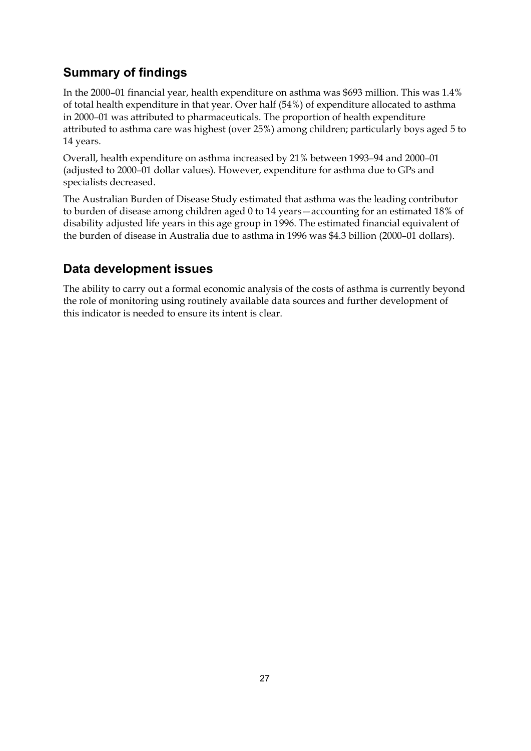## Summary of findings

In the 2000–01 financial year, health expenditure on asthma was $693 million. This was 1.4% of total health expenditure in that year. Over half (54%) of expenditure allocated to asthma in 2000–01 was attributed to pharmaceuticals. The proportion of health expenditure attributed to asthma care was highest (over 25%) among children; particularly boys aged 5 to 14 years.

Overall, health expenditure on asthma increased by 21% between 1993–94 and 2000–01 (adjusted to 2000–01 dollar values). However, expenditure for asthma due to GPs and specialists decreased.

The Australian Burden of Disease Study estimated that asthma was the leading contributor to burden of disease among children aged 0 to 14 years—accounting for an estimated 18% of disability adjusted life years in this age group in 1996. The estimated financial equivalent of the burden of disease in Australia due to asthma in 1996 was $4.3 billion (2000–01 dollars).

## Data development issues

The ability to carry out a formal economic analysis of the costs of asthma is currently beyond the role of monitoring using routinely available data sources and further development of this indicator is needed to ensure its intent is clear.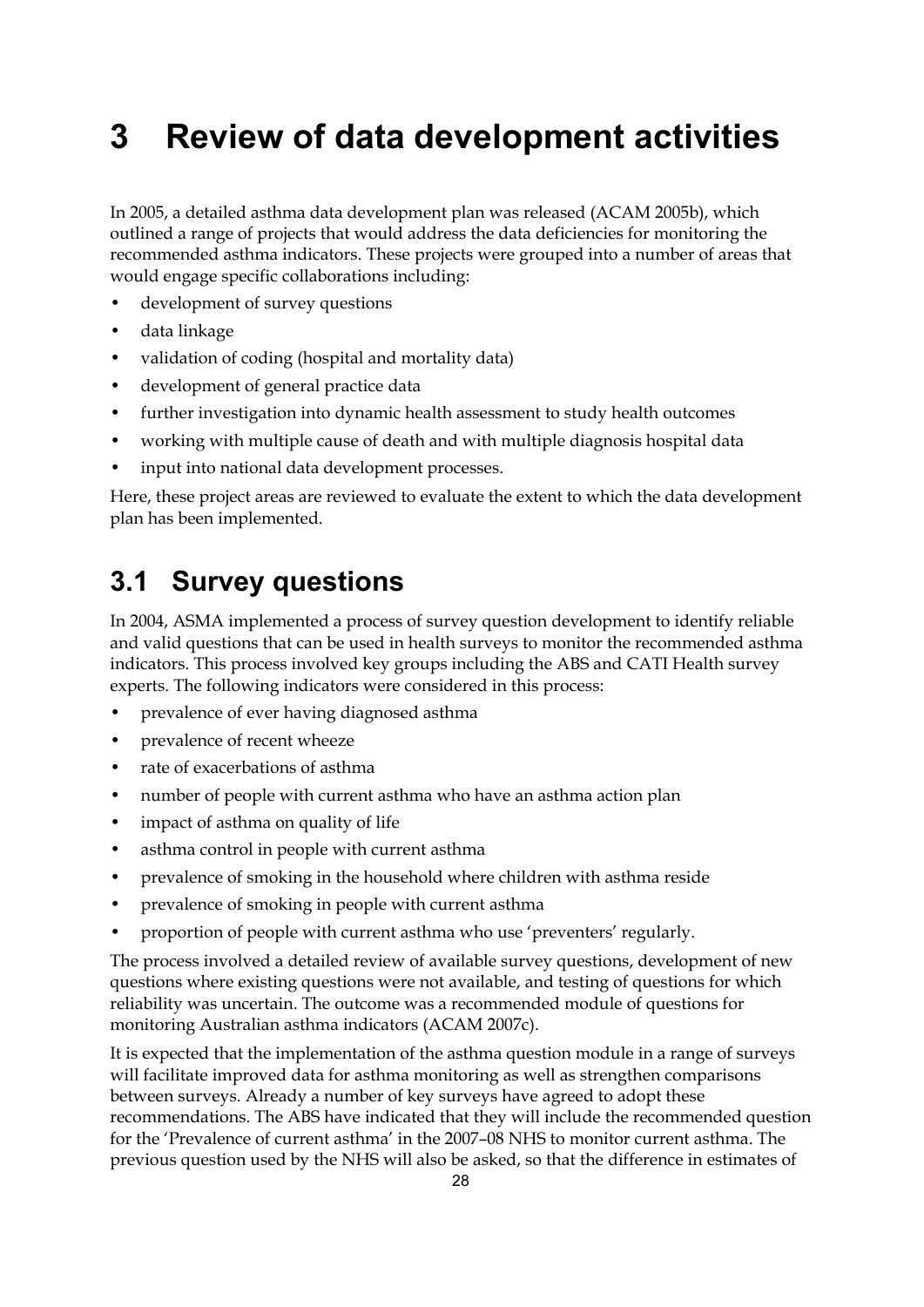# 3 Review of data development activities

In 2005, a detailed asthma data development plan was released (ACAM 2005b), which outlined a range of projects that would address the data deficiencies for monitoring the recommended asthma indicators. These projects were grouped into a number of areas that would engage specific collaborations including:

- development of survey questions
- data linkage
- validation of coding (hospital and mortality data)
- development of general practice data
- further investigation into dynamic health assessment to study health outcomes
- working with multiple cause of death and with multiple diagnosis hospital data
- input into national data development processes.

Here, these project areas are reviewed to evaluate the extent to which the data development plan has been implemented.

## 3.1 Survey questions

In 2004, ASMA implemented a process of survey question development to identify reliable and valid questions that can be used in health surveys to monitor the recommended asthma indicators. This process involved key groups including the ABS and CATI Health survey experts. The following indicators were considered in this process:

- prevalence of ever having diagnosed asthma
- prevalence of recent wheeze
- rate of exacerbations of asthma
- number of people with current asthma who have an asthma action plan
- impact of asthma on quality of life
- asthma control in people with current asthma
- prevalence of smoking in the household where children with asthma reside
- prevalence of smoking in people with current asthma
- proportion of people with current asthma who use 'preventers' regularly.

The process involved a detailed review of available survey questions, development of new questions where existing questions were not available, and testing of questions for which reliability was uncertain. The outcome was a recommended module of questions for monitoring Australian asthma indicators (ACAM 2007c).

It is expected that the implementation of the asthma question module in a range of surveys will facilitate improved data for asthma monitoring as well as strengthen comparisons between surveys. Already a number of key surveys have agreed to adopt these recommendations. The ABS have indicated that they will include the recommended question for the 'Prevalence of current asthma' in the 2007–08 NHS to monitor current asthma. The previous question used by the NHS will also be asked, so that the difference in estimates of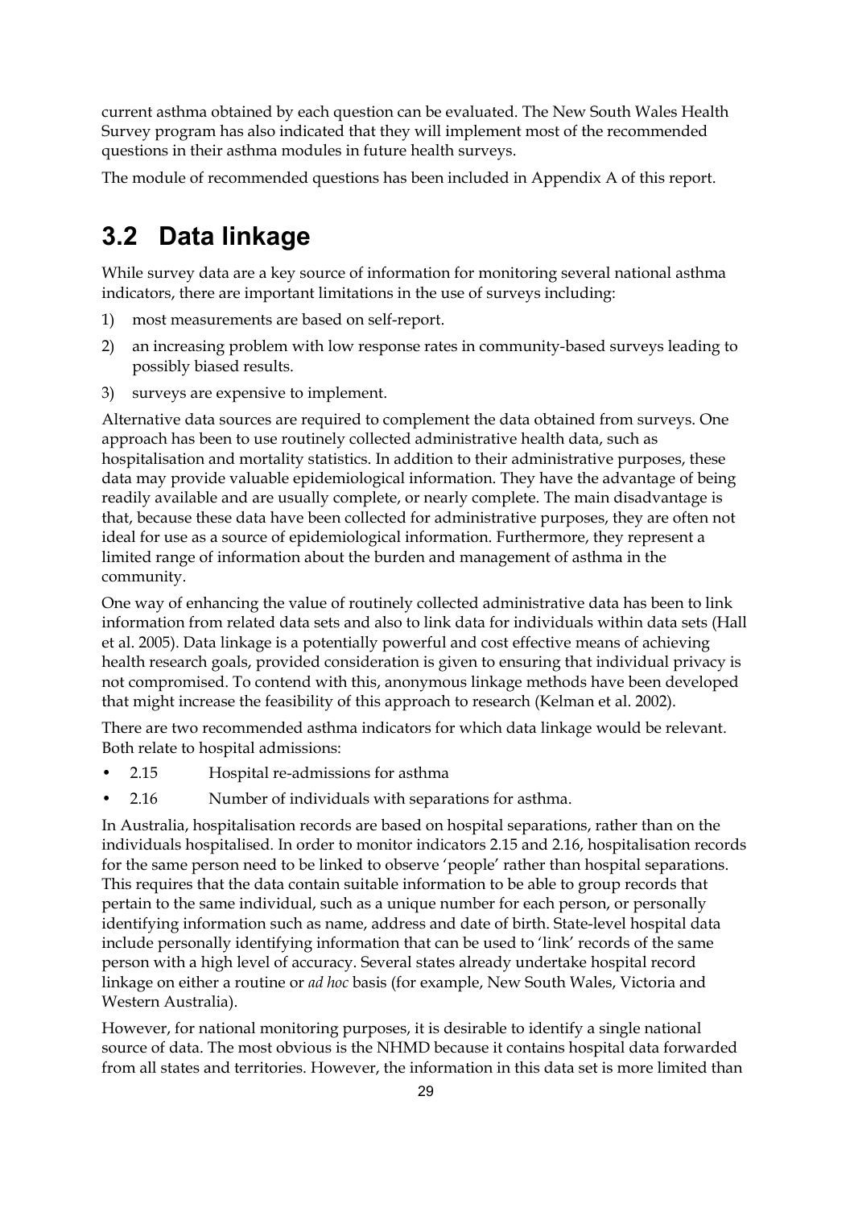current asthma obtained by each question can be evaluated. The New South Wales Health Survey program has also indicated that they will implement most of the recommended questions in their asthma modules in future health surveys.

The module of recommended questions has been included in Appendix A of this report.

## 3.2 Data linkage

While survey data are a key source of information for monitoring several national asthma indicators, there are important limitations in the use of surveys including:

1) most measurements are based on self-report.
2) an increasing problem with low response rates in community-based surveys leading to possibly biased results.
3) surveys are expensive to implement.

Alternative data sources are required to complement the data obtained from surveys. One approach has been to use routinely collected administrative health data, such as hospitalisation and mortality statistics. In addition to their administrative purposes, these data may provide valuable epidemiological information. They have the advantage of being readily available and are usually complete, or nearly complete. The main disadvantage is that, because these data have been collected for administrative purposes, they are often not ideal for use as a source of epidemiological information. Furthermore, they represent a limited range of information about the burden and management of asthma in the community.

One way of enhancing the value of routinely collected administrative data has been to link information from related data sets and also to link data for individuals within data sets (Hall et al. 2005). Data linkage is a potentially powerful and cost effective means of achieving health research goals, provided consideration is given to ensuring that individual privacy is not compromised. To contend with this, anonymous linkage methods have been developed that might increase the feasibility of this approach to research (Kelman et al. 2002).

There are two recommended asthma indicators for which data linkage would be relevant. Both relate to hospital admissions:

- 2.15 Hospital re-admissions for asthma
- 2.16 Number of individuals with separations for asthma.

In Australia, hospitalisation records are based on hospital separations, rather than on the individuals hospitalised. In order to monitor indicators 2.15 and 2.16, hospitalisation records for the same person need to be linked to observe 'people' rather than hospital separations. This requires that the data contain suitable information to be able to group records that pertain to the same individual, such as a unique number for each person, or personally identifying information such as name, address and date of birth. State-level hospital data include personally identifying information that can be used to 'link' records of the same person with a high level of accuracy. Several states already undertake hospital record linkage on either a routine or *ad hoc* basis (for example, New South Wales, Victoria and Western Australia).

However, for national monitoring purposes, it is desirable to identify a single national source of data. The most obvious is the NHMD because it contains hospital data forwarded from all states and territories. However, the information in this data set is more limited than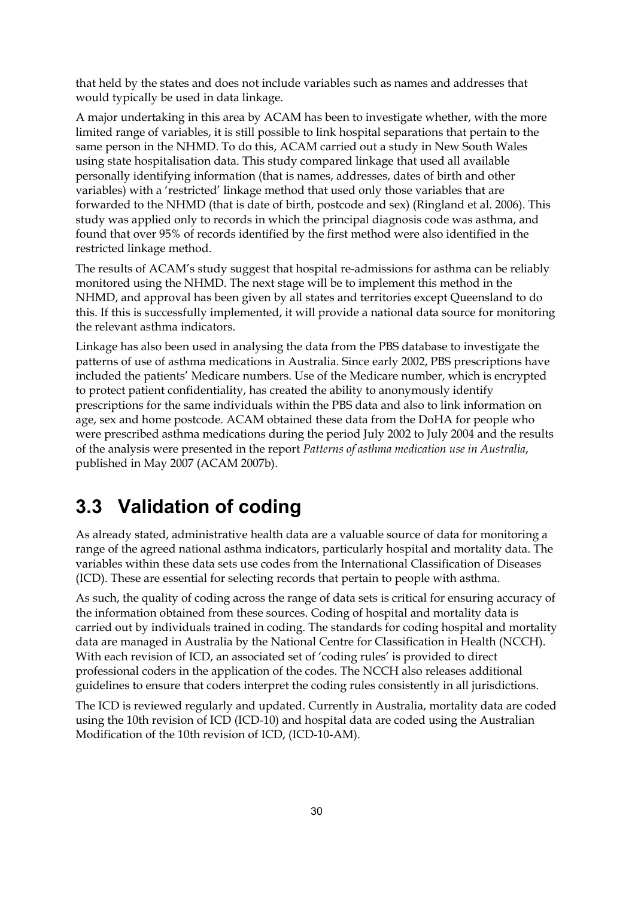that held by the states and does not include variables such as names and addresses that would typically be used in data linkage.

A major undertaking in this area by ACAM has been to investigate whether, with the more limited range of variables, it is still possible to link hospital separations that pertain to the same person in the NHMD. To do this, ACAM carried out a study in New South Wales using state hospitalisation data. This study compared linkage that used all available personally identifying information (that is names, addresses, dates of birth and other variables) with a 'restricted' linkage method that used only those variables that are forwarded to the NHMD (that is date of birth, postcode and sex) (Ringland et al. 2006). This study was applied only to records in which the principal diagnosis code was asthma, and found that over 95% of records identified by the first method were also identified in the restricted linkage method.

The results of ACAM's study suggest that hospital re-admissions for asthma can be reliably monitored using the NHMD. The next stage will be to implement this method in the NHMD, and approval has been given by all states and territories except Queensland to do this. If this is successfully implemented, it will provide a national data source for monitoring the relevant asthma indicators.

Linkage has also been used in analysing the data from the PBS database to investigate the patterns of use of asthma medications in Australia. Since early 2002, PBS prescriptions have included the patients' Medicare numbers. Use of the Medicare number, which is encrypted to protect patient confidentiality, has created the ability to anonymously identify prescriptions for the same individuals within the PBS data and also to link information on age, sex and home postcode. ACAM obtained these data from the DoHA for people who were prescribed asthma medications during the period July 2002 to July 2004 and the results of the analysis were presented in the report *Patterns of asthma medication use in Australia*, published in May 2007 (ACAM 2007b).

## 3.3 Validation of coding

As already stated, administrative health data are a valuable source of data for monitoring a range of the agreed national asthma indicators, particularly hospital and mortality data. The variables within these data sets use codes from the International Classification of Diseases (ICD). These are essential for selecting records that pertain to people with asthma.

As such, the quality of coding across the range of data sets is critical for ensuring accuracy of the information obtained from these sources. Coding of hospital and mortality data is carried out by individuals trained in coding. The standards for coding hospital and mortality data are managed in Australia by the National Centre for Classification in Health (NCCH). With each revision of ICD, an associated set of 'coding rules' is provided to direct professional coders in the application of the codes. The NCCH also releases additional guidelines to ensure that coders interpret the coding rules consistently in all jurisdictions.

The ICD is reviewed regularly and updated. Currently in Australia, mortality data are coded using the 10th revision of ICD (ICD-10) and hospital data are coded using the Australian Modification of the 10th revision of ICD, (ICD-10-AM).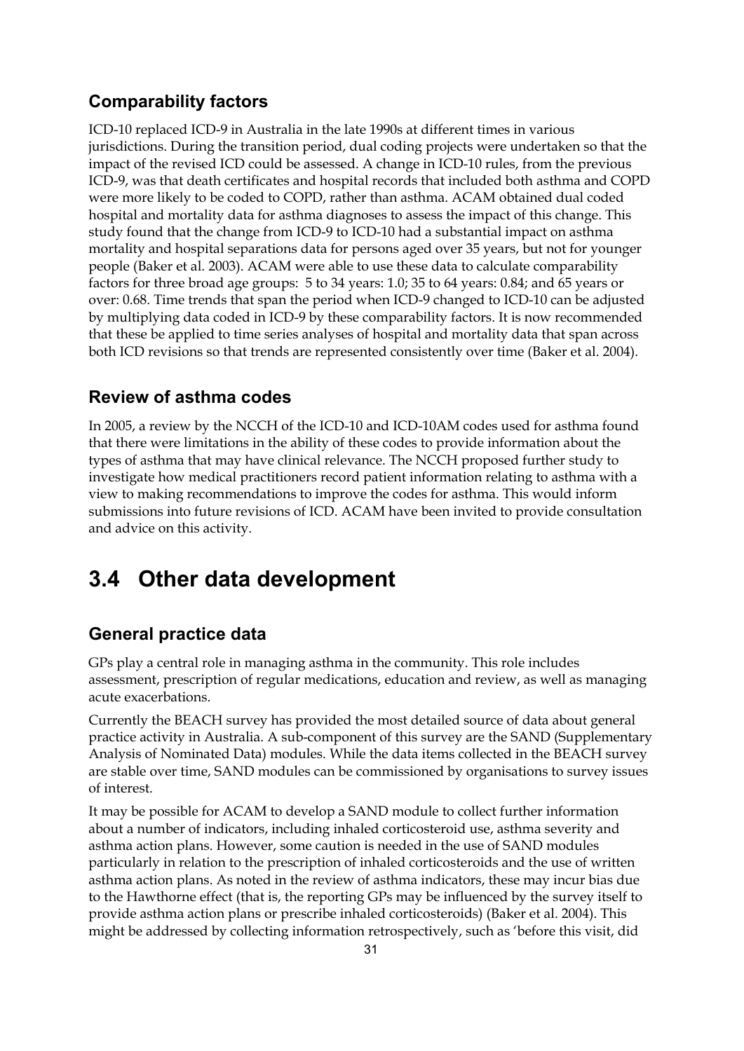## Comparability factors

ICD-10 replaced ICD-9 in Australia in the late 1990s at different times in various jurisdictions. During the transition period, dual coding projects were undertaken so that the impact of the revised ICD could be assessed. A change in ICD-10 rules, from the previous ICD-9, was that death certificates and hospital records that included both asthma and COPD were more likely to be coded to COPD, rather than asthma. ACAM obtained dual coded hospital and mortality data for asthma diagnoses to assess the impact of this change. This study found that the change from ICD-9 to ICD-10 had a substantial impact on asthma mortality and hospital separations data for persons aged over 35 years, but not for younger people (Baker et al. 2003). ACAM were able to use these data to calculate comparability factors for three broad age groups: 5 to 34 years: 1.0; 35 to 64 years: 0.84; and 65 years or over: 0.68. Time trends that span the period when ICD-9 changed to ICD-10 can be adjusted by multiplying data coded in ICD-9 by these comparability factors. It is now recommended that these be applied to time series analyses of hospital and mortality data that span across both ICD revisions so that trends are represented consistently over time (Baker et al. 2004).

## Review of asthma codes

In 2005, a review by the NCCH of the ICD-10 and ICD-10AM codes used for asthma found that there were limitations in the ability of these codes to provide information about the types of asthma that may have clinical relevance. The NCCH proposed further study to investigate how medical practitioners record patient information relating to asthma with a view to making recommendations to improve the codes for asthma. This would inform submissions into future revisions of ICD. ACAM have been invited to provide consultation and advice on this activity.

# 3.4 Other data development

## General practice data

GPs play a central role in managing asthma in the community. This role includes assessment, prescription of regular medications, education and review, as well as managing acute exacerbations.

Currently the BEACH survey has provided the most detailed source of data about general practice activity in Australia. A sub-component of this survey are the SAND (Supplementary Analysis of Nominated Data) modules. While the data items collected in the BEACH survey are stable over time, SAND modules can be commissioned by organisations to survey issues of interest.

It may be possible for ACAM to develop a SAND module to collect further information about a number of indicators, including inhaled corticosteroid use, asthma severity and asthma action plans. However, some caution is needed in the use of SAND modules particularly in relation to the prescription of inhaled corticosteroids and the use of written asthma action plans. As noted in the review of asthma indicators, these may incur bias due to the Hawthorne effect (that is, the reporting GPs may be influenced by the survey itself to provide asthma action plans or prescribe inhaled corticosteroids) (Baker et al. 2004). This might be addressed by collecting information retrospectively, such as 'before this visit, did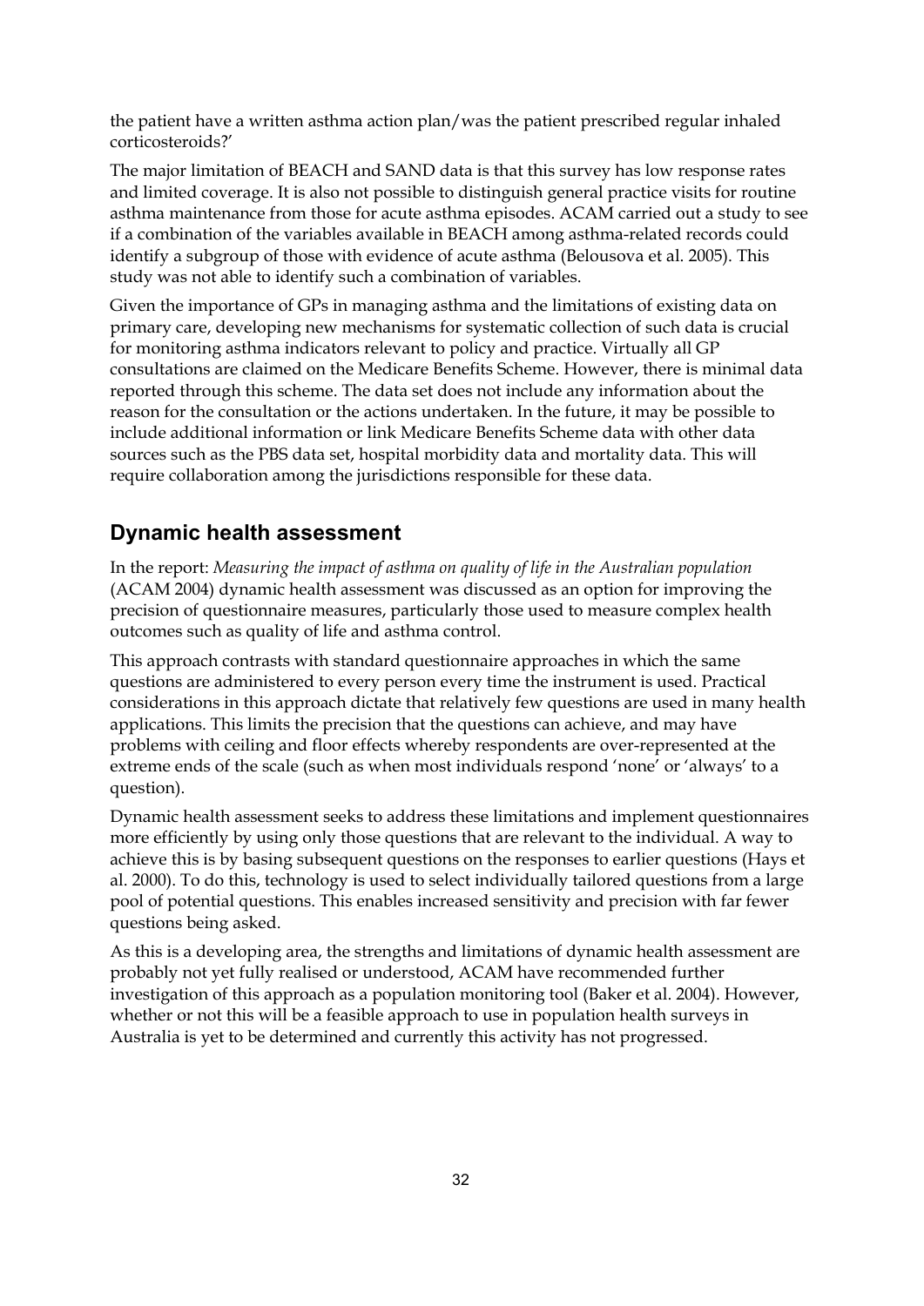the patient have a written asthma action plan/was the patient prescribed regular inhaled corticosteroids?'

The major limitation of BEACH and SAND data is that this survey has low response rates and limited coverage. It is also not possible to distinguish general practice visits for routine asthma maintenance from those for acute asthma episodes. ACAM carried out a study to see if a combination of the variables available in BEACH among asthma-related records could identify a subgroup of those with evidence of acute asthma (Belousova et al. 2005). This study was not able to identify such a combination of variables.

Given the importance of GPs in managing asthma and the limitations of existing data on primary care, developing new mechanisms for systematic collection of such data is crucial for monitoring asthma indicators relevant to policy and practice. Virtually all GP consultations are claimed on the Medicare Benefits Scheme. However, there is minimal data reported through this scheme. The data set does not include any information about the reason for the consultation or the actions undertaken. In the future, it may be possible to include additional information or link Medicare Benefits Scheme data with other data sources such as the PBS data set, hospital morbidity data and mortality data. This will require collaboration among the jurisdictions responsible for these data.

## Dynamic health assessment

In the report: *Measuring the impact of asthma on quality of life in the Australian population* (ACAM 2004) dynamic health assessment was discussed as an option for improving the precision of questionnaire measures, particularly those used to measure complex health outcomes such as quality of life and asthma control.

This approach contrasts with standard questionnaire approaches in which the same questions are administered to every person every time the instrument is used. Practical considerations in this approach dictate that relatively few questions are used in many health applications. This limits the precision that the questions can achieve, and may have problems with ceiling and floor effects whereby respondents are over-represented at the extreme ends of the scale (such as when most individuals respond 'none' or 'always' to a question).

Dynamic health assessment seeks to address these limitations and implement questionnaires more efficiently by using only those questions that are relevant to the individual. A way to achieve this is by basing subsequent questions on the responses to earlier questions (Hays et al. 2000). To do this, technology is used to select individually tailored questions from a large pool of potential questions. This enables increased sensitivity and precision with far fewer questions being asked.

As this is a developing area, the strengths and limitations of dynamic health assessment are probably not yet fully realised or understood, ACAM have recommended further investigation of this approach as a population monitoring tool (Baker et al. 2004). However, whether or not this will be a feasible approach to use in population health surveys in Australia is yet to be determined and currently this activity has not progressed.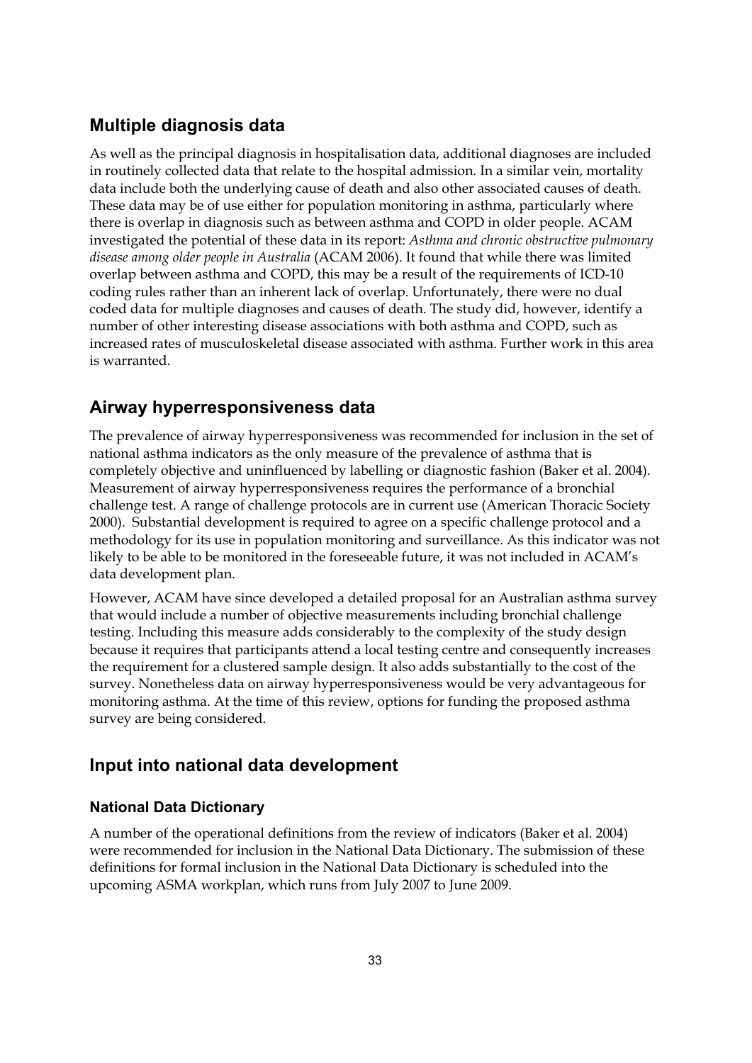## Multiple diagnosis data

As well as the principal diagnosis in hospitalisation data, additional diagnoses are included in routinely collected data that relate to the hospital admission. In a similar vein, mortality data include both the underlying cause of death and also other associated causes of death. These data may be of use either for population monitoring in asthma, particularly where there is overlap in diagnosis such as between asthma and COPD in older people. ACAM investigated the potential of these data in its report: *Asthma and chronic obstructive pulmonary disease among older people in Australia* (ACAM 2006). It found that while there was limited overlap between asthma and COPD, this may be a result of the requirements of ICD-10 coding rules rather than an inherent lack of overlap. Unfortunately, there were no dual coded data for multiple diagnoses and causes of death. The study did, however, identify a number of other interesting disease associations with both asthma and COPD, such as increased rates of musculoskeletal disease associated with asthma. Further work in this area is warranted.

## Airway hyperresponsiveness data

The prevalence of airway hyperresponsiveness was recommended for inclusion in the set of national asthma indicators as the only measure of the prevalence of asthma that is completely objective and uninfluenced by labelling or diagnostic fashion (Baker et al. 2004). Measurement of airway hyperresponsiveness requires the performance of a bronchial challenge test. A range of challenge protocols are in current use (American Thoracic Society 2000). Substantial development is required to agree on a specific challenge protocol and a methodology for its use in population monitoring and surveillance. As this indicator was not likely to be able to be monitored in the foreseeable future, it was not included in ACAM's data development plan.

However, ACAM have since developed a detailed proposal for an Australian asthma survey that would include a number of objective measurements including bronchial challenge testing. Including this measure adds considerably to the complexity of the study design because it requires that participants attend a local testing centre and consequently increases the requirement for a clustered sample design. It also adds substantially to the cost of the survey. Nonetheless data on airway hyperresponsiveness would be very advantageous for monitoring asthma. At the time of this review, options for funding the proposed asthma survey are being considered.

## Input into national data development

### National Data Dictionary

A number of the operational definitions from the review of indicators (Baker et al. 2004) were recommended for inclusion in the National Data Dictionary. The submission of these definitions for formal inclusion in the National Data Dictionary is scheduled into the upcoming ASMA workplan, which runs from July 2007 to June 2009.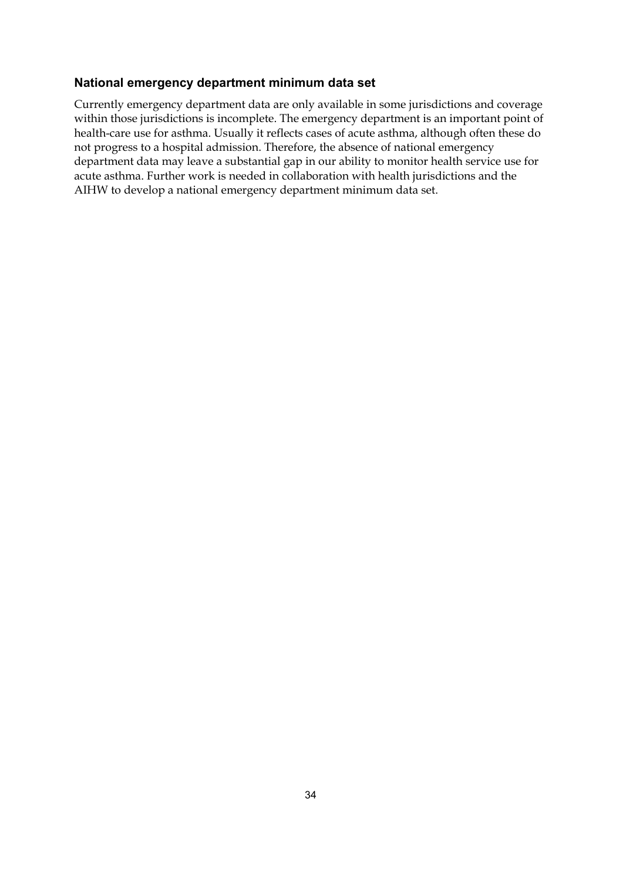### National emergency department minimum data set

Currently emergency department data are only available in some jurisdictions and coverage within those jurisdictions is incomplete. The emergency department is an important point of health-care use for asthma. Usually it reflects cases of acute asthma, although often these do not progress to a hospital admission. Therefore, the absence of national emergency department data may leave a substantial gap in our ability to monitor health service use for acute asthma. Further work is needed in collaboration with health jurisdictions and the AIHW to develop a national emergency department minimum data set.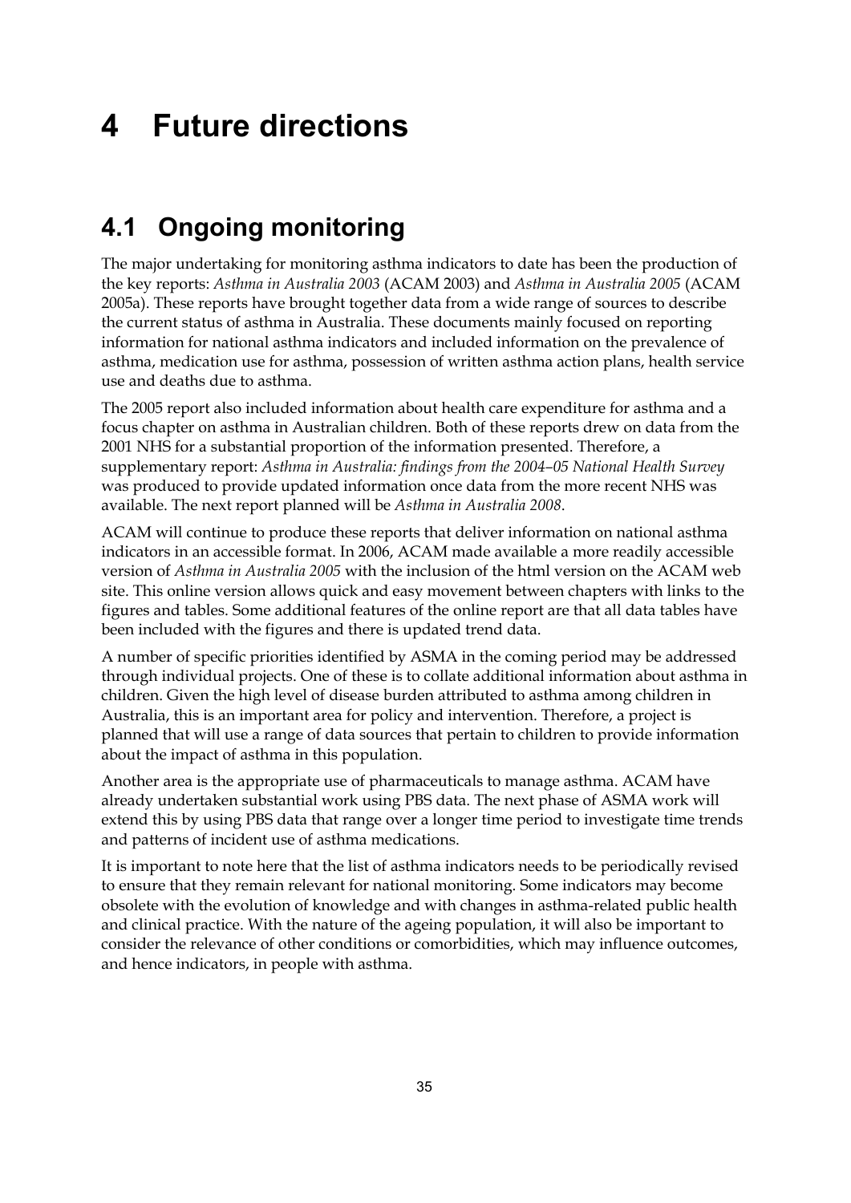# 4 Future directions

## 4.1 Ongoing monitoring

The major undertaking for monitoring asthma indicators to date has been the production of the key reports: *Asthma in Australia 2003* (ACAM 2003) and *Asthma in Australia 2005* (ACAM 2005a). These reports have brought together data from a wide range of sources to describe the current status of asthma in Australia. These documents mainly focused on reporting information for national asthma indicators and included information on the prevalence of asthma, medication use for asthma, possession of written asthma action plans, health service use and deaths due to asthma.

The 2005 report also included information about health care expenditure for asthma and a focus chapter on asthma in Australian children. Both of these reports drew on data from the 2001 NHS for a substantial proportion of the information presented. Therefore, a supplementary report: *Asthma in Australia: findings from the 2004–05 National Health Survey* was produced to provide updated information once data from the more recent NHS was available. The next report planned will be *Asthma in Australia 2008*.

ACAM will continue to produce these reports that deliver information on national asthma indicators in an accessible format. In 2006, ACAM made available a more readily accessible version of *Asthma in Australia 2005* with the inclusion of the html version on the ACAM web site. This online version allows quick and easy movement between chapters with links to the figures and tables. Some additional features of the online report are that all data tables have been included with the figures and there is updated trend data.

A number of specific priorities identified by ASMA in the coming period may be addressed through individual projects. One of these is to collate additional information about asthma in children. Given the high level of disease burden attributed to asthma among children in Australia, this is an important area for policy and intervention. Therefore, a project is planned that will use a range of data sources that pertain to children to provide information about the impact of asthma in this population.

Another area is the appropriate use of pharmaceuticals to manage asthma. ACAM have already undertaken substantial work using PBS data. The next phase of ASMA work will extend this by using PBS data that range over a longer time period to investigate time trends and patterns of incident use of asthma medications.

It is important to note here that the list of asthma indicators needs to be periodically revised to ensure that they remain relevant for national monitoring. Some indicators may become obsolete with the evolution of knowledge and with changes in asthma-related public health and clinical practice. With the nature of the ageing population, it will also be important to consider the relevance of other conditions or comorbidities, which may influence outcomes, and hence indicators, in people with asthma.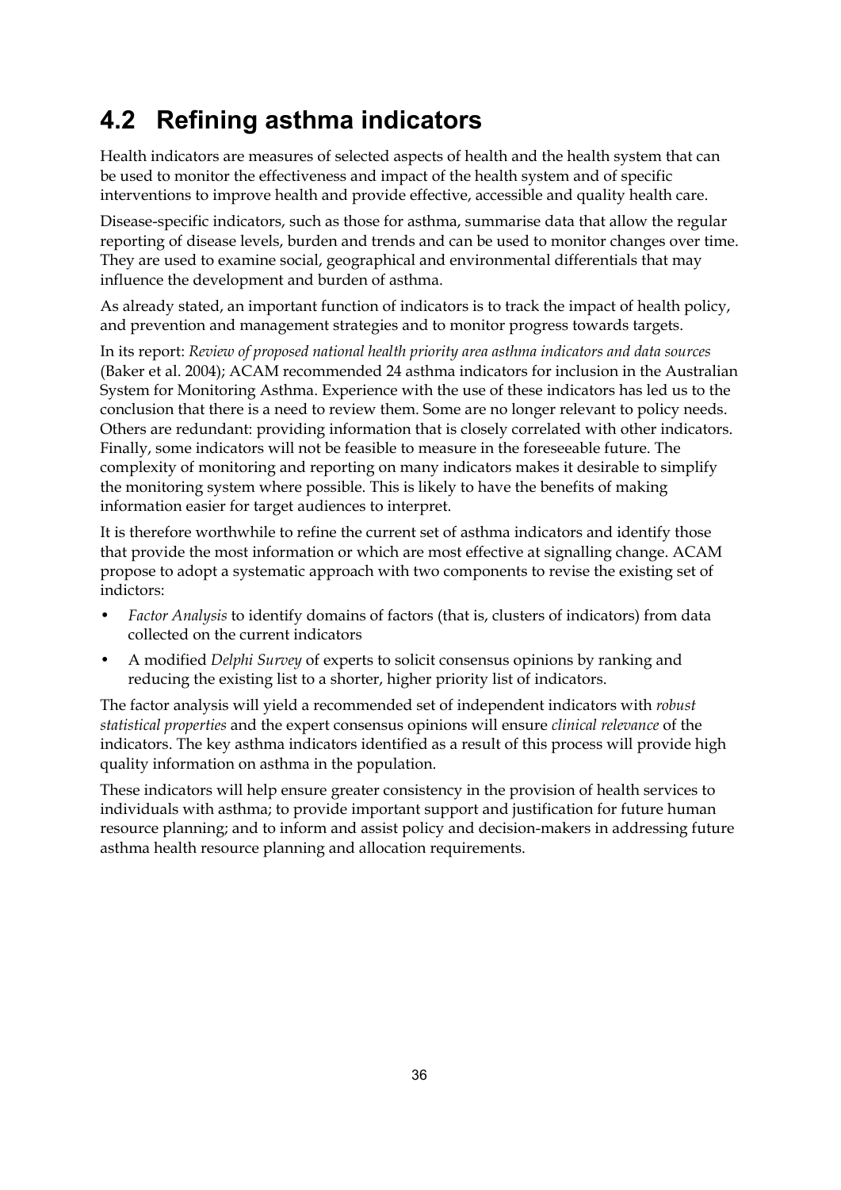## 4.2 Refining asthma indicators

Health indicators are measures of selected aspects of health and the health system that can be used to monitor the effectiveness and impact of the health system and of specific interventions to improve health and provide effective, accessible and quality health care.

Disease-specific indicators, such as those for asthma, summarise data that allow the regular reporting of disease levels, burden and trends and can be used to monitor changes over time. They are used to examine social, geographical and environmental differentials that may influence the development and burden of asthma.

As already stated, an important function of indicators is to track the impact of health policy, and prevention and management strategies and to monitor progress towards targets.

In its report: *Review of proposed national health priority area asthma indicators and data sources* (Baker et al. 2004); ACAM recommended 24 asthma indicators for inclusion in the Australian System for Monitoring Asthma. Experience with the use of these indicators has led us to the conclusion that there is a need to review them. Some are no longer relevant to policy needs. Others are redundant: providing information that is closely correlated with other indicators. Finally, some indicators will not be feasible to measure in the foreseeable future. The complexity of monitoring and reporting on many indicators makes it desirable to simplify the monitoring system where possible. This is likely to have the benefits of making information easier for target audiences to interpret.

It is therefore worthwhile to refine the current set of asthma indicators and identify those that provide the most information or which are most effective at signalling change. ACAM propose to adopt a systematic approach with two components to revise the existing set of indictors:

- *Factor Analysis* to identify domains of factors (that is, clusters of indicators) from data collected on the current indicators
- A modified *Delphi Survey* of experts to solicit consensus opinions by ranking and reducing the existing list to a shorter, higher priority list of indicators.

The factor analysis will yield a recommended set of independent indicators with *robust statistical properties* and the expert consensus opinions will ensure *clinical relevance* of the indicators. The key asthma indicators identified as a result of this process will provide high quality information on asthma in the population.

These indicators will help ensure greater consistency in the provision of health services to individuals with asthma; to provide important support and justification for future human resource planning; and to inform and assist policy and decision-makers in addressing future asthma health resource planning and allocation requirements.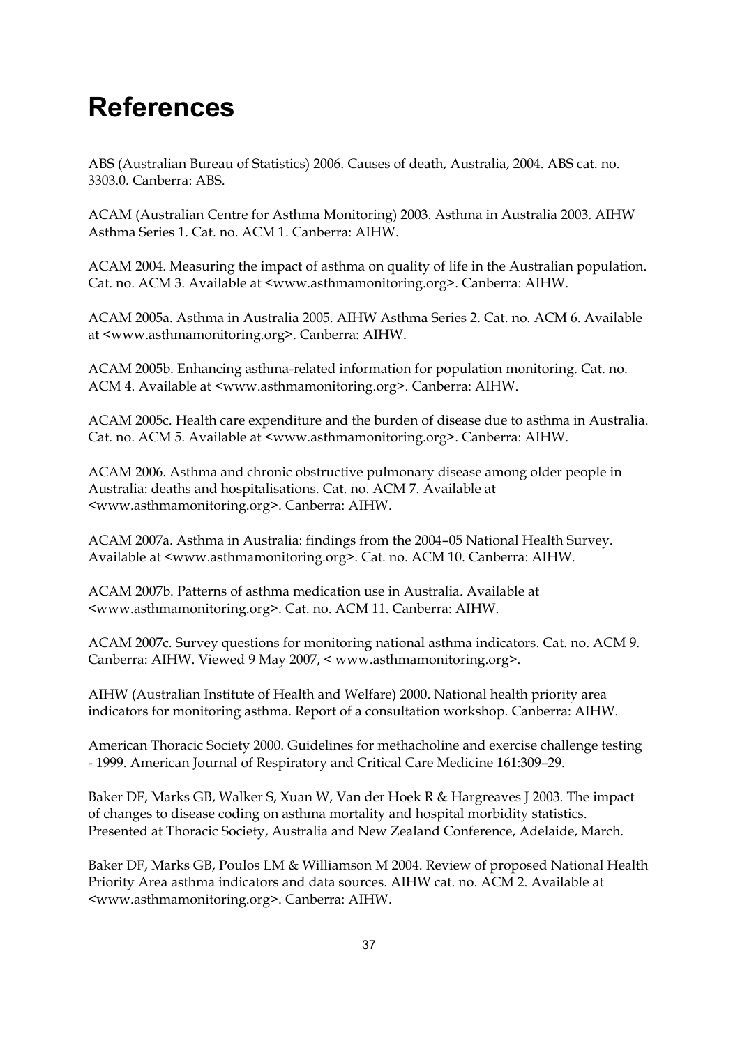# References

ABS (Australian Bureau of Statistics) 2006. Causes of death, Australia, 2004. ABS cat. no. 3303.0. Canberra: ABS.

ACAM (Australian Centre for Asthma Monitoring) 2003. Asthma in Australia 2003. AIHW Asthma Series 1. Cat. no. ACM 1. Canberra: AIHW.

ACAM 2004. Measuring the impact of asthma on quality of life in the Australian population. Cat. no. ACM 3. Available at <www.asthmamonitoring.org>. Canberra: AIHW.

ACAM 2005a. Asthma in Australia 2005. AIHW Asthma Series 2. Cat. no. ACM 6. Available at <www.asthmamonitoring.org>. Canberra: AIHW.

ACAM 2005b. Enhancing asthma-related information for population monitoring. Cat. no. ACM 4. Available at <www.asthmamonitoring.org>. Canberra: AIHW.

ACAM 2005c. Health care expenditure and the burden of disease due to asthma in Australia. Cat. no. ACM 5. Available at <www.asthmamonitoring.org>. Canberra: AIHW.

ACAM 2006. Asthma and chronic obstructive pulmonary disease among older people in Australia: deaths and hospitalisations. Cat. no. ACM 7. Available at <www.asthmamonitoring.org>. Canberra: AIHW.

ACAM 2007a. Asthma in Australia: findings from the 2004–05 National Health Survey. Available at <www.asthmamonitoring.org>. Cat. no. ACM 10. Canberra: AIHW.

ACAM 2007b. Patterns of asthma medication use in Australia. Available at <www.asthmamonitoring.org>. Cat. no. ACM 11. Canberra: AIHW.

ACAM 2007c. Survey questions for monitoring national asthma indicators. Cat. no. ACM 9. Canberra: AIHW. Viewed 9 May 2007, < www.asthmamonitoring.org>.

AIHW (Australian Institute of Health and Welfare) 2000. National health priority area indicators for monitoring asthma. Report of a consultation workshop. Canberra: AIHW.

American Thoracic Society 2000. Guidelines for methacholine and exercise challenge testing - 1999. American Journal of Respiratory and Critical Care Medicine 161:309–29.

Baker DF, Marks GB, Walker S, Xuan W, Van der Hoek R & Hargreaves J 2003. The impact of changes to disease coding on asthma mortality and hospital morbidity statistics. Presented at Thoracic Society, Australia and New Zealand Conference, Adelaide, March.

Baker DF, Marks GB, Poulos LM & Williamson M 2004. Review of proposed National Health Priority Area asthma indicators and data sources. AIHW cat. no. ACM 2. Available at <www.asthmamonitoring.org>. Canberra: AIHW.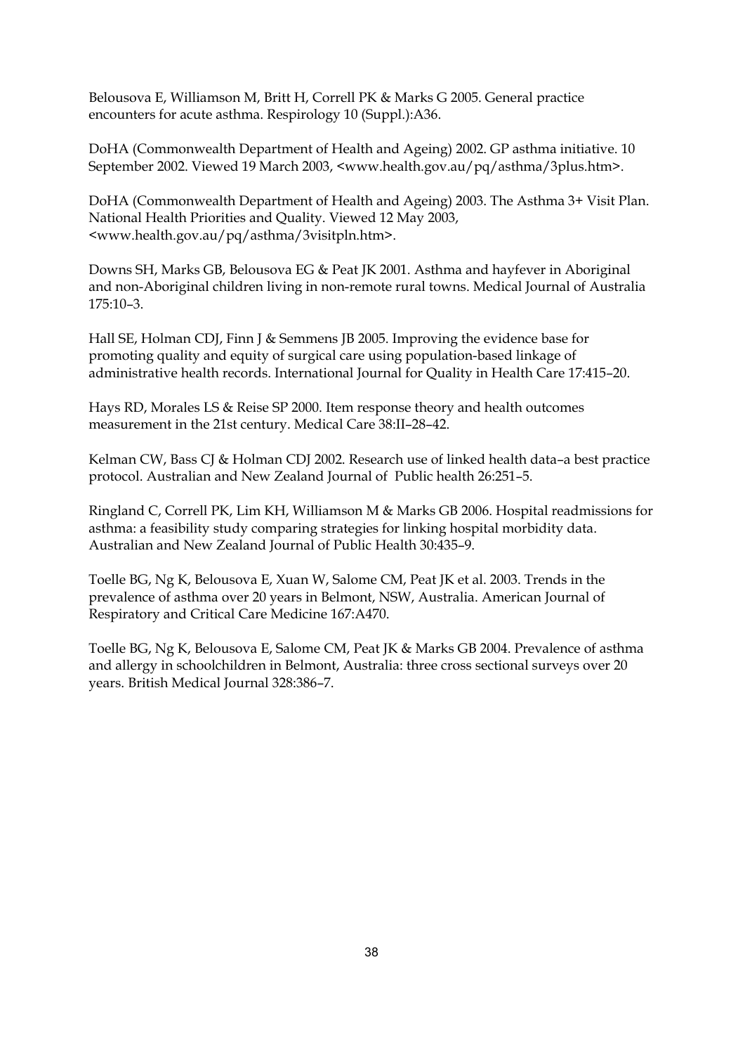Belousova E, Williamson M, Britt H, Correll PK & Marks G 2005. General practice encounters for acute asthma. Respirology 10 (Suppl.):A36.

DoHA (Commonwealth Department of Health and Ageing) 2002. GP asthma initiative. 10 September 2002. Viewed 19 March 2003, <www.health.gov.au/pq/asthma/3plus.htm>.

DoHA (Commonwealth Department of Health and Ageing) 2003. The Asthma 3+ Visit Plan. National Health Priorities and Quality. Viewed 12 May 2003, <www.health.gov.au/pq/asthma/3visitpln.htm>.

Downs SH, Marks GB, Belousova EG & Peat JK 2001. Asthma and hayfever in Aboriginal and non-Aboriginal children living in non-remote rural towns. Medical Journal of Australia 175:10–3.

Hall SE, Holman CDJ, Finn J & Semmens JB 2005. Improving the evidence base for promoting quality and equity of surgical care using population-based linkage of administrative health records. International Journal for Quality in Health Care 17:415–20.

Hays RD, Morales LS & Reise SP 2000. Item response theory and health outcomes measurement in the 21st century. Medical Care 38:II–28–42.

Kelman CW, Bass CJ & Holman CDJ 2002. Research use of linked health data–a best practice protocol. Australian and New Zealand Journal of Public health 26:251–5.

Ringland C, Correll PK, Lim KH, Williamson M & Marks GB 2006. Hospital readmissions for asthma: a feasibility study comparing strategies for linking hospital morbidity data. Australian and New Zealand Journal of Public Health 30:435–9.

Toelle BG, Ng K, Belousova E, Xuan W, Salome CM, Peat JK et al. 2003. Trends in the prevalence of asthma over 20 years in Belmont, NSW, Australia. American Journal of Respiratory and Critical Care Medicine 167:A470.

Toelle BG, Ng K, Belousova E, Salome CM, Peat JK & Marks GB 2004. Prevalence of asthma and allergy in schoolchildren in Belmont, Australia: three cross sectional surveys over 20 years. British Medical Journal 328:386–7.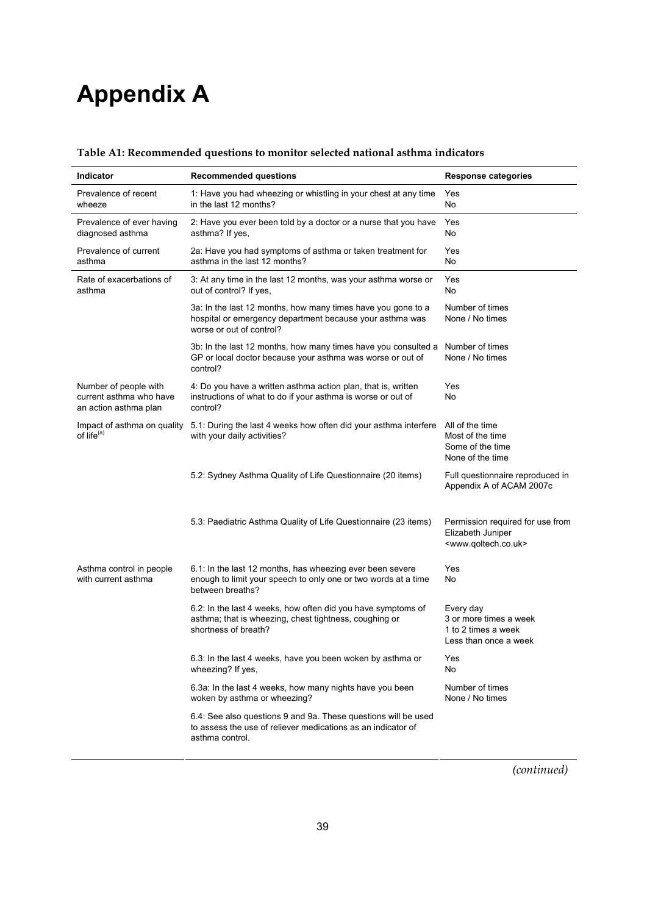# Appendix A

**Table A1: Recommended questions to monitor selected national asthma indicators**

| Indicator | Recommended questions | Response categories |
|---|---|---|
| Prevalence of recent wheeze | 1: Have you had wheezing or whistling in your chest at any time in the last 12 months? | Yes<br>No |
| Prevalence of ever having diagnosed asthma | 2: Have you ever been told by a doctor or a nurse that you have asthma? If yes, | Yes<br>No |
| Prevalence of current asthma | 2a: Have you had symptoms of asthma or taken treatment for asthma in the last 12 months? | Yes<br>No |
| Rate of exacerbations of asthma | 3: At any time in the last 12 months, was your asthma worse or out of control? If yes, | Yes<br>No |
| | 3a: In the last 12 months, how many times have you gone to a hospital or emergency department because your asthma was worse or out of control? | Number of times<br>None / No times |
| | 3b: In the last 12 months, how many times have you consulted a GP or local doctor because your asthma was worse or out of control? | Number of times<br>None / No times |
| Number of people with current asthma who have an action asthma plan | 4: Do you have a written asthma action plan, that is, written instructions of what to do if your asthma is worse or out of control? | Yes<br>No |
| Impact of asthma on quality of life[(a)] | 5.1: During the last 4 weeks how often did your asthma interfere with your daily activities? | All of the time<br>Most of the time<br>Some of the time<br>None of the time |
| | 5.2: Sydney Asthma Quality of Life Questionnaire (20 items) | Full questionnaire reproduced in Appendix A of ACAM 2007c |
| | 5.3: Paediatric Asthma Quality of Life Questionnaire (23 items) | Permission required for use from Elizabeth Juniper <www.qoltech.co.uk> |
| Asthma control in people with current asthma | 6.1: In the last 12 months, has wheezing ever been severe enough to limit your speech to only one or two words at a time between breaths? | Yes<br>No |
| | 6.2: In the last 4 weeks, how often did you have symptoms of asthma; that is wheezing, chest tightness, coughing or shortness of breath? | Every day<br>3 or more times a week<br>1 to 2 times a week<br>Less than once a week |
| | 6.3: In the last 4 weeks, have you been woken by asthma or wheezing? If yes, | Yes<br>No |
| | 6.3a: In the last 4 weeks, how many nights have you been woken by asthma or wheezing? | Number of times<br>None / No times |
| | 6.4: See also questions 9 and 9a. These questions will be used to assess the use of reliever medications as an indicator of asthma control. | |

*(continued)*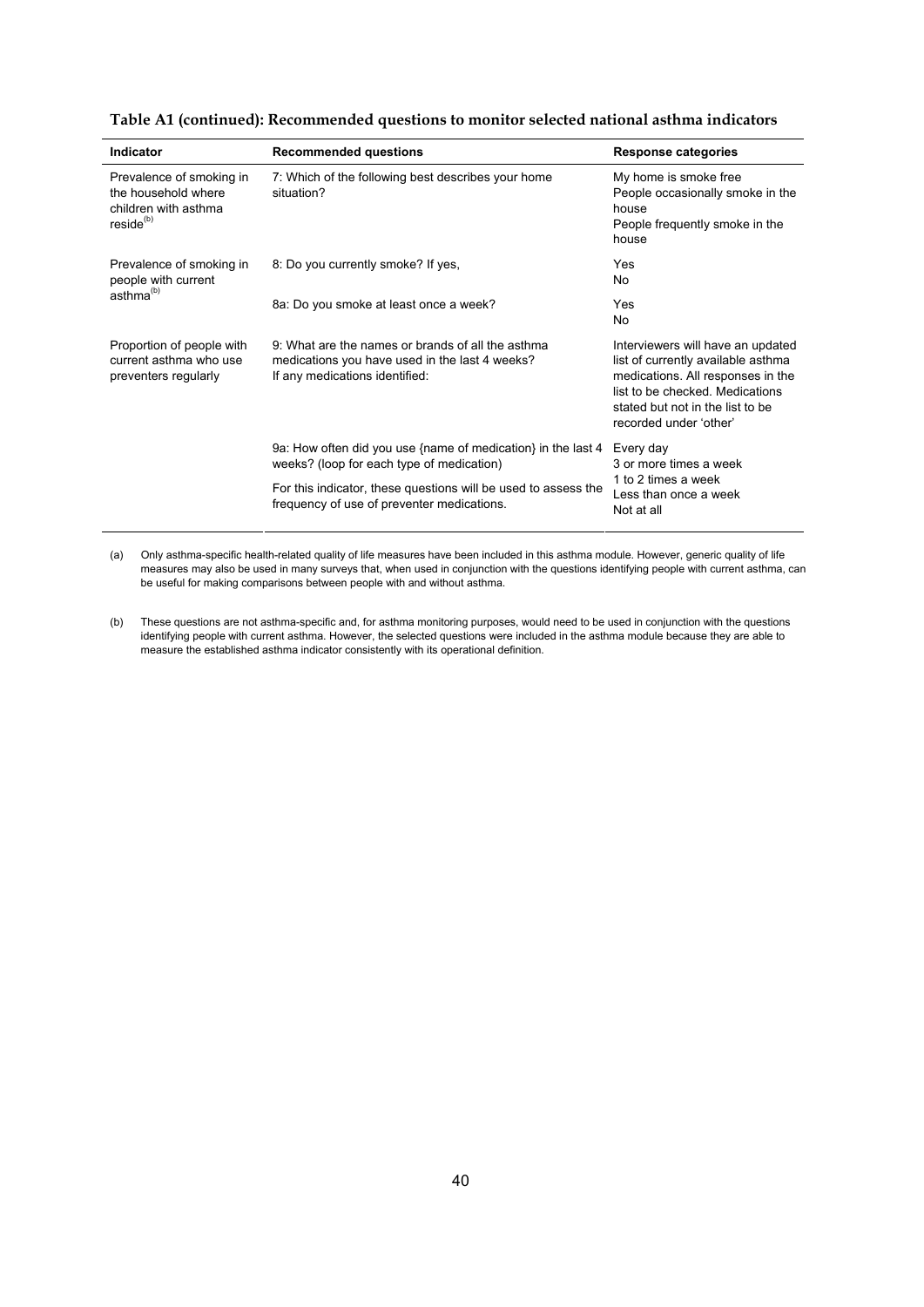**Table A1 (continued): Recommended questions to monitor selected national asthma indicators**

| Indicator | Recommended questions | Response categories |
|---|---|---|
| Prevalence of smoking in the household where children with asthma reside[(b)] | 7: Which of the following best describes your home situation? | My home is smoke free<br>People occasionally smoke in the house<br>People frequently smoke in the house |
| Prevalence of smoking in people with current asthma[(b)] | 8: Do you currently smoke? If yes, | Yes<br>No |
| | 8a: Do you smoke at least once a week? | Yes<br>No |
| Proportion of people with current asthma who use preventers regularly | 9: What are the names or brands of all the asthma medications you have used in the last 4 weeks?<br>If any medications identified: | Interviewers will have an updated list of currently available asthma medications. All responses in the list to be checked. Medications stated but not in the list to be recorded under 'other' |
| | 9a: How often did you use {name of medication} in the last 4 weeks? (loop for each type of medication)<br>For this indicator, these questions will be used to assess the frequency of use of preventer medications. | Every day<br>3 or more times a week<br>1 to 2 times a week<br>Less than once a week<br>Not at all |

(a) Only asthma-specific health-related quality of life measures have been included in this asthma module. However, generic quality of life measures may also be used in many surveys that, when used in conjunction with the questions identifying people with current asthma, can be useful for making comparisons between people with and without asthma.

(b) These questions are not asthma-specific and, for asthma monitoring purposes, would need to be used in conjunction with the questions identifying people with current asthma. However, the selected questions were included in the asthma module because they are able to measure the established asthma indicator consistently with its operational definition.